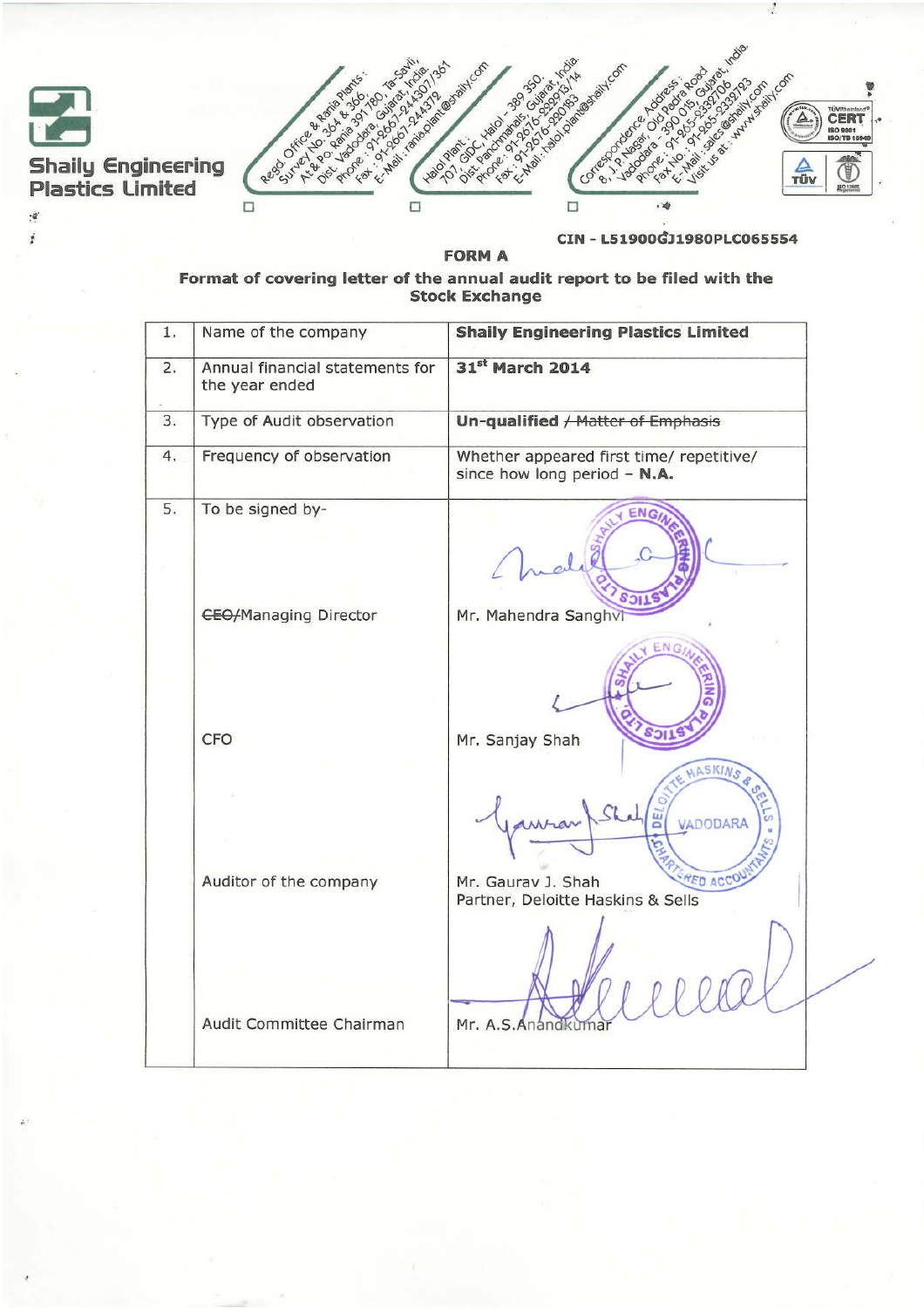# Shaily Engineering Plastics Limited

Regd. Office & Rania Plants : Survey No. 364 & 366, At & Po. Rania 391780, Ta-Savli, Dist. Vadodara, Gujarat, India. Phone : 91-2667-244307/361 Fax : 91-2667-244372 E-Mail: raniaplant@shaily.com

Halol Plant : 707, GIDC, Halol - 389 350. Dist. Panchmahals, Gujarat, India. Phone : 91-2676-229913/14 Fax : 91-2676-230183 E-Mail: halol.plant@shaily.com

Correspondence Address : 8, J.P. Nagar, Old Padra Road Vadodara - 390 015, Gujarat, India. Phone : 91-265-2332706 Fax No. : 91-265-2332793 E-Mail : sales@shaily.com Visit us at : www.shaily.com

CIN - L51900GJ1980PLC065554

## FORM A

**Format of covering letter of the annual audit report to be filed with the Stock Exchange**

| | | |
|---|---|---|
| 1. | Name of the company | **Shaily Engineering Plastics Limited** |
| 2. | Annual financial statements for the year ended | **31st March 2014** |
| 3. | Type of Audit observation | **Un-qualified** ~~/ Matter of Emphasis~~ |
| 4. | Frequency of observation | Whether appeared first time/ repetitive/ since how long period – **N.A.** |
| 5. | To be signed by- | |
| | ~~CEO~~/Managing Director | Mr. Mahendra Sanghvi |
| | CFO | Mr. Sanjay Shah |
| | Auditor of the company | Mr. Gaurav J. Shah<br>Partner, Deloitte Haskins & Sells |
| | Audit Committee Chairman | Mr. A.S.Anandkumar |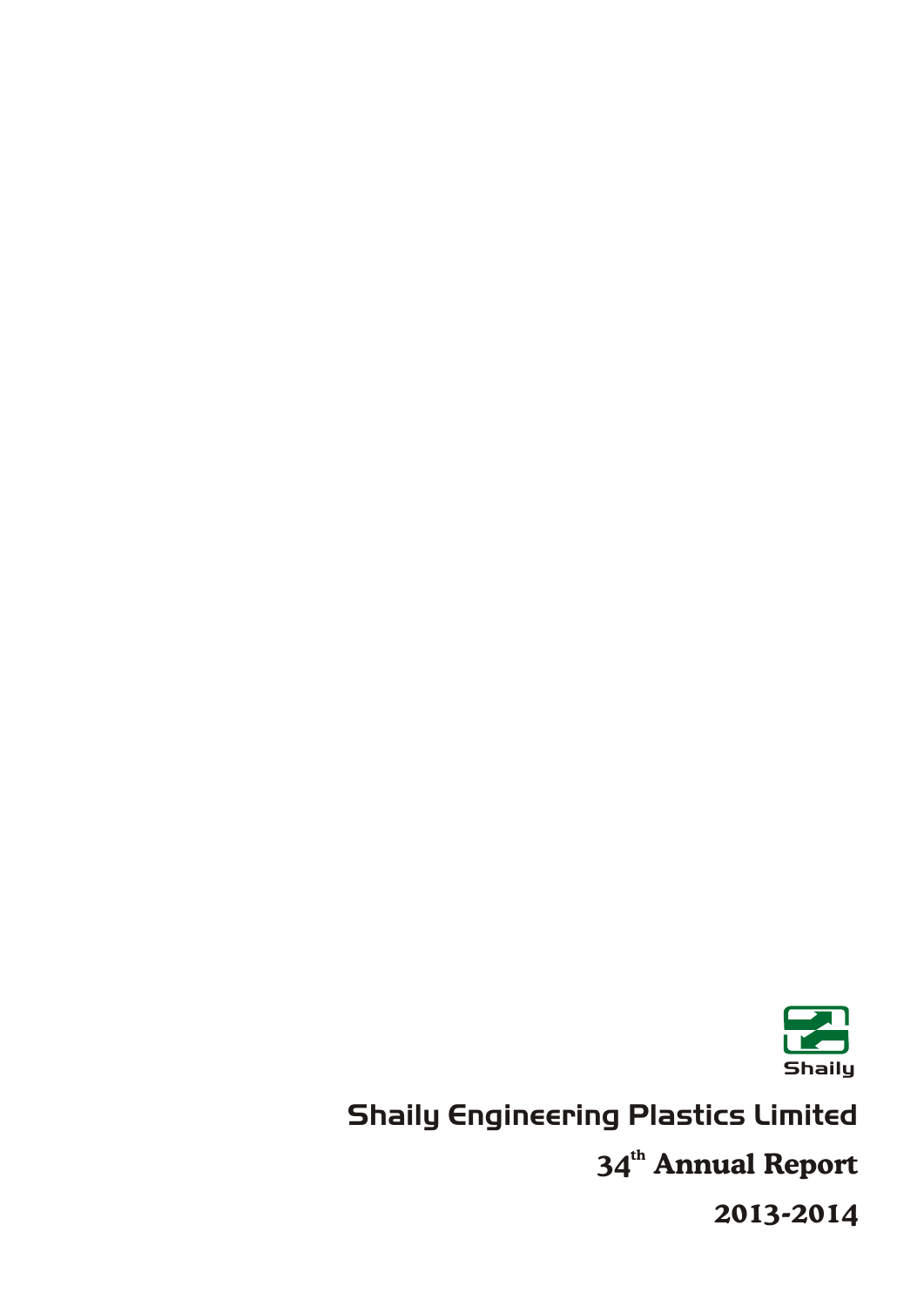Shaily

# Shaily Engineering Plastics Limited

## 34th Annual Report

## 2013-2014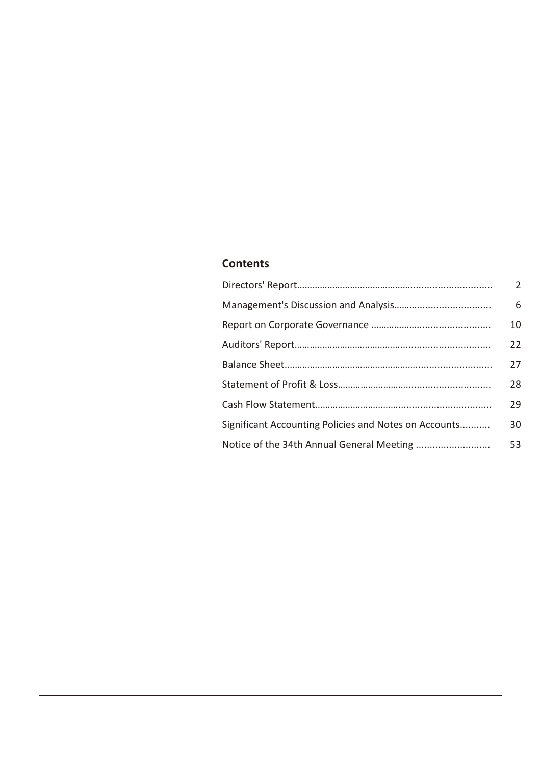## Contents

| | |
|---|---|
| Directors' Report | 2 |
| Management's Discussion and Analysis | 6 |
| Report on Corporate Governance | 10 |
| Auditors' Report | 22 |
| Balance Sheet | 27 |
| Statement of Profit & Loss | 28 |
| Cash Flow Statement | 29 |
| Significant Accounting Policies and Notes on Accounts | 30 |
| Notice of the 34th Annual General Meeting | 53 |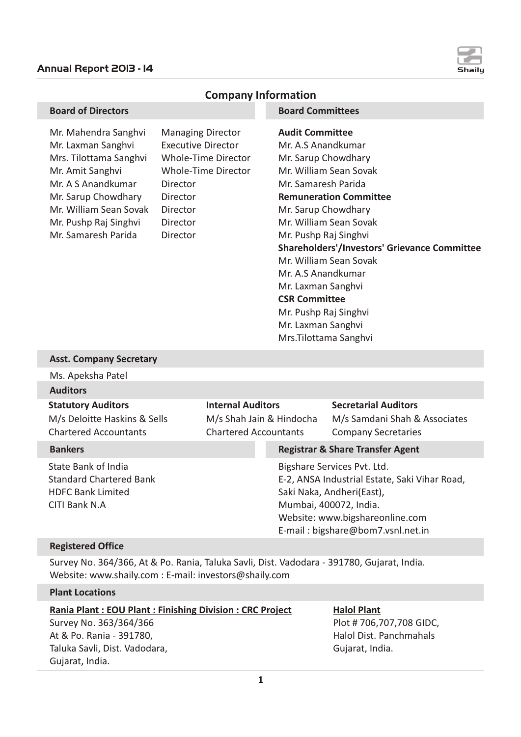# Company Information

## Board of Directors

| | |
|---|---|
| Mr. Mahendra Sanghvi | Managing Director |
| Mr. Laxman Sanghvi | Executive Director |
| Mrs. Tilottama Sanghvi | Whole-Time Director |
| Mr. Amit Sanghvi | Whole-Time Director |
| Mr. A S Anandkumar | Director |
| Mr. Sarup Chowdhary | Director |
| Mr. William Sean Sovak | Director |
| Mr. Pushp Raj Singhvi | Director |
| Mr. Samaresh Parida | Director |

## Board Committees

**Audit Committee**
Mr. A.S Anandkumar
Mr. Sarup Chowdhary
Mr. William Sean Sovak
Mr. Samaresh Parida

**Remuneration Committee**
Mr. Sarup Chowdhary
Mr. William Sean Sovak
Mr. Pushp Raj Singhvi

**Shareholders'/Investors' Grievance Committee**
Mr. William Sean Sovak
Mr. A.S Anandkumar
Mr. Laxman Sanghvi

**CSR Committee**
Mr. Pushp Raj Singhvi
Mr. Laxman Sanghvi
Mrs.Tilottama Sanghvi

## Asst. Company Secretary

Ms. Apeksha Patel

## Auditors

**Statutory Auditors**
M/s Deloitte Haskins & Sells
Chartered Accountants

**Internal Auditors**
M/s Shah Jain & Hindocha
Chartered Accountants

**Secretarial Auditors**
M/s Samdani Shah & Associates
Company Secretaries

## Bankers

State Bank of India
Standard Chartered Bank
HDFC Bank Limited
CITI Bank N.A

## Registrar & Share Transfer Agent

Bigshare Services Pvt. Ltd.
E-2, ANSA Industrial Estate, Saki Vihar Road,
Saki Naka, Andheri(East),
Mumbai, 400072, India.
Website: www.bigshareonline.com
E-mail : bigshare@bom7.vsnl.net.in

## Registered Office

Survey No. 364/366, At & Po. Rania, Taluka Savli, Dist. Vadodara - 391780, Gujarat, India.
Website: www.shaily.com : E-mail: investors@shaily.com

## Plant Locations

**Rania Plant : EOU Plant : Finishing Division : CRC Project**
Survey No. 363/364/366
At & Po. Rania - 391780,
Taluka Savli, Dist. Vadodara,
Gujarat, India.

**Halol Plant**
Plot # 706,707,708 GIDC,
Halol Dist. Panchmahals
Gujarat, India.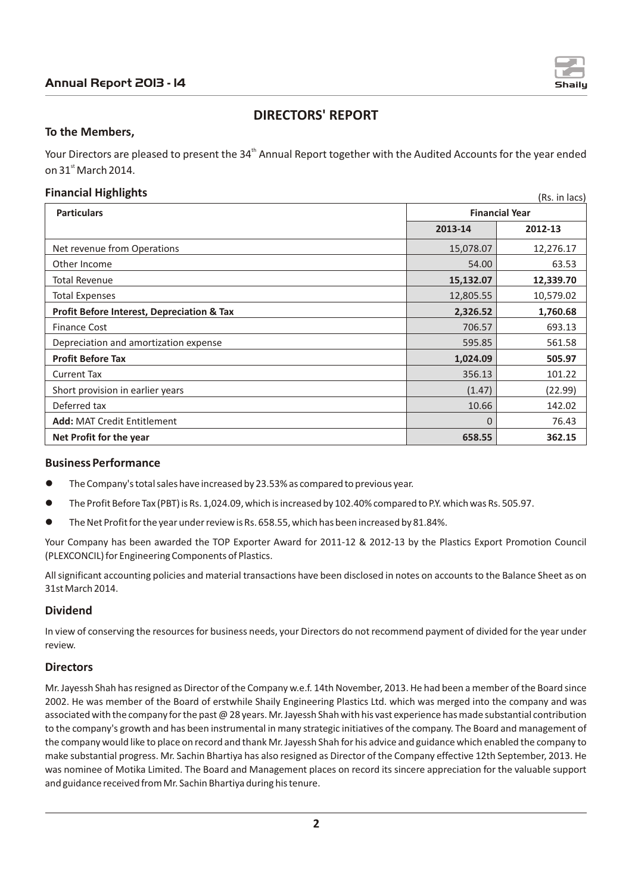# DIRECTORS' REPORT

**To the Members,**

Your Directors are pleased to present the 34th Annual Report together with the Audited Accounts for the year ended on 31st March 2014.

## Financial Highlights

(Rs. in lacs)

| Particulars | Financial Year | |
|---|---|---|
| | **2013-14** | **2012-13** |
| Net revenue from Operations | 15,078.07 | 12,276.17 |
| Other Income | 54.00 | 63.53 |
| Total Revenue | **15,132.07** | **12,339.70** |
| Total Expenses | 12,805.55 | 10,579.02 |
| **Profit Before Interest, Depreciation & Tax** | **2,326.52** | **1,760.68** |
| Finance Cost | 706.57 | 693.13 |
| Depreciation and amortization expense | 595.85 | 561.58 |
| **Profit Before Tax** | **1,024.09** | **505.97** |
| Current Tax | 356.13 | 101.22 |
| Short provision in earlier years | (1.47) | (22.99) |
| Deferred tax | 10.66 | 142.02 |
| **Add:** MAT Credit Entitlement | 0 | 76.43 |
| **Net Profit for the year** | **658.55** | **362.15** |

## Business Performance

- The Company's total sales have increased by 23.53% as compared to previous year.
- The Profit Before Tax (PBT) is Rs. 1,024.09, which is increased by 102.40% compared to P.Y. which was Rs. 505.97.
- The Net Profit for the year under review is Rs. 658.55, which has been increased by 81.84%.

Your Company has been awarded the TOP Exporter Award for 2011-12 & 2012-13 by the Plastics Export Promotion Council (PLEXCONCIL) for Engineering Components of Plastics.

All significant accounting policies and material transactions have been disclosed in notes on accounts to the Balance Sheet as on 31st March 2014.

## Dividend

In view of conserving the resources for business needs, your Directors do not recommend payment of divided for the year under review.

## Directors

Mr. Jayessh Shah has resigned as Director of the Company w.e.f. 14th November, 2013. He had been a member of the Board since 2002. He was member of the Board of erstwhile Shaily Engineering Plastics Ltd. which was merged into the company and was associated with the company for the past @ 28 years. Mr. Jayessh Shah with his vast experience has made substantial contribution to the company's growth and has been instrumental in many strategic initiatives of the company. The Board and management of the company would like to place on record and thank Mr. Jayessh Shah for his advice and guidance which enabled the company to make substantial progress. Mr. Sachin Bhartiya has also resigned as Director of the Company effective 12th September, 2013. He was nominee of Motika Limited. The Board and Management places on record its sincere appreciation for the valuable support and guidance received from Mr. Sachin Bhartiya during his tenure.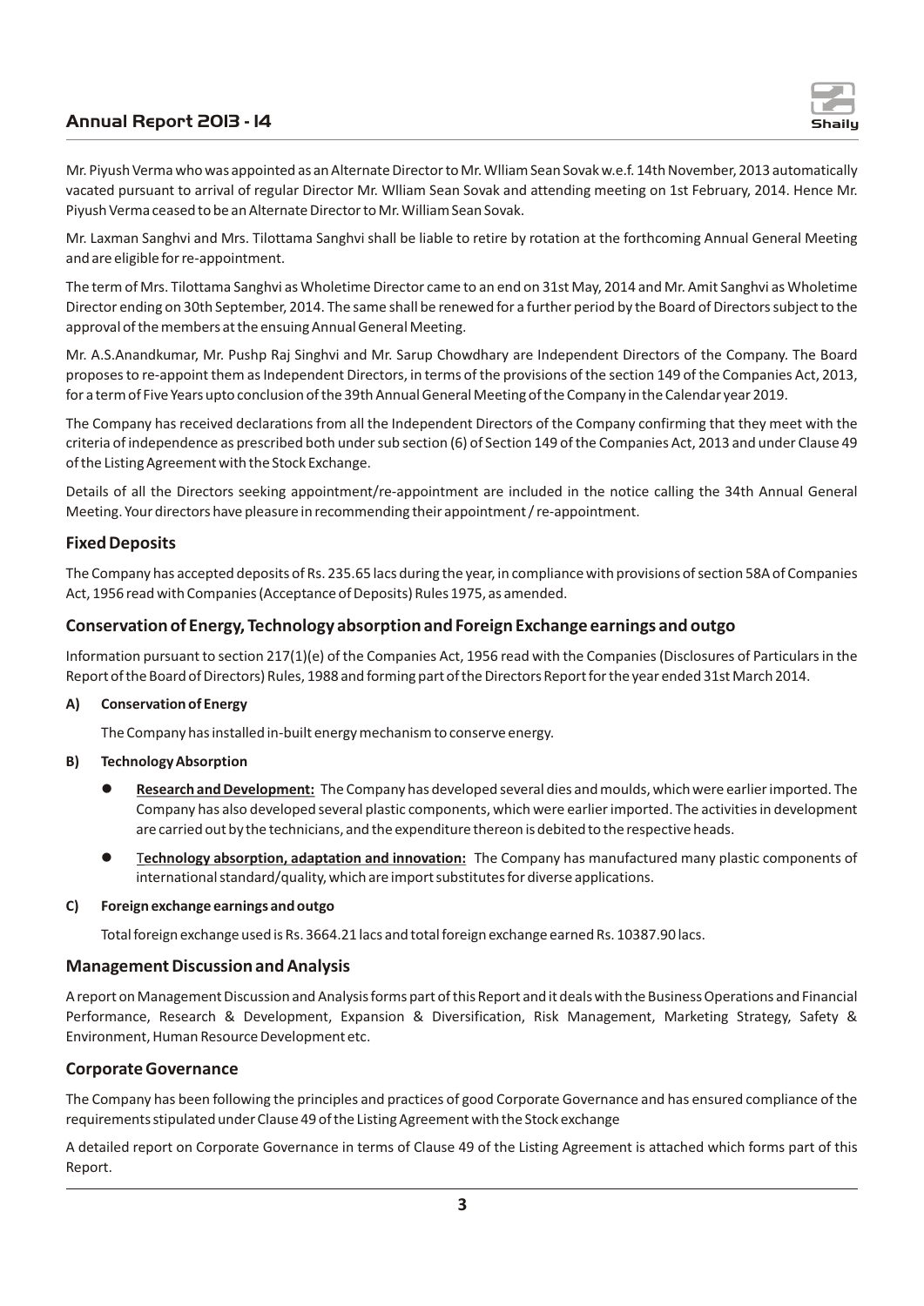Mr. Piyush Verma who was appointed as an Alternate Director to Mr. Wlliam Sean Sovak w.e.f. 14th November, 2013 automatically vacated pursuant to arrival of regular Director Mr. Wlliam Sean Sovak and attending meeting on 1st February, 2014. Hence Mr. Piyush Verma ceased to be an Alternate Director to Mr. William Sean Sovak.

Mr. Laxman Sanghvi and Mrs. Tilottama Sanghvi shall be liable to retire by rotation at the forthcoming Annual General Meeting and are eligible for re-appointment.

The term of Mrs. Tilottama Sanghvi as Wholetime Director came to an end on 31st May, 2014 and Mr. Amit Sanghvi as Wholetime Director ending on 30th September, 2014. The same shall be renewed for a further period by the Board of Directors subject to the approval of the members at the ensuing Annual General Meeting.

Mr. A.S.Anandkumar, Mr. Pushp Raj Singhvi and Mr. Sarup Chowdhary are Independent Directors of the Company. The Board proposes to re-appoint them as Independent Directors, in terms of the provisions of the section 149 of the Companies Act, 2013, for a term of Five Years upto conclusion of the 39th Annual General Meeting of the Company in the Calendar year 2019.

The Company has received declarations from all the Independent Directors of the Company confirming that they meet with the criteria of independence as prescribed both under sub section (6) of Section 149 of the Companies Act, 2013 and under Clause 49 of the Listing Agreement with the Stock Exchange.

Details of all the Directors seeking appointment/re-appointment are included in the notice calling the 34th Annual General Meeting. Your directors have pleasure in recommending their appointment / re-appointment.

## Fixed Deposits

The Company has accepted deposits of Rs. 235.65 lacs during the year, in compliance with provisions of section 58A of Companies Act, 1956 read with Companies (Acceptance of Deposits) Rules 1975, as amended.

## Conservation of Energy, Technology absorption and Foreign Exchange earnings and outgo

Information pursuant to section 217(1)(e) of the Companies Act, 1956 read with the Companies (Disclosures of Particulars in the Report of the Board of Directors) Rules, 1988 and forming part of the Directors Report for the year ended 31st March 2014.

**A) Conservation of Energy**

The Company has installed in-built energy mechanism to conserve energy.

**B) Technology Absorption**

- **Research and Development:** The Company has developed several dies and moulds, which were earlier imported. The Company has also developed several plastic components, which were earlier imported. The activities in development are carried out by the technicians, and the expenditure thereon is debited to the respective heads.
- **Technology absorption, adaptation and innovation:** The Company has manufactured many plastic components of international standard/quality, which are import substitutes for diverse applications.

**C) Foreign exchange earnings and outgo**

Total foreign exchange used is Rs. 3664.21 lacs and total foreign exchange earned Rs. 10387.90 lacs.

## Management Discussion and Analysis

A report on Management Discussion and Analysis forms part of this Report and it deals with the Business Operations and Financial Performance, Research & Development, Expansion & Diversification, Risk Management, Marketing Strategy, Safety & Environment, Human Resource Development etc.

## Corporate Governance

The Company has been following the principles and practices of good Corporate Governance and has ensured compliance of the requirements stipulated under Clause 49 of the Listing Agreement with the Stock exchange

A detailed report on Corporate Governance in terms of Clause 49 of the Listing Agreement is attached which forms part of this Report.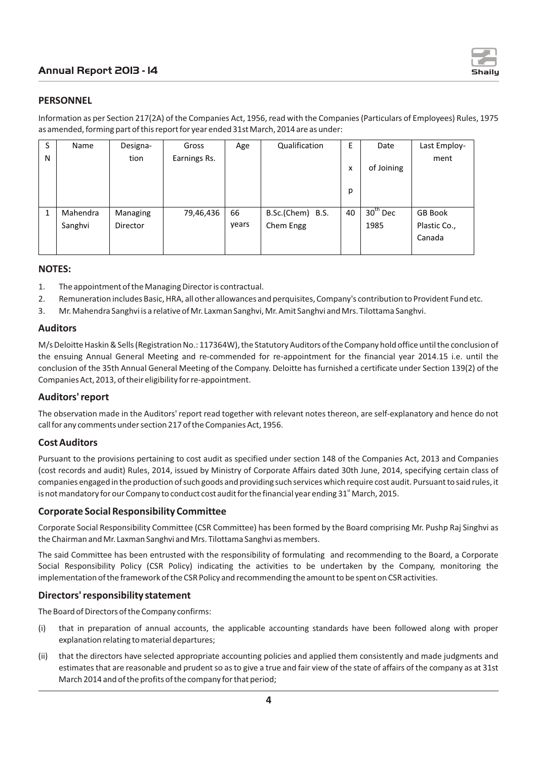## PERSONNEL

Information as per Section 217(2A) of the Companies Act, 1956, read with the Companies (Particulars of Employees) Rules, 1975 as amended, forming part of this report for year ended 31st March, 2014 are as under:

| S N | Name | Designa-tion | Gross Earnings Rs. | Age | Qualification | Exp | Date of Joining | Last Employ-ment |
|---|---|---|---|---|---|---|---|---|
| 1 | Mahendra Sanghvi | Managing Director | 79,46,436 | 66 years | B.Sc.(Chem) B.S. Chem Engg | 40 | 30th Dec 1985 | GB Book Plastic Co., Canada |

## NOTES:

1. The appointment of the Managing Director is contractual.
2. Remuneration includes Basic, HRA, all other allowances and perquisites, Company's contribution to Provident Fund etc.
3. Mr. Mahendra Sanghvi is a relative of Mr. Laxman Sanghvi, Mr. Amit Sanghvi and Mrs. Tilottama Sanghvi.

## Auditors

M/s Deloitte Haskin & Sells (Registration No.: 117364W), the Statutory Auditors of the Company hold office until the conclusion of the ensuing Annual General Meeting and re-commended for re-appointment for the financial year 2014.15 i.e. until the conclusion of the 35th Annual General Meeting of the Company. Deloitte has furnished a certificate under Section 139(2) of the Companies Act, 2013, of their eligibility for re-appointment.

## Auditors' report

The observation made in the Auditors' report read together with relevant notes thereon, are self-explanatory and hence do not call for any comments under section 217 of the Companies Act, 1956.

## Cost Auditors

Pursuant to the provisions pertaining to cost audit as specified under section 148 of the Companies Act, 2013 and Companies (cost records and audit) Rules, 2014, issued by Ministry of Corporate Affairs dated 30th June, 2014, specifying certain class of companies engaged in the production of such goods and providing such services which require cost audit. Pursuant to said rules, it is not mandatory for our Company to conduct cost audit for the financial year ending 31st March, 2015.

## Corporate Social Responsibility Committee

Corporate Social Responsibility Committee (CSR Committee) has been formed by the Board comprising Mr. Pushp Raj Singhvi as the Chairman and Mr. Laxman Sanghvi and Mrs. Tilottama Sanghvi as members.

The said Committee has been entrusted with the responsibility of formulating and recommending to the Board, a Corporate Social Responsibility Policy (CSR Policy) indicating the activities to be undertaken by the Company, monitoring the implementation of the framework of the CSR Policy and recommending the amount to be spent on CSR activities.

## Directors' responsibility statement

The Board of Directors of the Company confirms:

(i) that in preparation of annual accounts, the applicable accounting standards have been followed along with proper explanation relating to material departures;

(ii) that the directors have selected appropriate accounting policies and applied them consistently and made judgments and estimates that are reasonable and prudent so as to give a true and fair view of the state of affairs of the company as at 31st March 2014 and of the profits of the company for that period;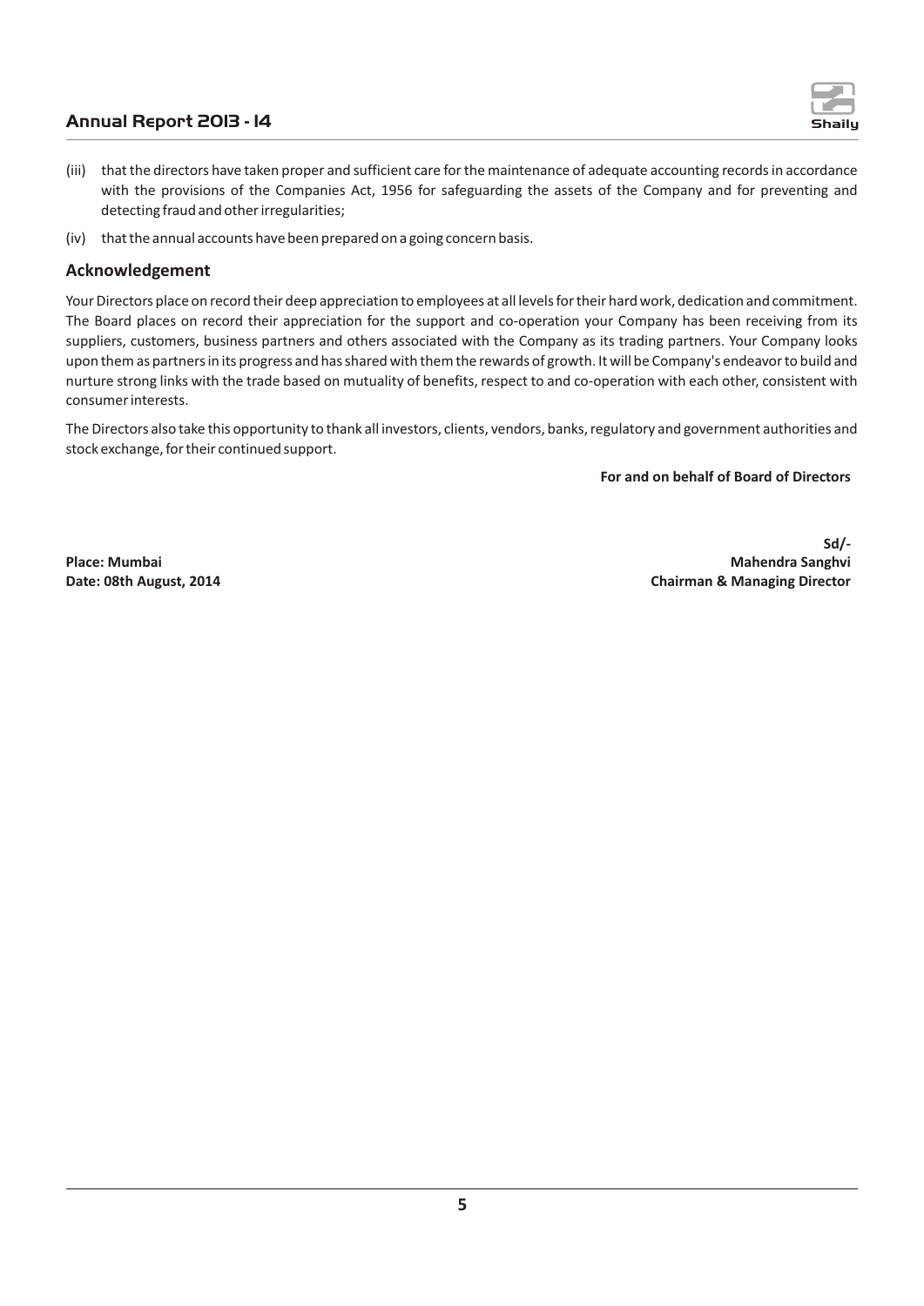(iii) that the directors have taken proper and sufficient care for the maintenance of adequate accounting records in accordance with the provisions of the Companies Act, 1956 for safeguarding the assets of the Company and for preventing and detecting fraud and other irregularities;

(iv) that the annual accounts have been prepared on a going concern basis.

## Acknowledgement

Your Directors place on record their deep appreciation to employees at all levels for their hard work, dedication and commitment. The Board places on record their appreciation for the support and co-operation your Company has been receiving from its suppliers, customers, business partners and others associated with the Company as its trading partners. Your Company looks upon them as partners in its progress and has shared with them the rewards of growth. It will be Company's endeavor to build and nurture strong links with the trade based on mutuality of benefits, respect to and co-operation with each other, consistent with consumer interests.

The Directors also take this opportunity to thank all investors, clients, vendors, banks, regulatory and government authorities and stock exchange, for their continued support.

**For and on behalf of Board of Directors**

**Sd/-**

**Place: Mumbai** **Mahendra Sanghvi**

**Date: 08th August, 2014** **Chairman & Managing Director**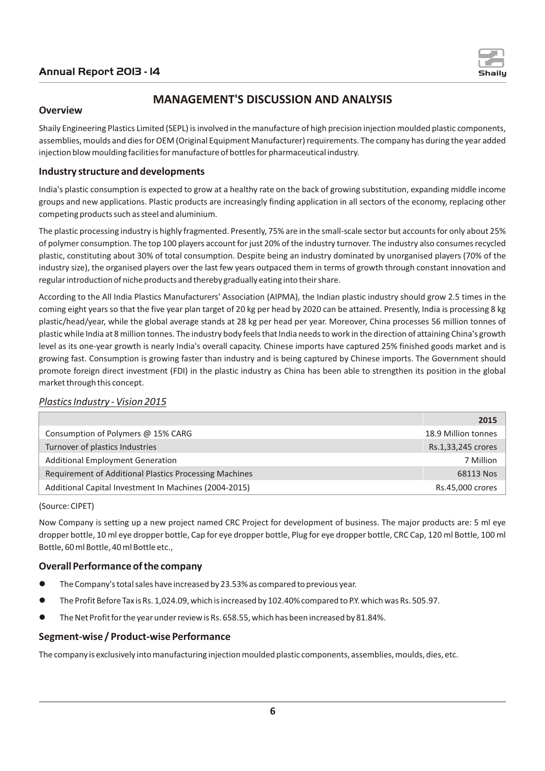# MANAGEMENT'S DISCUSSION AND ANALYSIS

## Overview

Shaily Engineering Plastics Limited (SEPL) is involved in the manufacture of high precision injection moulded plastic components, assemblies, moulds and dies for OEM (Original Equipment Manufacturer) requirements. The company has during the year added injection blow moulding facilities for manufacture of bottles for pharmaceutical industry.

## Industry structure and developments

India's plastic consumption is expected to grow at a healthy rate on the back of growing substitution, expanding middle income groups and new applications. Plastic products are increasingly finding application in all sectors of the economy, replacing other competing products such as steel and aluminium.

The plastic processing industry is highly fragmented. Presently, 75% are in the small-scale sector but accounts for only about 25% of polymer consumption. The top 100 players account for just 20% of the industry turnover. The industry also consumes recycled plastic, constituting about 30% of total consumption. Despite being an industry dominated by unorganised players (70% of the industry size), the organised players over the last few years outpaced them in terms of growth through constant innovation and regular introduction of niche products and thereby gradually eating into their share.

According to the All India Plastics Manufacturers' Association (AIPMA), the Indian plastic industry should grow 2.5 times in the coming eight years so that the five year plan target of 20 kg per head by 2020 can be attained. Presently, India is processing 8 kg plastic/head/year, while the global average stands at 28 kg per head per year. Moreover, China processes 56 million tonnes of plastic while India at 8 million tonnes. The industry body feels that India needs to work in the direction of attaining China's growth level as its one-year growth is nearly India's overall capacity. Chinese imports have captured 25% finished goods market and is growing fast. Consumption is growing faster than industry and is being captured by Chinese imports. The Government should promote foreign direct investment (FDI) in the plastic industry as China has been able to strengthen its position in the global market through this concept.

*Plastics Industry - Vision 2015*

| | 2015 |
|---|---|
| Consumption of Polymers @ 15% CARG | 18.9 Million tonnes |
| Turnover of plastics Industries | Rs.1,33,245 crores |
| Additional Employment Generation | 7 Million |
| Requirement of Additional Plastics Processing Machines | 68113 Nos |
| Additional Capital Investment In Machines (2004-2015) | Rs.45,000 crores |

(Source: CIPET)

Now Company is setting up a new project named CRC Project for development of business. The major products are: 5 ml eye dropper bottle, 10 ml eye dropper bottle, Cap for eye dropper bottle, Plug for eye dropper bottle, CRC Cap, 120 ml Bottle, 100 ml Bottle, 60 ml Bottle, 40 ml Bottle etc.,

## Overall Performance of the company

- The Company's total sales have increased by 23.53% as compared to previous year.
- The Profit Before Tax is Rs. 1,024.09, which is increased by 102.40% compared to P.Y. which was Rs. 505.97.
- The Net Profit for the year under review is Rs. 658.55, which has been increased by 81.84%.

## Segment-wise / Product-wise Performance

The company is exclusively into manufacturing injection moulded plastic components, assemblies, moulds, dies, etc.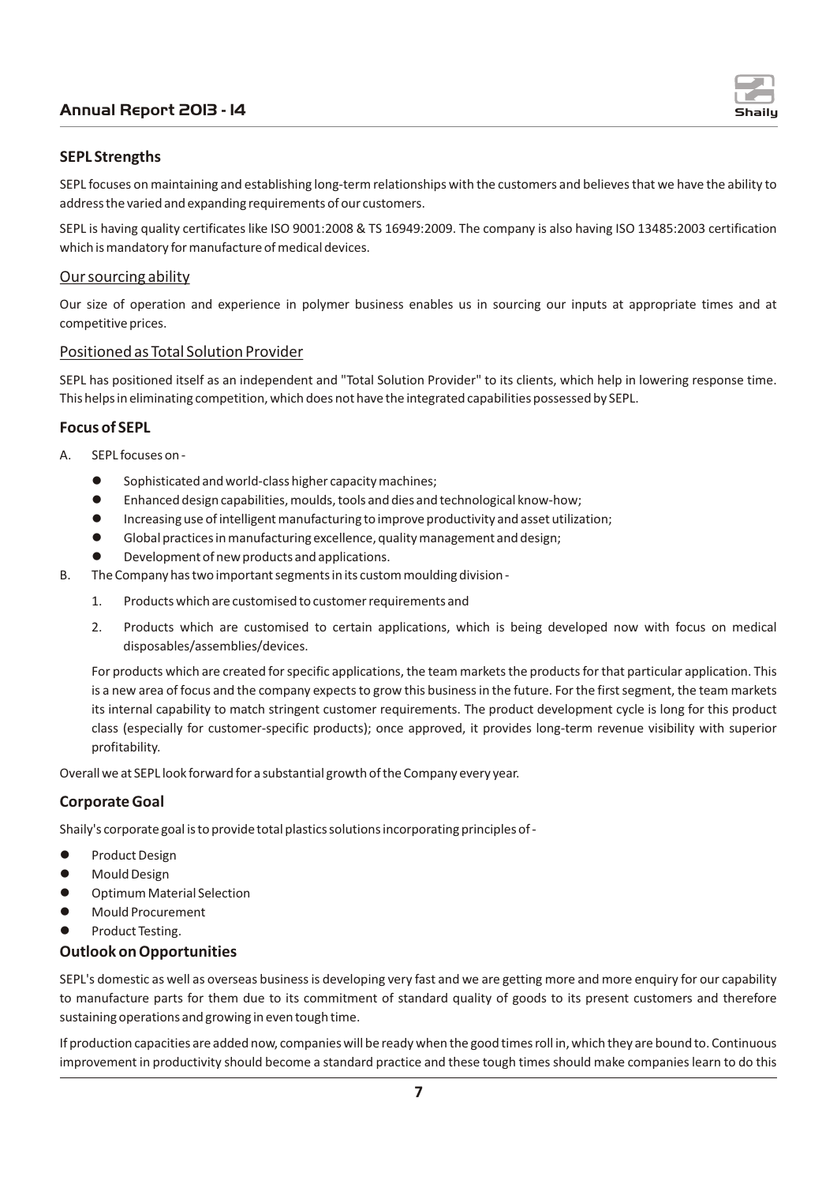## SEPL Strengths

SEPL focuses on maintaining and establishing long-term relationships with the customers and believes that we have the ability to address the varied and expanding requirements of our customers.

SEPL is having quality certificates like ISO 9001:2008 & TS 16949:2009. The company is also having ISO 13485:2003 certification which is mandatory for manufacture of medical devices.

### Our sourcing ability

Our size of operation and experience in polymer business enables us in sourcing our inputs at appropriate times and at competitive prices.

### Positioned as Total Solution Provider

SEPL has positioned itself as an independent and "Total Solution Provider" to its clients, which help in lowering response time. This helps in eliminating competition, which does not have the integrated capabilities possessed by SEPL.

## Focus of SEPL

A. SEPL focuses on -

- Sophisticated and world-class higher capacity machines;
- Enhanced design capabilities, moulds, tools and dies and technological know-how;
- Increasing use of intelligent manufacturing to improve productivity and asset utilization;
- Global practices in manufacturing excellence, quality management and design;
- Development of new products and applications.

B. The Company has two important segments in its custom moulding division -

1. Products which are customised to customer requirements and
2. Products which are customised to certain applications, which is being developed now with focus on medical disposables/assemblies/devices.

For products which are created for specific applications, the team markets the products for that particular application. This is a new area of focus and the company expects to grow this business in the future. For the first segment, the team markets its internal capability to match stringent customer requirements. The product development cycle is long for this product class (especially for customer-specific products); once approved, it provides long-term revenue visibility with superior profitability.

Overall we at SEPL look forward for a substantial growth of the Company every year.

## Corporate Goal

Shaily's corporate goal is to provide total plastics solutions incorporating principles of -

- Product Design
- Mould Design
- Optimum Material Selection
- Mould Procurement
- Product Testing.

## Outlook on Opportunities

SEPL's domestic as well as overseas business is developing very fast and we are getting more and more enquiry for our capability to manufacture parts for them due to its commitment of standard quality of goods to its present customers and therefore sustaining operations and growing in even tough time.

If production capacities are added now, companies will be ready when the good times roll in, which they are bound to. Continuous improvement in productivity should become a standard practice and these tough times should make companies learn to do this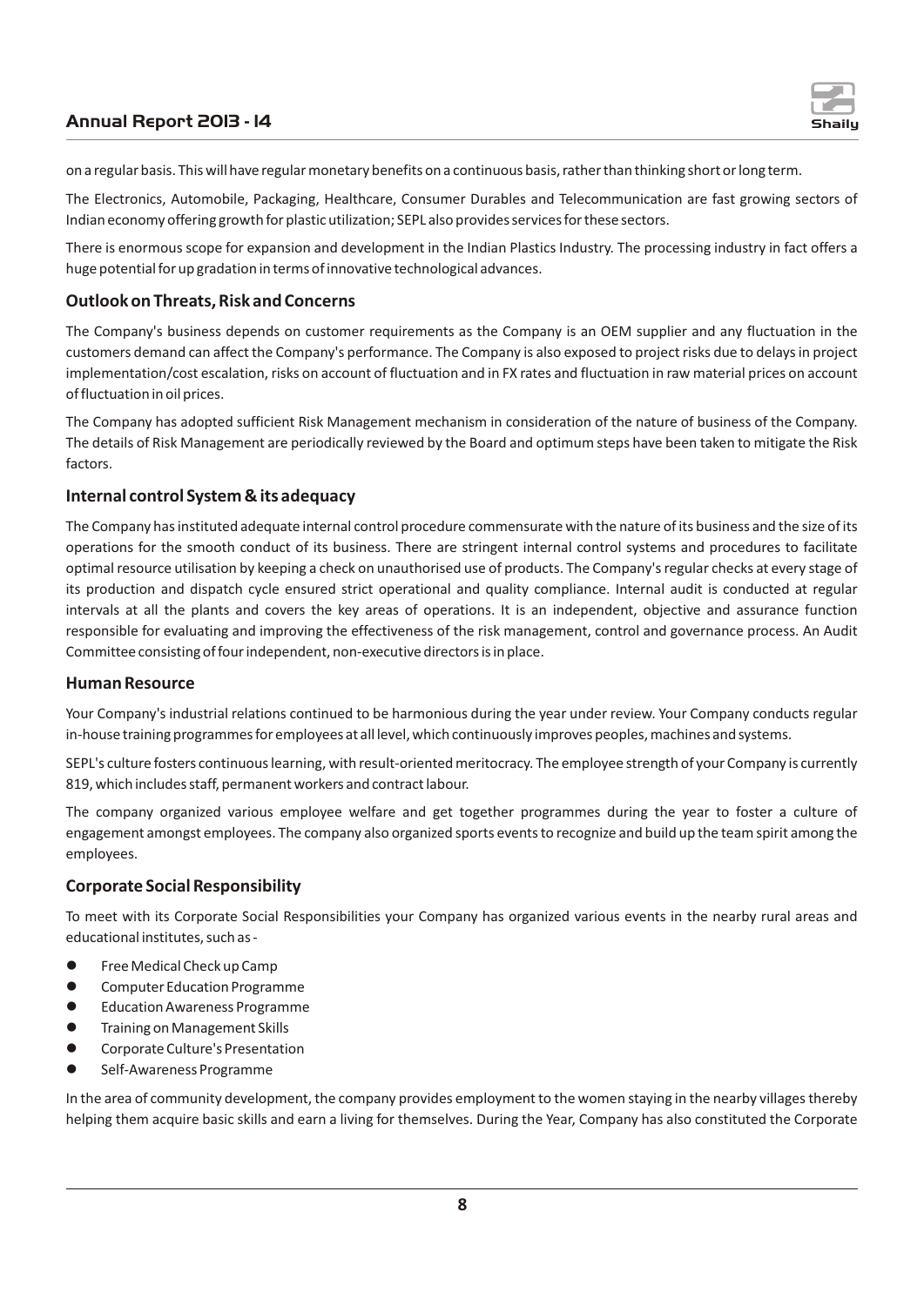on a regular basis. This will have regular monetary benefits on a continuous basis, rather than thinking short or long term.

The Electronics, Automobile, Packaging, Healthcare, Consumer Durables and Telecommunication are fast growing sectors of Indian economy offering growth for plastic utilization; SEPL also provides services for these sectors.

There is enormous scope for expansion and development in the Indian Plastics Industry. The processing industry in fact offers a huge potential for up gradation in terms of innovative technological advances.

### Outlook on Threats, Risk and Concerns

The Company's business depends on customer requirements as the Company is an OEM supplier and any fluctuation in the customers demand can affect the Company's performance. The Company is also exposed to project risks due to delays in project implementation/cost escalation, risks on account of fluctuation and in FX rates and fluctuation in raw material prices on account of fluctuation in oil prices.

The Company has adopted sufficient Risk Management mechanism in consideration of the nature of business of the Company. The details of Risk Management are periodically reviewed by the Board and optimum steps have been taken to mitigate the Risk factors.

### Internal control System & its adequacy

The Company has instituted adequate internal control procedure commensurate with the nature of its business and the size of its operations for the smooth conduct of its business. There are stringent internal control systems and procedures to facilitate optimal resource utilisation by keeping a check on unauthorised use of products. The Company's regular checks at every stage of its production and dispatch cycle ensured strict operational and quality compliance. Internal audit is conducted at regular intervals at all the plants and covers the key areas of operations. It is an independent, objective and assurance function responsible for evaluating and improving the effectiveness of the risk management, control and governance process. An Audit Committee consisting of four independent, non-executive directors is in place.

### Human Resource

Your Company's industrial relations continued to be harmonious during the year under review. Your Company conducts regular in-house training programmes for employees at all level, which continuously improves peoples, machines and systems.

SEPL's culture fosters continuous learning, with result-oriented meritocracy. The employee strength of your Company is currently 819, which includes staff, permanent workers and contract labour.

The company organized various employee welfare and get together programmes during the year to foster a culture of engagement amongst employees. The company also organized sports events to recognize and build up the team spirit among the employees.

### Corporate Social Responsibility

To meet with its Corporate Social Responsibilities your Company has organized various events in the nearby rural areas and educational institutes, such as -

- Free Medical Check up Camp
- Computer Education Programme
- Education Awareness Programme
- Training on Management Skills
- Corporate Culture's Presentation
- Self-Awareness Programme

In the area of community development, the company provides employment to the women staying in the nearby villages thereby helping them acquire basic skills and earn a living for themselves. During the Year, Company has also constituted the Corporate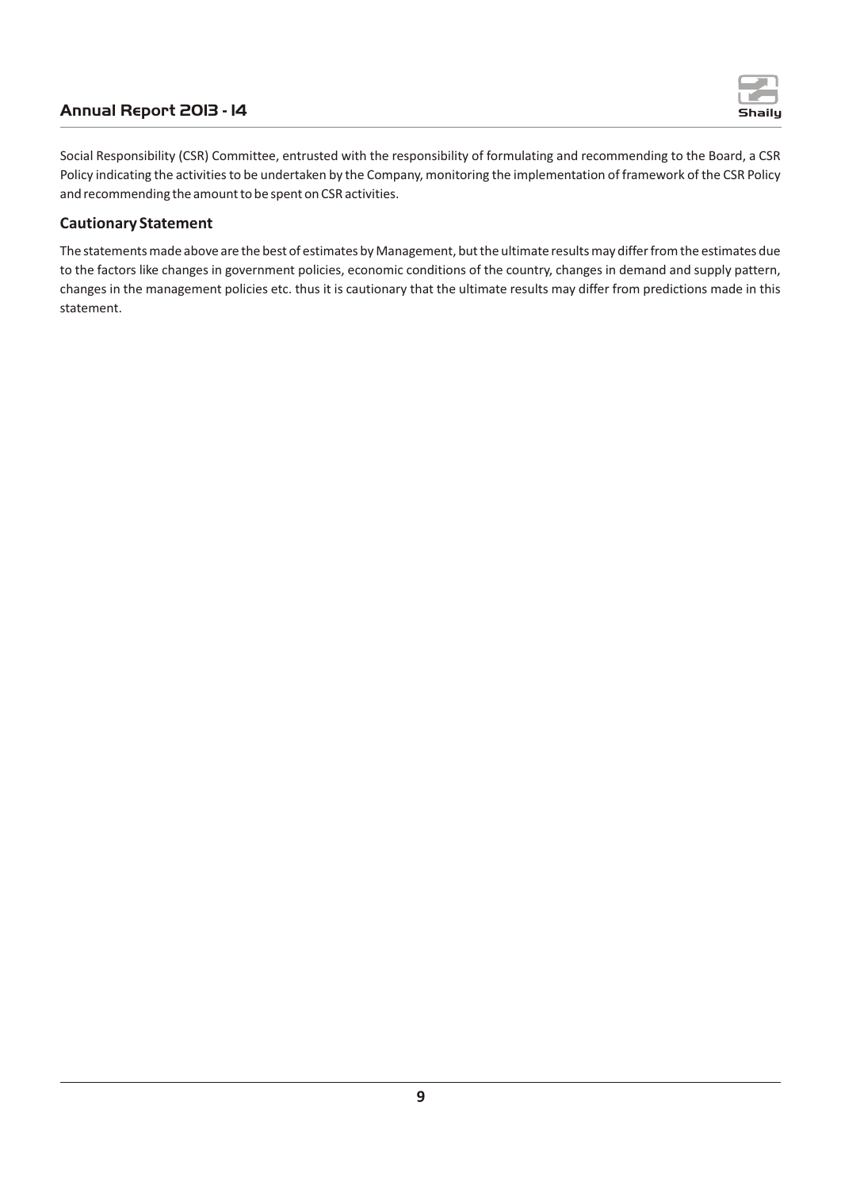Social Responsibility (CSR) Committee, entrusted with the responsibility of formulating and recommending to the Board, a CSR Policy indicating the activities to be undertaken by the Company, monitoring the implementation of framework of the CSR Policy and recommending the amount to be spent on CSR activities.

### Cautionary Statement

The statements made above are the best of estimates by Management, but the ultimate results may differ from the estimates due to the factors like changes in government policies, economic conditions of the country, changes in demand and supply pattern, changes in the management policies etc. thus it is cautionary that the ultimate results may differ from predictions made in this statement.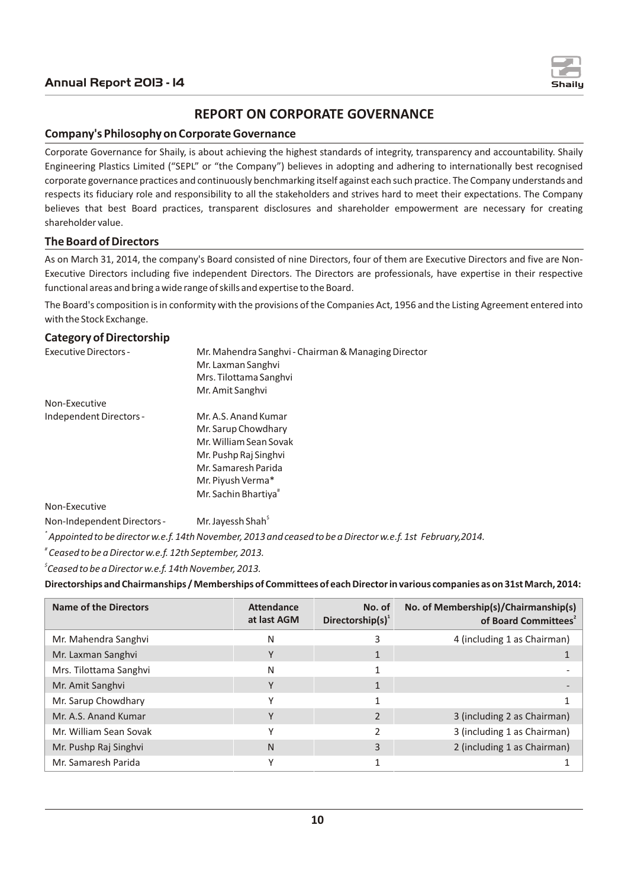# REPORT ON CORPORATE GOVERNANCE

## Company's Philosophy on Corporate Governance

Corporate Governance for Shaily, is about achieving the highest standards of integrity, transparency and accountability. Shaily Engineering Plastics Limited ("SEPL" or "the Company") believes in adopting and adhering to internationally best recognised corporate governance practices and continuously benchmarking itself against each such practice. The Company understands and respects its fiduciary role and responsibility to all the stakeholders and strives hard to meet their expectations. The Company believes that best Board practices, transparent disclosures and shareholder empowerment are necessary for creating shareholder value.

## The Board of Directors

As on March 31, 2014, the company's Board consisted of nine Directors, four of them are Executive Directors and five are Non-Executive Directors including five independent Directors. The Directors are professionals, have expertise in their respective functional areas and bring a wide range of skills and expertise to the Board.

The Board's composition is in conformity with the provisions of the Companies Act, 1956 and the Listing Agreement entered into with the Stock Exchange.

## Category of Directorship

Executive Directors -
- Mr. Mahendra Sanghvi - Chairman & Managing Director
- Mr. Laxman Sanghvi
- Mrs. Tilottama Sanghvi
- Mr. Amit Sanghvi

Non-Executive Independent Directors -
- Mr. A.S. Anand Kumar
- Mr. Sarup Chowdhary
- Mr. William Sean Sovak
- Mr. Pushp Raj Singhvi
- Mr. Samaresh Parida
- Mr. Piyush Verma*
- Mr. Sachin Bhartiya#

Non-Executive Non-Independent Directors -
- Mr. Jayessh Shah$

*\* Appointed to be director w.e.f. 14th November, 2013 and ceased to be a Director w.e.f. 1st February,2014.*

*# Ceased to be a Director w.e.f. 12th September, 2013.*

*$ Ceased to be a Director w.e.f. 14th November, 2013.*

**Directorships and Chairmanships / Memberships of Committees of each Director in various companies as on 31st March, 2014:**

| Name of the Directors | Attendance at last AGM | No. of Directorship(s)[1] | No. of Membership(s)/Chairmanship(s) of Board Committees[2] |
|---|---|---|---|
| Mr. Mahendra Sanghvi | N | 3 | 4 (including 1 as Chairman) |
| Mr. Laxman Sanghvi | Y | 1 | 1 |
| Mrs. Tilottama Sanghvi | N | 1 | - |
| Mr. Amit Sanghvi | Y | 1 | - |
| Mr. Sarup Chowdhary | Y | 1 | 1 |
| Mr. A.S. Anand Kumar | Y | 2 | 3 (including 2 as Chairman) |
| Mr. William Sean Sovak | Y | 2 | 3 (including 1 as Chairman) |
| Mr. Pushp Raj Singhvi | N | 3 | 2 (including 1 as Chairman) |
| Mr. Samaresh Parida | Y | 1 | 1 |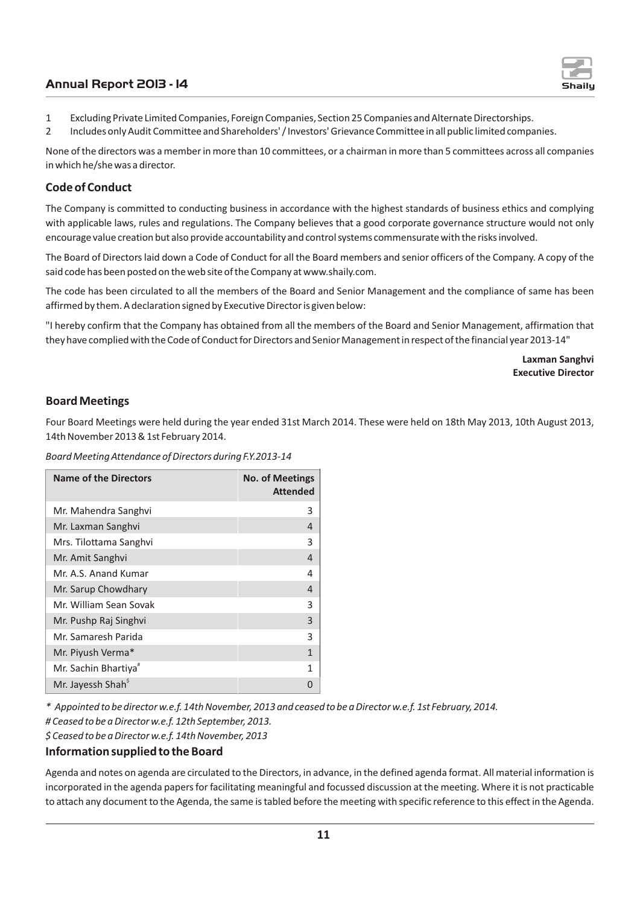1 Excluding Private Limited Companies, Foreign Companies, Section 25 Companies and Alternate Directorships.

2 Includes only Audit Committee and Shareholders' / Investors' Grievance Committee in all public limited companies.

None of the directors was a member in more than 10 committees, or a chairman in more than 5 committees across all companies in which he/she was a director.

## Code of Conduct

The Company is committed to conducting business in accordance with the highest standards of business ethics and complying with applicable laws, rules and regulations. The Company believes that a good corporate governance structure would not only encourage value creation but also provide accountability and control systems commensurate with the risks involved.

The Board of Directors laid down a Code of Conduct for all the Board members and senior officers of the Company. A copy of the said code has been posted on the web site of the Company at www.shaily.com.

The code has been circulated to all the members of the Board and Senior Management and the compliance of same has been affirmed by them. A declaration signed by Executive Director is given below:

"I hereby confirm that the Company has obtained from all the members of the Board and Senior Management, affirmation that they have complied with the Code of Conduct for Directors and Senior Management in respect of the financial year 2013-14"

**Laxman Sanghvi**
**Executive Director**

## Board Meetings

Four Board Meetings were held during the year ended 31st March 2014. These were held on 18th May 2013, 10th August 2013, 14th November 2013 & 1st February 2014.

*Board Meeting Attendance of Directors during F.Y.2013-14*

| Name of the Directors | No. of Meetings Attended |
|---|---|
| Mr. Mahendra Sanghvi | 3 |
| Mr. Laxman Sanghvi | 4 |
| Mrs. Tilottama Sanghvi | 3 |
| Mr. Amit Sanghvi | 4 |
| Mr. A.S. Anand Kumar | 4 |
| Mr. Sarup Chowdhary | 4 |
| Mr. William Sean Sovak | 3 |
| Mr. Pushp Raj Singhvi | 3 |
| Mr. Samaresh Parida | 3 |
| Mr. Piyush Verma* | 1 |
| Mr. Sachin Bhartiya# | 1 |
| Mr. Jayessh Shah$ | 0 |

*\* Appointed to be director w.e.f. 14th November, 2013 and ceased to be a Director w.e.f. 1st February, 2014.*

*# Ceased to be a Director w.e.f. 12th September, 2013.*

*$ Ceased to be a Director w.e.f. 14th November, 2013*

## Information supplied to the Board

Agenda and notes on agenda are circulated to the Directors, in advance, in the defined agenda format. All material information is incorporated in the agenda papers for facilitating meaningful and focussed discussion at the meeting. Where it is not practicable to attach any document to the Agenda, the same is tabled before the meeting with specific reference to this effect in the Agenda.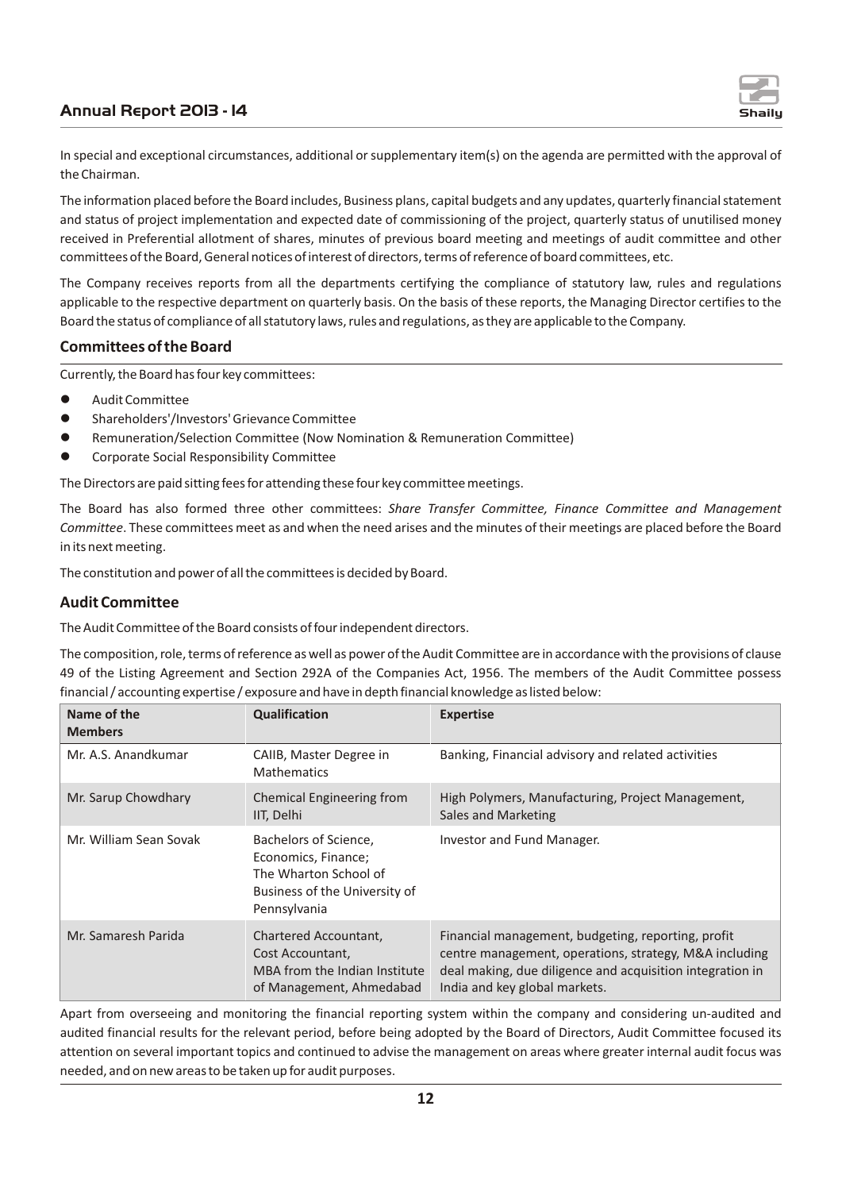In special and exceptional circumstances, additional or supplementary item(s) on the agenda are permitted with the approval of the Chairman.

The information placed before the Board includes, Business plans, capital budgets and any updates, quarterly financial statement and status of project implementation and expected date of commissioning of the project, quarterly status of unutilised money received in Preferential allotment of shares, minutes of previous board meeting and meetings of audit committee and other committees of the Board, General notices of interest of directors, terms of reference of board committees, etc.

The Company receives reports from all the departments certifying the compliance of statutory law, rules and regulations applicable to the respective department on quarterly basis. On the basis of these reports, the Managing Director certifies to the Board the status of compliance of all statutory laws, rules and regulations, as they are applicable to the Company.

## Committees of the Board

Currently, the Board has four key committees:

- Audit Committee
- Shareholders'/Investors' Grievance Committee
- Remuneration/Selection Committee (Now Nomination & Remuneration Committee)
- Corporate Social Responsibility Committee

The Directors are paid sitting fees for attending these four key committee meetings.

The Board has also formed three other committees: *Share Transfer Committee, Finance Committee and Management Committee*. These committees meet as and when the need arises and the minutes of their meetings are placed before the Board in its next meeting.

The constitution and power of all the committees is decided by Board.

## Audit Committee

The Audit Committee of the Board consists of four independent directors.

The composition, role, terms of reference as well as power of the Audit Committee are in accordance with the provisions of clause 49 of the Listing Agreement and Section 292A of the Companies Act, 1956. The members of the Audit Committee possess financial / accounting expertise / exposure and have in depth financial knowledge as listed below:

| Name of the Members | Qualification | Expertise |
|---|---|---|
| Mr. A.S. Anandkumar | CAIIB, Master Degree in Mathematics | Banking, Financial advisory and related activities |
| Mr. Sarup Chowdhary | Chemical Engineering from IIT, Delhi | High Polymers, Manufacturing, Project Management, Sales and Marketing |
| Mr. William Sean Sovak | Bachelors of Science, Economics, Finance; The Wharton School of Business of the University of Pennsylvania | Investor and Fund Manager. |
| Mr. Samaresh Parida | Chartered Accountant, Cost Accountant, MBA from the Indian Institute of Management, Ahmedabad | Financial management, budgeting, reporting, profit centre management, operations, strategy, M&A including deal making, due diligence and acquisition integration in India and key global markets. |

Apart from overseeing and monitoring the financial reporting system within the company and considering un-audited and audited financial results for the relevant period, before being adopted by the Board of Directors, Audit Committee focused its attention on several important topics and continued to advise the management on areas where greater internal audit focus was needed, and on new areas to be taken up for audit purposes.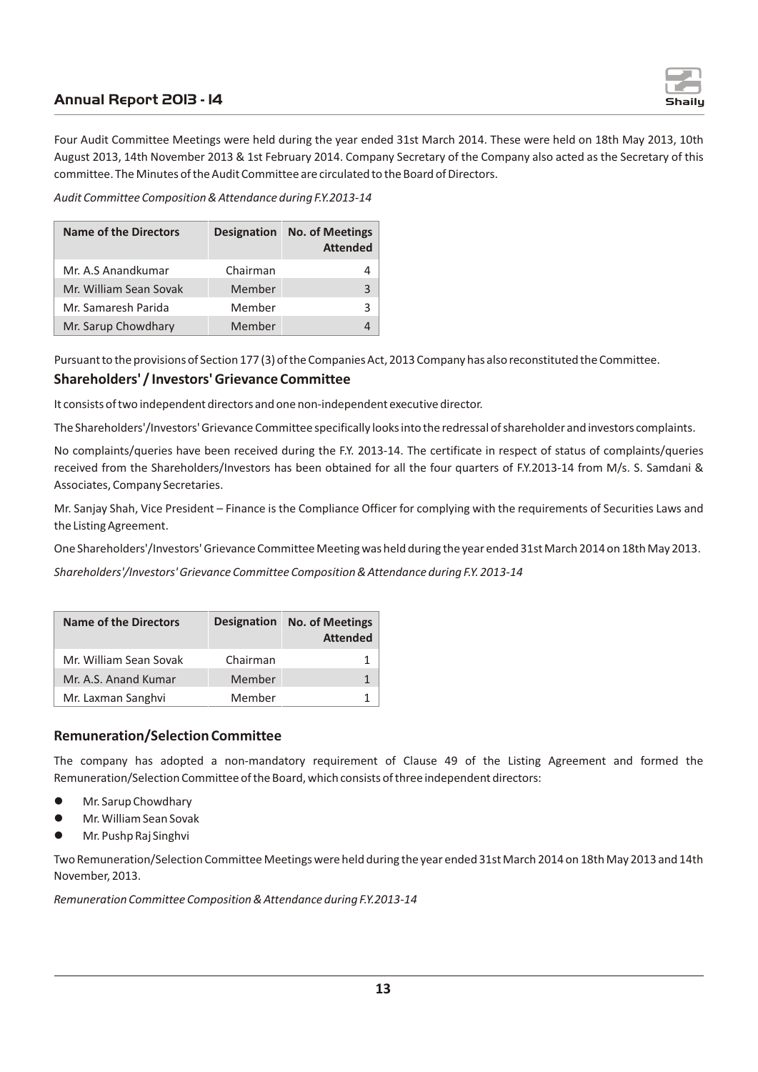Four Audit Committee Meetings were held during the year ended 31st March 2014. These were held on 18th May 2013, 10th August 2013, 14th November 2013 & 1st February 2014. Company Secretary of the Company also acted as the Secretary of this committee. The Minutes of the Audit Committee are circulated to the Board of Directors.

*Audit Committee Composition & Attendance during F.Y.2013-14*

| Name of the Directors | Designation | No. of Meetings Attended |
|---|---|---|
| Mr. A.S Anandkumar | Chairman | 4 |
| Mr. William Sean Sovak | Member | 3 |
| Mr. Samaresh Parida | Member | 3 |
| Mr. Sarup Chowdhary | Member | 4 |

Pursuant to the provisions of Section 177 (3) of the Companies Act, 2013 Company has also reconstituted the Committee.

## Shareholders' / Investors' Grievance Committee

It consists of two independent directors and one non-independent executive director.

The Shareholders'/Investors' Grievance Committee specifically looks into the redressal of shareholder and investors complaints.

No complaints/queries have been received during the F.Y. 2013-14. The certificate in respect of status of complaints/queries received from the Shareholders/Investors has been obtained for all the four quarters of F.Y.2013-14 from M/s. S. Samdani & Associates, Company Secretaries.

Mr. Sanjay Shah, Vice President – Finance is the Compliance Officer for complying with the requirements of Securities Laws and the Listing Agreement.

One Shareholders'/Investors' Grievance Committee Meeting was held during the year ended 31st March 2014 on 18th May 2013.

*Shareholders'/Investors' Grievance Committee Composition & Attendance during F.Y. 2013-14*

| Name of the Directors | Designation | No. of Meetings Attended |
|---|---|---|
| Mr. William Sean Sovak | Chairman | 1 |
| Mr. A.S. Anand Kumar | Member | 1 |
| Mr. Laxman Sanghvi | Member | 1 |

## Remuneration/Selection Committee

The company has adopted a non-mandatory requirement of Clause 49 of the Listing Agreement and formed the Remuneration/Selection Committee of the Board, which consists of three independent directors:

- Mr. Sarup Chowdhary
- Mr. William Sean Sovak
- Mr. Pushp Raj Singhvi

Two Remuneration/Selection Committee Meetings were held during the year ended 31st March 2014 on 18th May 2013 and 14th November, 2013.

*Remuneration Committee Composition & Attendance during F.Y.2013-14*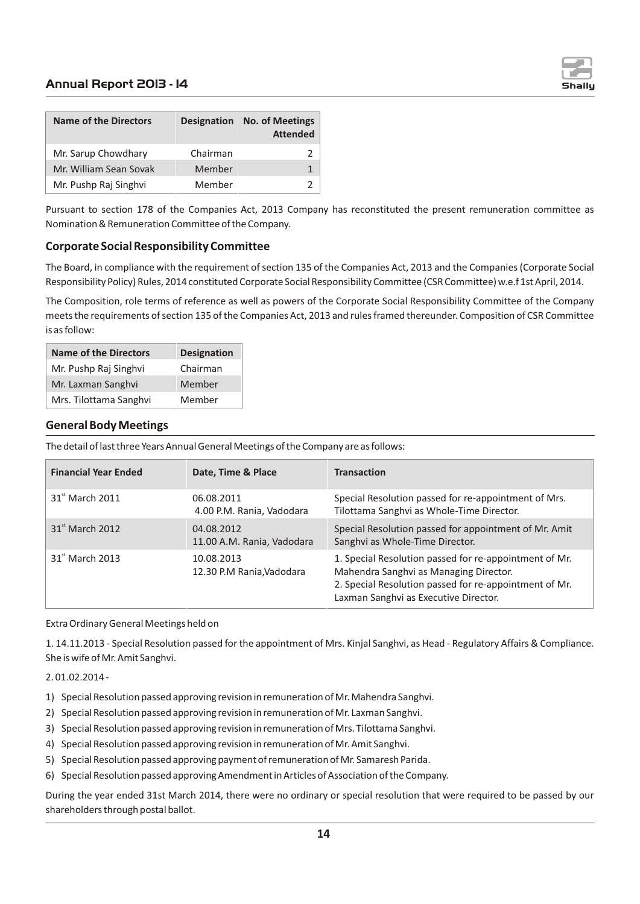| Name of the Directors | Designation | No. of Meetings Attended |
|---|---|---|
| Mr. Sarup Chowdhary | Chairman | 2 |
| Mr. William Sean Sovak | Member | 1 |
| Mr. Pushp Raj Singhvi | Member | 2 |

Pursuant to section 178 of the Companies Act, 2013 Company has reconstituted the present remuneration committee as Nomination & Remuneration Committee of the Company.

### Corporate Social Responsibility Committee

The Board, in compliance with the requirement of section 135 of the Companies Act, 2013 and the Companies (Corporate Social Responsibility Policy) Rules, 2014 constituted Corporate Social Responsibility Committee (CSR Committee) w.e.f 1st April, 2014.

The Composition, role terms of reference as well as powers of the Corporate Social Responsibility Committee of the Company meets the requirements of section 135 of the Companies Act, 2013 and rules framed thereunder. Composition of CSR Committee is as follow:

| Name of the Directors | Designation |
|---|---|
| Mr. Pushp Raj Singhvi | Chairman |
| Mr. Laxman Sanghvi | Member |
| Mrs. Tilottama Sanghvi | Member |

### General Body Meetings

The detail of last three Years Annual General Meetings of the Company are as follows:

| Financial Year Ended | Date, Time & Place | Transaction |
|---|---|---|
| 31st March 2011 | 06.08.2011<br>4.00 P.M. Rania, Vadodara | Special Resolution passed for re-appointment of Mrs. Tilottama Sanghvi as Whole-Time Director. |
| 31st March 2012 | 04.08.2012<br>11.00 A.M. Rania, Vadodara | Special Resolution passed for appointment of Mr. Amit Sanghvi as Whole-Time Director. |
| 31st March 2013 | 10.08.2013<br>12.30 P.M Rania,Vadodara | 1. Special Resolution passed for re-appointment of Mr. Mahendra Sanghvi as Managing Director.<br>2. Special Resolution passed for re-appointment of Mr. Laxman Sanghvi as Executive Director. |

Extra Ordinary General Meetings held on

1. 14.11.2013 - Special Resolution passed for the appointment of Mrs. Kinjal Sanghvi, as Head - Regulatory Affairs & Compliance. She is wife of Mr. Amit Sanghvi.

2. 01.02.2014 -

1) Special Resolution passed approving revision in remuneration of Mr. Mahendra Sanghvi.
2) Special Resolution passed approving revision in remuneration of Mr. Laxman Sanghvi.
3) Special Resolution passed approving revision in remuneration of Mrs. Tilottama Sanghvi.
4) Special Resolution passed approving revision in remuneration of Mr. Amit Sanghvi.
5) Special Resolution passed approving payment of remuneration of Mr. Samaresh Parida.
6) Special Resolution passed approving Amendment in Articles of Association of the Company.

During the year ended 31st March 2014, there were no ordinary or special resolution that were required to be passed by our shareholders through postal ballot.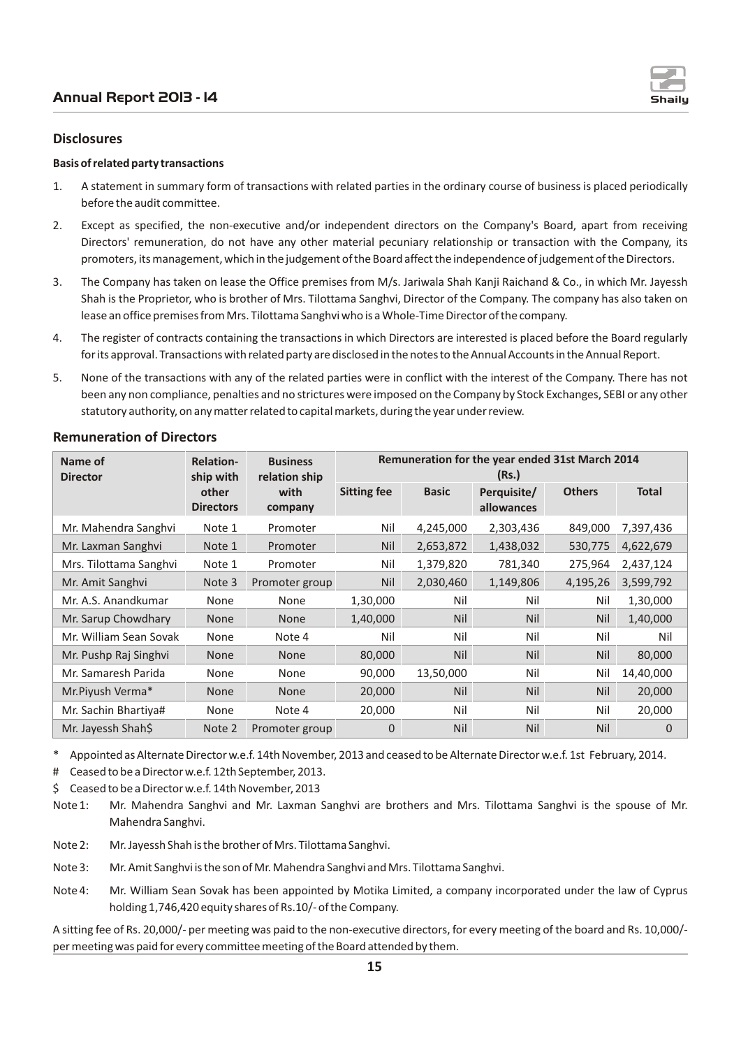## Disclosures

**Basis of related party transactions**

1. A statement in summary form of transactions with related parties in the ordinary course of business is placed periodically before the audit committee.
2. Except as specified, the non-executive and/or independent directors on the Company's Board, apart from receiving Directors' remuneration, do not have any other material pecuniary relationship or transaction with the Company, its promoters, its management, which in the judgement of the Board affect the independence of judgement of the Directors.
3. The Company has taken on lease the Office premises from M/s. Jariwala Shah Kanji Raichand & Co., in which Mr. Jayessh Shah is the Proprietor, who is brother of Mrs. Tilottama Sanghvi, Director of the Company. The company has also taken on lease an office premises from Mrs. Tilottama Sanghvi who is a Whole-Time Director of the company.
4. The register of contracts containing the transactions in which Directors are interested is placed before the Board regularly for its approval. Transactions with related party are disclosed in the notes to the Annual Accounts in the Annual Report.
5. None of the transactions with any of the related parties were in conflict with the interest of the Company. There has not been any non compliance, penalties and no strictures were imposed on the Company by Stock Exchanges, SEBI or any other statutory authority, on any matter related to capital markets, during the year under review.

## Remuneration of Directors

| Name of Director | Relation-ship with other Directors | Business relation ship with company | Remuneration for the year ended 31st March 2014 (Rs.) | | | | |
|---|---|---|---|---|---|---|---|
| | | | Sitting fee | Basic | Perquisite/ allowances | Others | Total |
| Mr. Mahendra Sanghvi | Note 1 | Promoter | Nil | 4,245,000 | 2,303,436 | 849,000 | 7,397,436 |
| Mr. Laxman Sanghvi | Note 1 | Promoter | Nil | 2,653,872 | 1,438,032 | 530,775 | 4,622,679 |
| Mrs. Tilottama Sanghvi | Note 1 | Promoter | Nil | 1,379,820 | 781,340 | 275,964 | 2,437,124 |
| Mr. Amit Sanghvi | Note 3 | Promoter group | Nil | 2,030,460 | 1,149,806 | 4,195,26 | 3,599,792 |
| Mr. A.S. Anandkumar | None | None | 1,30,000 | Nil | Nil | Nil | 1,30,000 |
| Mr. Sarup Chowdhary | None | None | 1,40,000 | Nil | Nil | Nil | 1,40,000 |
| Mr. William Sean Sovak | None | Note 4 | Nil | Nil | Nil | Nil | Nil |
| Mr. Pushp Raj Singhvi | None | None | 80,000 | Nil | Nil | Nil | 80,000 |
| Mr. Samaresh Parida | None | None | 90,000 | 13,50,000 | Nil | Nil | 14,40,000 |
| Mr.Piyush Verma* | None | None | 20,000 | Nil | Nil | Nil | 20,000 |
| Mr. Sachin Bhartiya# | None | Note 4 | 20,000 | Nil | Nil | Nil | 20,000 |
| Mr. Jayessh Shah$ | Note 2 | Promoter group | 0 | Nil | Nil | Nil | 0 |

\* Appointed as Alternate Director w.e.f. 14th November, 2013 and ceased to be Alternate Director w.e.f. 1st February, 2014.

\# Ceased to be a Director w.e.f. 12th September, 2013.

$ Ceased to be a Director w.e.f. 14th November, 2013

Note 1: Mr. Mahendra Sanghvi and Mr. Laxman Sanghvi are brothers and Mrs. Tilottama Sanghvi is the spouse of Mr. Mahendra Sanghvi.

Note 2: Mr. Jayessh Shah is the brother of Mrs. Tilottama Sanghvi.

Note 3: Mr. Amit Sanghvi is the son of Mr. Mahendra Sanghvi and Mrs. Tilottama Sanghvi.

Note 4: Mr. William Sean Sovak has been appointed by Motika Limited, a company incorporated under the law of Cyprus holding 1,746,420 equity shares of Rs.10/- of the Company.

A sitting fee of Rs. 20,000/- per meeting was paid to the non-executive directors, for every meeting of the board and Rs. 10,000/- per meeting was paid for every committee meeting of the Board attended by them.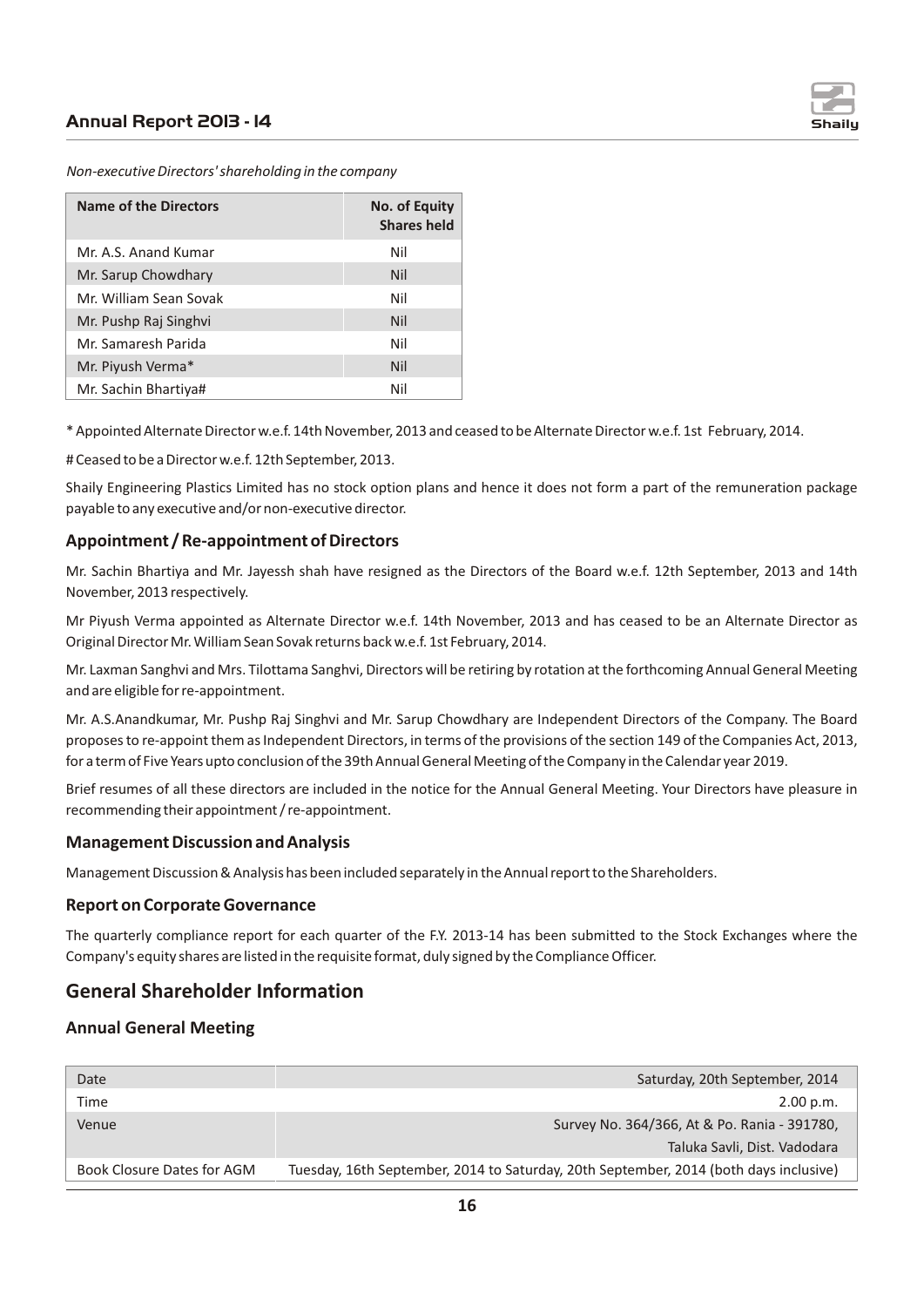*Non-executive Directors' shareholding in the company*

| Name of the Directors | No. of Equity Shares held |
|---|---|
| Mr. A.S. Anand Kumar | Nil |
| Mr. Sarup Chowdhary | Nil |
| Mr. William Sean Sovak | Nil |
| Mr. Pushp Raj Singhvi | Nil |
| Mr. Samaresh Parida | Nil |
| Mr. Piyush Verma* | Nil |
| Mr. Sachin Bhartiya# | Nil |

* Appointed Alternate Director w.e.f. 14th November, 2013 and ceased to be Alternate Director w.e.f. 1st February, 2014.

# Ceased to be a Director w.e.f. 12th September, 2013.

Shaily Engineering Plastics Limited has no stock option plans and hence it does not form a part of the remuneration package payable to any executive and/or non-executive director.

### Appointment / Re-appointment of Directors

Mr. Sachin Bhartiya and Mr. Jayessh shah have resigned as the Directors of the Board w.e.f. 12th September, 2013 and 14th November, 2013 respectively.

Mr Piyush Verma appointed as Alternate Director w.e.f. 14th November, 2013 and has ceased to be an Alternate Director as Original Director Mr. William Sean Sovak returns back w.e.f. 1st February, 2014.

Mr. Laxman Sanghvi and Mrs. Tilottama Sanghvi, Directors will be retiring by rotation at the forthcoming Annual General Meeting and are eligible for re-appointment.

Mr. A.S.Anandkumar, Mr. Pushp Raj Singhvi and Mr. Sarup Chowdhary are Independent Directors of the Company. The Board proposes to re-appoint them as Independent Directors, in terms of the provisions of the section 149 of the Companies Act, 2013, for a term of Five Years upto conclusion of the 39th Annual General Meeting of the Company in the Calendar year 2019.

Brief resumes of all these directors are included in the notice for the Annual General Meeting. Your Directors have pleasure in recommending their appointment / re-appointment.

### Management Discussion and Analysis

Management Discussion & Analysis has been included separately in the Annual report to the Shareholders.

### Report on Corporate Governance

The quarterly compliance report for each quarter of the F.Y. 2013-14 has been submitted to the Stock Exchanges where the Company's equity shares are listed in the requisite format, duly signed by the Compliance Officer.

## General Shareholder Information

### Annual General Meeting

| | |
|---|---|
| Date | Saturday, 20th September, 2014 |
| Time | 2.00 p.m. |
| Venue | Survey No. 364/366, At & Po. Rania - 391780, Taluka Savli, Dist. Vadodara |
| Book Closure Dates for AGM | Tuesday, 16th September, 2014 to Saturday, 20th September, 2014 (both days inclusive) |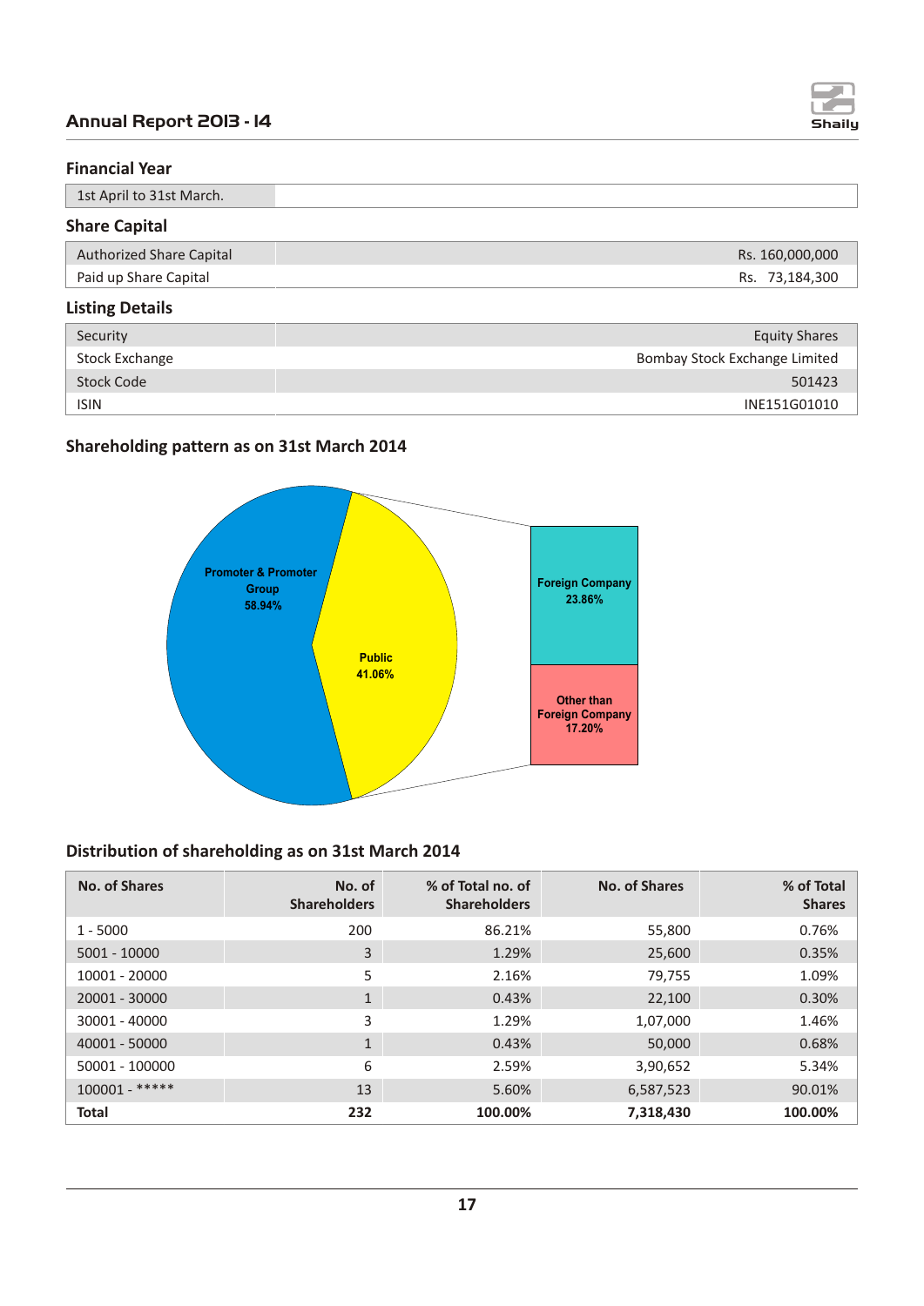## Financial Year

| 1st April to 31st March. | |
|---|---|

## Share Capital

| | |
|---|---|
| Authorized Share Capital | Rs. 160,000,000 |
| Paid up Share Capital | Rs. 73,184,300 |

## Listing Details

| | |
|---|---|
| Security | Equity Shares |
| Stock Exchange | Bombay Stock Exchange Limited |
| Stock Code | 501423 |
| ISIN | INE151G01010 |

## Shareholding pattern as on 31st March 2014

Promoter & Promoter Group 58.94%

Public 41.06%

Foreign Company 23.86%

Other than Foreign Company 17.20%

## Distribution of shareholding as on 31st March 2014

| No. of Shares | No. of Shareholders | % of Total no. of Shareholders | No. of Shares | % of Total Shares |
|---|---|---|---|---|
| 1 - 5000 | 200 | 86.21% | 55,800 | 0.76% |
| 5001 - 10000 | 3 | 1.29% | 25,600 | 0.35% |
| 10001 - 20000 | 5 | 2.16% | 79,755 | 1.09% |
| 20001 - 30000 | 1 | 0.43% | 22,100 | 0.30% |
| 30001 - 40000 | 3 | 1.29% | 1,07,000 | 1.46% |
| 40001 - 50000 | 1 | 0.43% | 50,000 | 0.68% |
| 50001 - 100000 | 6 | 2.59% | 3,90,652 | 5.34% |
| 100001 - ***** | 13 | 5.60% | 6,587,523 | 90.01% |
| **Total** | **232** | **100.00%** | **7,318,430** | **100.00%** |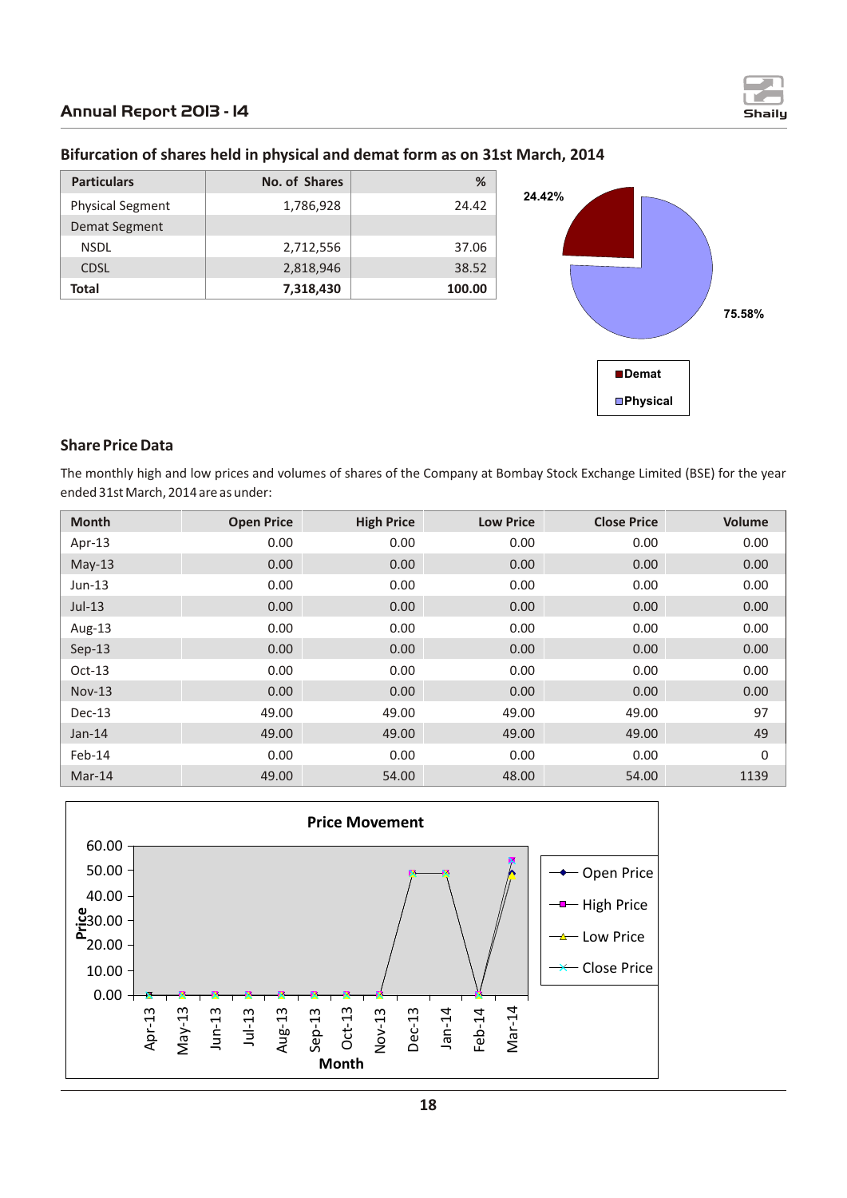## Bifurcation of shares held in physical and demat form as on 31st March, 2014

| Particulars | No. of Shares | % |
|---|---|---|
| Physical Segment | 1,786,928 | 24.42 |
| Demat Segment | | |
| NSDL | 2,712,556 | 37.06 |
| CDSL | 2,818,946 | 38.52 |
| **Total** | **7,318,430** | **100.00** |

24.42%

75.58%

Demat
Physical

## Share Price Data

The monthly high and low prices and volumes of shares of the Company at Bombay Stock Exchange Limited (BSE) for the year ended 31st March, 2014 are as under:

| Month | Open Price | High Price | Low Price | Close Price | Volume |
|---|---|---|---|---|---|
| Apr-13 | 0.00 | 0.00 | 0.00 | 0.00 | 0.00 |
| May-13 | 0.00 | 0.00 | 0.00 | 0.00 | 0.00 |
| Jun-13 | 0.00 | 0.00 | 0.00 | 0.00 | 0.00 |
| Jul-13 | 0.00 | 0.00 | 0.00 | 0.00 | 0.00 |
| Aug-13 | 0.00 | 0.00 | 0.00 | 0.00 | 0.00 |
| Sep-13 | 0.00 | 0.00 | 0.00 | 0.00 | 0.00 |
| Oct-13 | 0.00 | 0.00 | 0.00 | 0.00 | 0.00 |
| Nov-13 | 0.00 | 0.00 | 0.00 | 0.00 | 0.00 |
| Dec-13 | 49.00 | 49.00 | 49.00 | 49.00 | 97 |
| Jan-14 | 49.00 | 49.00 | 49.00 | 49.00 | 49 |
| Feb-14 | 0.00 | 0.00 | 0.00 | 0.00 | 0 |
| Mar-14 | 49.00 | 54.00 | 48.00 | 54.00 | 1139 |

**Price Movement**

Price: 60.00, 50.00, 40.00, 30.00, 20.00, 10.00, 0.00

Month: Apr-13, May-13, Jun-13, Jul-13, Aug-13, Sep-13, Oct-13, Nov-13, Dec-13, Jan-14, Feb-14, Mar-14

Open Price
High Price
Low Price
Close Price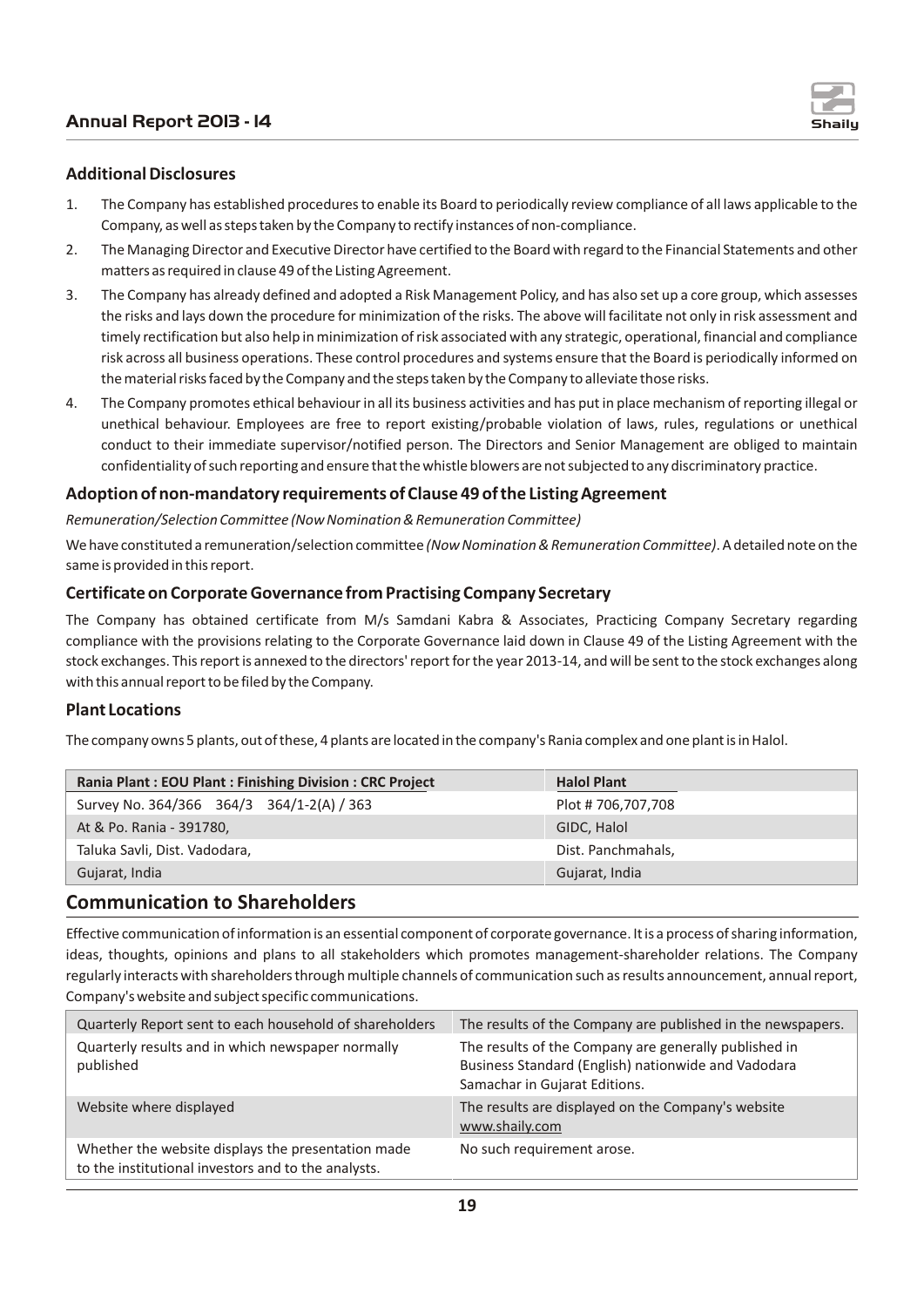## Additional Disclosures

1. The Company has established procedures to enable its Board to periodically review compliance of all laws applicable to the Company, as well as steps taken by the Company to rectify instances of non-compliance.
2. The Managing Director and Executive Director have certified to the Board with regard to the Financial Statements and other matters as required in clause 49 of the Listing Agreement.
3. The Company has already defined and adopted a Risk Management Policy, and has also set up a core group, which assesses the risks and lays down the procedure for minimization of the risks. The above will facilitate not only in risk assessment and timely rectification but also help in minimization of risk associated with any strategic, operational, financial and compliance risk across all business operations. These control procedures and systems ensure that the Board is periodically informed on the material risks faced by the Company and the steps taken by the Company to alleviate those risks.
4. The Company promotes ethical behaviour in all its business activities and has put in place mechanism of reporting illegal or unethical behaviour. Employees are free to report existing/probable violation of laws, rules, regulations or unethical conduct to their immediate supervisor/notified person. The Directors and Senior Management are obliged to maintain confidentiality of such reporting and ensure that the whistle blowers are not subjected to any discriminatory practice.

## Adoption of non-mandatory requirements of Clause 49 of the Listing Agreement

*Remuneration/Selection Committee (Now Nomination & Remuneration Committee)*

We have constituted a remuneration/selection committee *(Now Nomination & Remuneration Committee)*. A detailed note on the same is provided in this report.

## Certificate on Corporate Governance from Practising Company Secretary

The Company has obtained certificate from M/s Samdani Kabra & Associates, Practicing Company Secretary regarding compliance with the provisions relating to the Corporate Governance laid down in Clause 49 of the Listing Agreement with the stock exchanges. This report is annexed to the directors' report for the year 2013-14, and will be sent to the stock exchanges along with this annual report to be filed by the Company.

## Plant Locations

The company owns 5 plants, out of these, 4 plants are located in the company's Rania complex and one plant is in Halol.

| Rania Plant : EOU Plant : Finishing Division : CRC Project | Halol Plant |
|---|---|
| Survey No. 364/366 364/3 364/1-2(A) / 363 | Plot # 706,707,708 |
| At & Po. Rania - 391780, | GIDC, Halol |
| Taluka Savli, Dist. Vadodara, | Dist. Panchmahals, |
| Gujarat, India | Gujarat, India |

# Communication to Shareholders

Effective communication of information is an essential component of corporate governance. It is a process of sharing information, ideas, thoughts, opinions and plans to all stakeholders which promotes management-shareholder relations. The Company regularly interacts with shareholders through multiple channels of communication such as results announcement, annual report, Company's website and subject specific communications.

| Quarterly Report sent to each household of shareholders | The results of the Company are published in the newspapers. |
|---|---|
| Quarterly results and in which newspaper normally published | The results of the Company are generally published in Business Standard (English) nationwide and Vadodara Samachar in Gujarat Editions. |
| Website where displayed | The results are displayed on the Company's website www.shaily.com |
| Whether the website displays the presentation made to the institutional investors and to the analysts. | No such requirement arose. |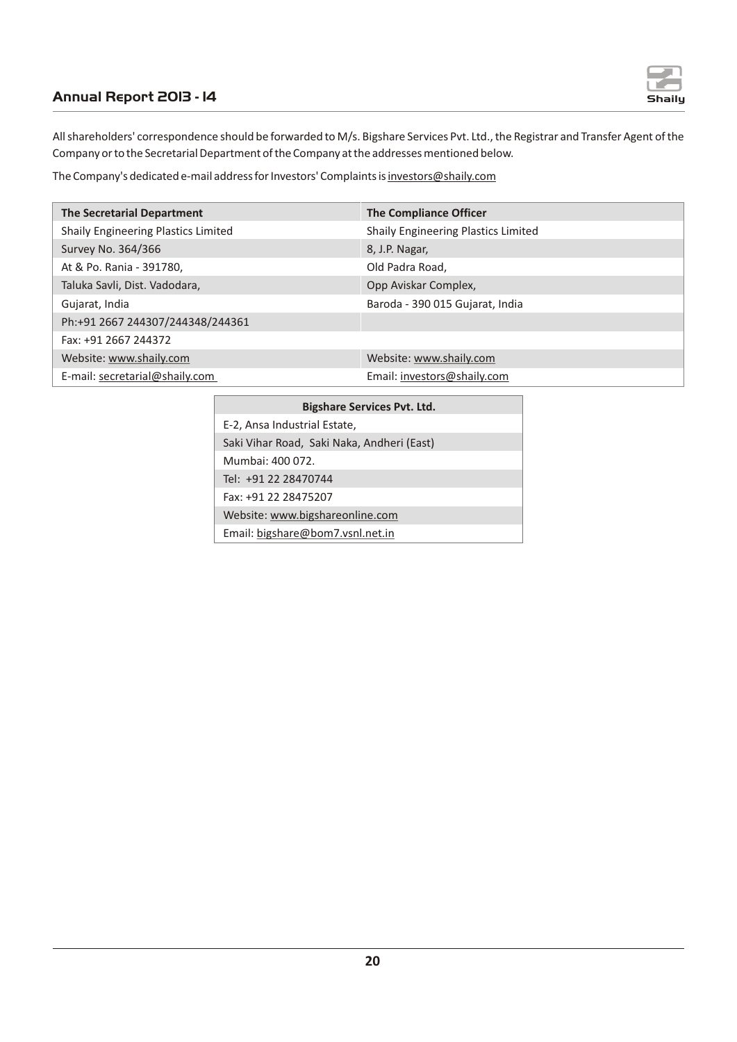All shareholders' correspondence should be forwarded to M/s. Bigshare Services Pvt. Ltd., the Registrar and Transfer Agent of the Company or to the Secretarial Department of the Company at the addresses mentioned below.

The Company's dedicated e-mail address for Investors' Complaints is investors@shaily.com

| The Secretarial Department | The Compliance Officer |
|---|---|
| Shaily Engineering Plastics Limited | Shaily Engineering Plastics Limited |
| Survey No. 364/366 | 8, J.P. Nagar, |
| At & Po. Rania - 391780, | Old Padra Road, |
| Taluka Savli, Dist. Vadodara, | Opp Aviskar Complex, |
| Gujarat, India | Baroda - 390 015 Gujarat, India |
| Ph:+91 2667 244307/244348/244361 | |
| Fax: +91 2667 244372 | |
| Website: www.shaily.com | Website: www.shaily.com |
| E-mail: secretarial@shaily.com | Email: investors@shaily.com |

| Bigshare Services Pvt. Ltd. |
|---|
| E-2, Ansa Industrial Estate, |
| Saki Vihar Road, Saki Naka, Andheri (East) |
| Mumbai: 400 072. |
| Tel: +91 22 28470744 |
| Fax: +91 22 28475207 |
| Website: www.bigshareonline.com |
| Email: bigshare@bom7.vsnl.net.in |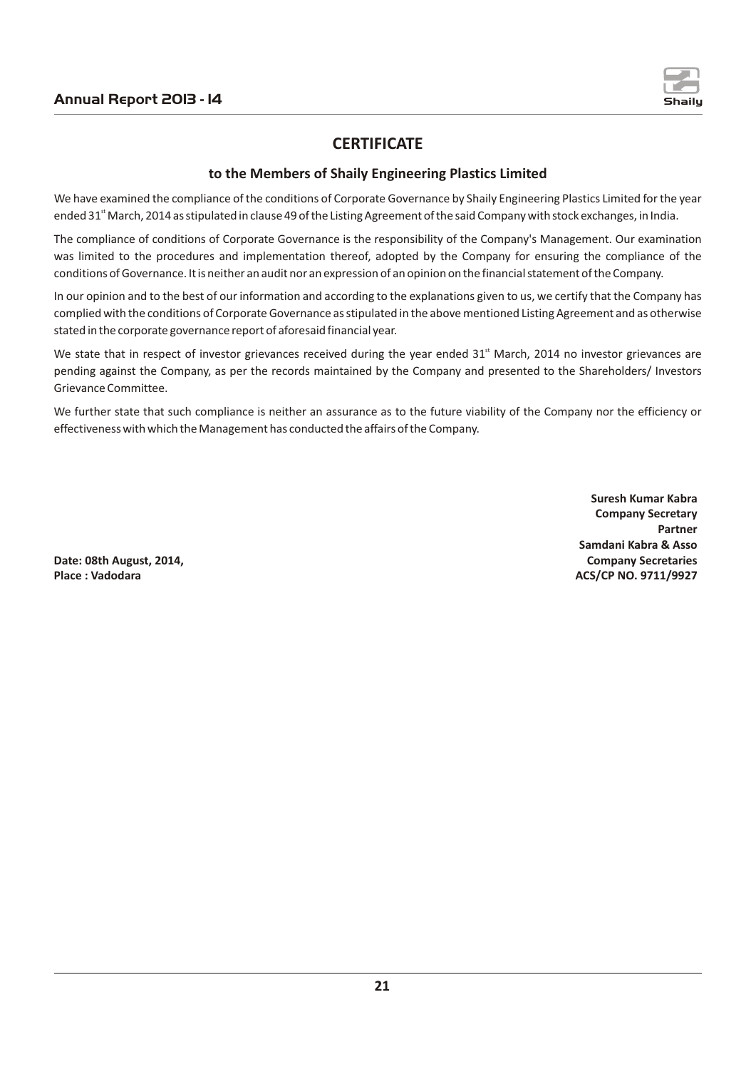# CERTIFICATE

## to the Members of Shaily Engineering Plastics Limited

We have examined the compliance of the conditions of Corporate Governance by Shaily Engineering Plastics Limited for the year ended 31st March, 2014 as stipulated in clause 49 of the Listing Agreement of the said Company with stock exchanges, in India.

The compliance of conditions of Corporate Governance is the responsibility of the Company's Management. Our examination was limited to the procedures and implementation thereof, adopted by the Company for ensuring the compliance of the conditions of Governance. It is neither an audit nor an expression of an opinion on the financial statement of the Company.

In our opinion and to the best of our information and according to the explanations given to us, we certify that the Company has complied with the conditions of Corporate Governance as stipulated in the above mentioned Listing Agreement and as otherwise stated in the corporate governance report of aforesaid financial year.

We state that in respect of investor grievances received during the year ended 31st March, 2014 no investor grievances are pending against the Company, as per the records maintained by the Company and presented to the Shareholders/ Investors Grievance Committee.

We further state that such compliance is neither an assurance as to the future viability of the Company nor the efficiency or effectiveness with which the Management has conducted the affairs of the Company.

**Suresh Kumar Kabra**
**Company Secretary**
**Partner**
**Samdani Kabra & Asso**
**Company Secretaries**
**ACS/CP NO. 9711/9927**

**Date: 08th August, 2014,**
**Place : Vadodara**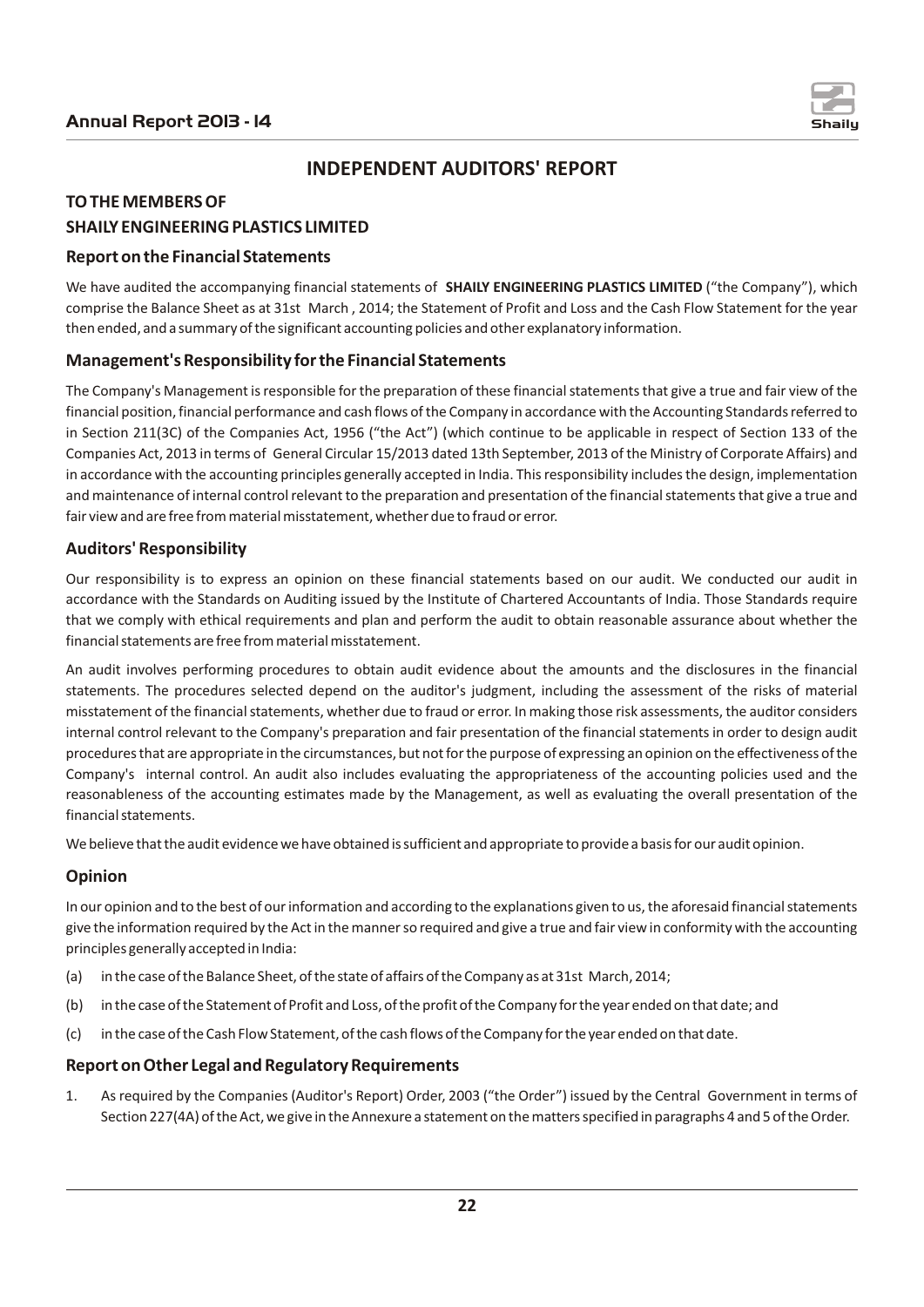## INDEPENDENT AUDITORS' REPORT

**TO THE MEMBERS OF**

**SHAILY ENGINEERING PLASTICS LIMITED**

### Report on the Financial Statements

We have audited the accompanying financial statements of **SHAILY ENGINEERING PLASTICS LIMITED** ("the Company"), which comprise the Balance Sheet as at 31st March , 2014; the Statement of Profit and Loss and the Cash Flow Statement for the year then ended, and a summary of the significant accounting policies and other explanatory information.

### Management's Responsibility for the Financial Statements

The Company's Management is responsible for the preparation of these financial statements that give a true and fair view of the financial position, financial performance and cash flows of the Company in accordance with the Accounting Standards referred to in Section 211(3C) of the Companies Act, 1956 ("the Act") (which continue to be applicable in respect of Section 133 of the Companies Act, 2013 in terms of General Circular 15/2013 dated 13th September, 2013 of the Ministry of Corporate Affairs) and in accordance with the accounting principles generally accepted in India. This responsibility includes the design, implementation and maintenance of internal control relevant to the preparation and presentation of the financial statements that give a true and fair view and are free from material misstatement, whether due to fraud or error.

### Auditors' Responsibility

Our responsibility is to express an opinion on these financial statements based on our audit. We conducted our audit in accordance with the Standards on Auditing issued by the Institute of Chartered Accountants of India. Those Standards require that we comply with ethical requirements and plan and perform the audit to obtain reasonable assurance about whether the financial statements are free from material misstatement.

An audit involves performing procedures to obtain audit evidence about the amounts and the disclosures in the financial statements. The procedures selected depend on the auditor's judgment, including the assessment of the risks of material misstatement of the financial statements, whether due to fraud or error. In making those risk assessments, the auditor considers internal control relevant to the Company's preparation and fair presentation of the financial statements in order to design audit procedures that are appropriate in the circumstances, but not for the purpose of expressing an opinion on the effectiveness of the Company's internal control. An audit also includes evaluating the appropriateness of the accounting policies used and the reasonableness of the accounting estimates made by the Management, as well as evaluating the overall presentation of the financial statements.

We believe that the audit evidence we have obtained is sufficient and appropriate to provide a basis for our audit opinion.

### Opinion

In our opinion and to the best of our information and according to the explanations given to us, the aforesaid financial statements give the information required by the Act in the manner so required and give a true and fair view in conformity with the accounting principles generally accepted in India:

(a) in the case of the Balance Sheet, of the state of affairs of the Company as at 31st March, 2014;

(b) in the case of the Statement of Profit and Loss, of the profit of the Company for the year ended on that date; and

(c) in the case of the Cash Flow Statement, of the cash flows of the Company for the year ended on that date.

### Report on Other Legal and Regulatory Requirements

1. As required by the Companies (Auditor's Report) Order, 2003 ("the Order") issued by the Central Government in terms of Section 227(4A) of the Act, we give in the Annexure a statement on the matters specified in paragraphs 4 and 5 of the Order.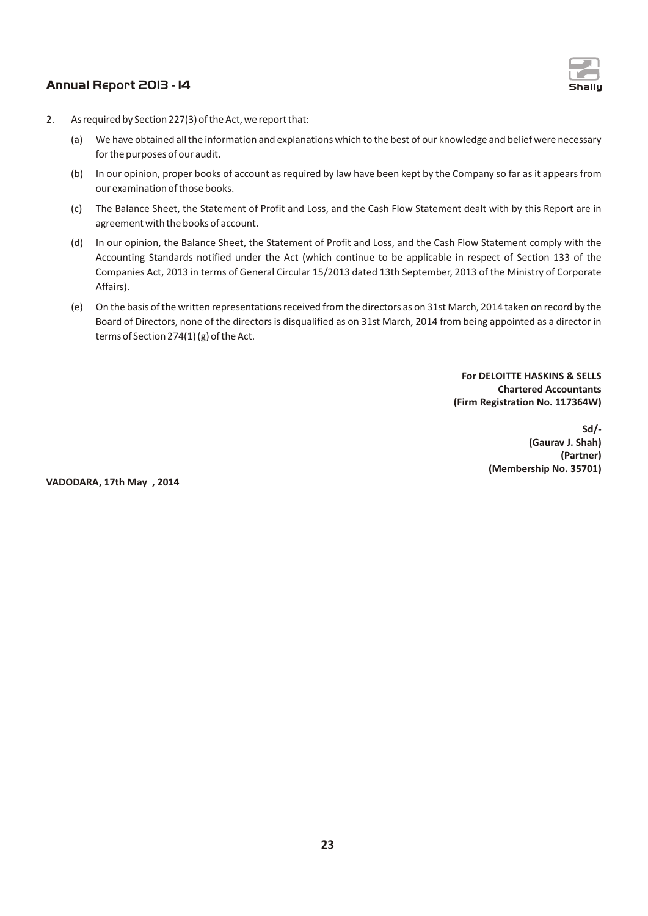2. As required by Section 227(3) of the Act, we report that:

   (a) We have obtained all the information and explanations which to the best of our knowledge and belief were necessary for the purposes of our audit.

   (b) In our opinion, proper books of account as required by law have been kept by the Company so far as it appears from our examination of those books.

   (c) The Balance Sheet, the Statement of Profit and Loss, and the Cash Flow Statement dealt with by this Report are in agreement with the books of account.

   (d) In our opinion, the Balance Sheet, the Statement of Profit and Loss, and the Cash Flow Statement comply with the Accounting Standards notified under the Act (which continue to be applicable in respect of Section 133 of the Companies Act, 2013 in terms of General Circular 15/2013 dated 13th September, 2013 of the Ministry of Corporate Affairs).

   (e) On the basis of the written representations received from the directors as on 31st March, 2014 taken on record by the Board of Directors, none of the directors is disqualified as on 31st March, 2014 from being appointed as a director in terms of Section 274(1) (g) of the Act.

**For DELOITTE HASKINS & SELLS**
**Chartered Accountants**
**(Firm Registration No. 117364W)**

**Sd/-**
**(Gaurav J. Shah)**
**(Partner)**
**(Membership No. 35701)**

**VADODARA, 17th May , 2014**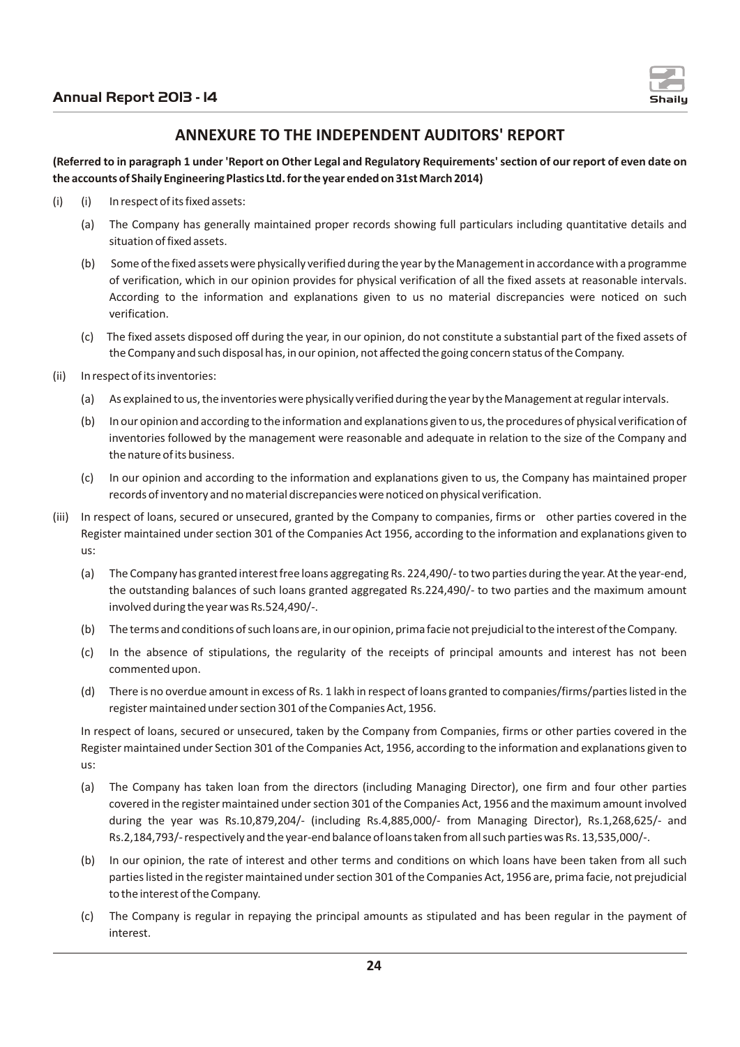## ANNEXURE TO THE INDEPENDENT AUDITORS' REPORT

**(Referred to in paragraph 1 under 'Report on Other Legal and Regulatory Requirements' section of our report of even date on the accounts of Shaily Engineering Plastics Ltd. for the year ended on 31st March 2014)**

(i) (i) In respect of its fixed assets:

(a) The Company has generally maintained proper records showing full particulars including quantitative details and situation of fixed assets.

(b) Some of the fixed assets were physically verified during the year by the Management in accordance with a programme of verification, which in our opinion provides for physical verification of all the fixed assets at reasonable intervals. According to the information and explanations given to us no material discrepancies were noticed on such verification.

(c) The fixed assets disposed off during the year, in our opinion, do not constitute a substantial part of the fixed assets of the Company and such disposal has, in our opinion, not affected the going concern status of the Company.

(ii) In respect of its inventories:

(a) As explained to us, the inventories were physically verified during the year by the Management at regular intervals.

(b) In our opinion and according to the information and explanations given to us, the procedures of physical verification of inventories followed by the management were reasonable and adequate in relation to the size of the Company and the nature of its business.

(c) In our opinion and according to the information and explanations given to us, the Company has maintained proper records of inventory and no material discrepancies were noticed on physical verification.

(iii) In respect of loans, secured or unsecured, granted by the Company to companies, firms or other parties covered in the Register maintained under section 301 of the Companies Act 1956, according to the information and explanations given to us:

(a) The Company has granted interest free loans aggregating Rs. 224,490/- to two parties during the year. At the year-end, the outstanding balances of such loans granted aggregated Rs.224,490/- to two parties and the maximum amount involved during the year was Rs.524,490/-.

(b) The terms and conditions of such loans are, in our opinion, prima facie not prejudicial to the interest of the Company.

(c) In the absence of stipulations, the regularity of the receipts of principal amounts and interest has not been commented upon.

(d) There is no overdue amount in excess of Rs. 1 lakh in respect of loans granted to companies/firms/parties listed in the register maintained under section 301 of the Companies Act, 1956.

In respect of loans, secured or unsecured, taken by the Company from Companies, firms or other parties covered in the Register maintained under Section 301 of the Companies Act, 1956, according to the information and explanations given to us:

(a) The Company has taken loan from the directors (including Managing Director), one firm and four other parties covered in the register maintained under section 301 of the Companies Act, 1956 and the maximum amount involved during the year was Rs.10,879,204/- (including Rs.4,885,000/- from Managing Director), Rs.1,268,625/- and Rs.2,184,793/- respectively and the year-end balance of loans taken from all such parties was Rs. 13,535,000/-.

(b) In our opinion, the rate of interest and other terms and conditions on which loans have been taken from all such parties listed in the register maintained under section 301 of the Companies Act, 1956 are, prima facie, not prejudicial to the interest of the Company.

(c) The Company is regular in repaying the principal amounts as stipulated and has been regular in the payment of interest.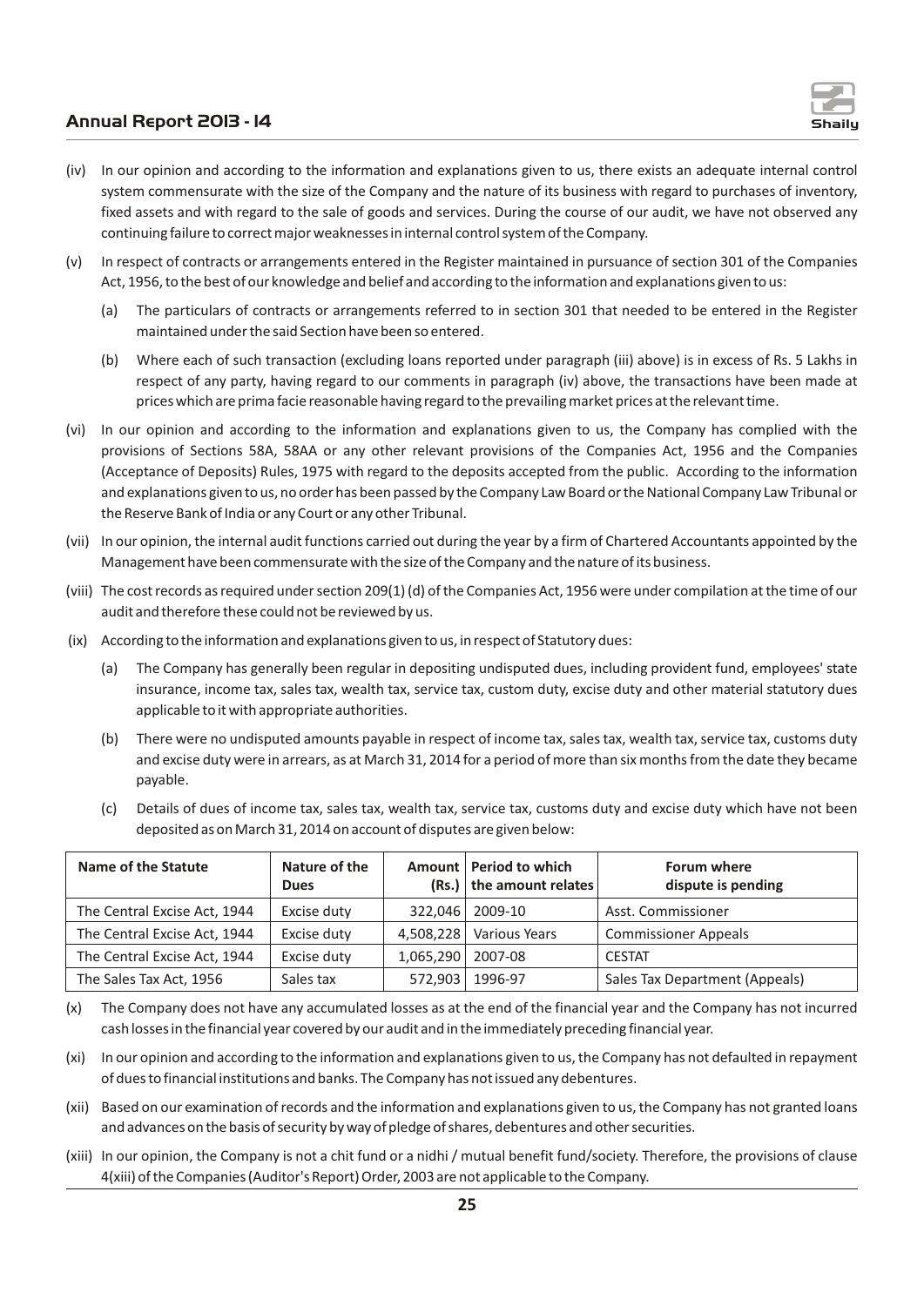(iv) In our opinion and according to the information and explanations given to us, there exists an adequate internal control system commensurate with the size of the Company and the nature of its business with regard to purchases of inventory, fixed assets and with regard to the sale of goods and services. During the course of our audit, we have not observed any continuing failure to correct major weaknesses in internal control system of the Company.

(v) In respect of contracts or arrangements entered in the Register maintained in pursuance of section 301 of the Companies Act, 1956, to the best of our knowledge and belief and according to the information and explanations given to us:

  (a) The particulars of contracts or arrangements referred to in section 301 that needed to be entered in the Register maintained under the said Section have been so entered.

  (b) Where each of such transaction (excluding loans reported under paragraph (iii) above) is in excess of Rs. 5 Lakhs in respect of any party, having regard to our comments in paragraph (iv) above, the transactions have been made at prices which are prima facie reasonable having regard to the prevailing market prices at the relevant time.

(vi) In our opinion and according to the information and explanations given to us, the Company has complied with the provisions of Sections 58A, 58AA or any other relevant provisions of the Companies Act, 1956 and the Companies (Acceptance of Deposits) Rules, 1975 with regard to the deposits accepted from the public. According to the information and explanations given to us, no order has been passed by the Company Law Board or the National Company Law Tribunal or the Reserve Bank of India or any Court or any other Tribunal.

(vii) In our opinion, the internal audit functions carried out during the year by a firm of Chartered Accountants appointed by the Management have been commensurate with the size of the Company and the nature of its business.

(viii) The cost records as required under section 209(1) (d) of the Companies Act, 1956 were under compilation at the time of our audit and therefore these could not be reviewed by us.

(ix) According to the information and explanations given to us, in respect of Statutory dues:

  (a) The Company has generally been regular in depositing undisputed dues, including provident fund, employees' state insurance, income tax, sales tax, wealth tax, service tax, custom duty, excise duty and other material statutory dues applicable to it with appropriate authorities.

  (b) There were no undisputed amounts payable in respect of income tax, sales tax, wealth tax, service tax, customs duty and excise duty were in arrears, as at March 31, 2014 for a period of more than six months from the date they became payable.

  (c) Details of dues of income tax, sales tax, wealth tax, service tax, customs duty and excise duty which have not been deposited as on March 31, 2014 on account of disputes are given below:

| Name of the Statute | Nature of the Dues | Amount (Rs.) | Period to which the amount relates | Forum where dispute is pending |
|---|---|---|---|---|
| The Central Excise Act, 1944 | Excise duty | 322,046 | 2009-10 | Asst. Commissioner |
| The Central Excise Act, 1944 | Excise duty | 4,508,228 | Various Years | Commissioner Appeals |
| The Central Excise Act, 1944 | Excise duty | 1,065,290 | 2007-08 | CESTAT |
| The Sales Tax Act, 1956 | Sales tax | 572,903 | 1996-97 | Sales Tax Department (Appeals) |

(x) The Company does not have any accumulated losses as at the end of the financial year and the Company has not incurred cash losses in the financial year covered by our audit and in the immediately preceding financial year.

(xi) In our opinion and according to the information and explanations given to us, the Company has not defaulted in repayment of dues to financial institutions and banks. The Company has not issued any debentures.

(xii) Based on our examination of records and the information and explanations given to us, the Company has not granted loans and advances on the basis of security by way of pledge of shares, debentures and other securities.

(xiii) In our opinion, the Company is not a chit fund or a nidhi / mutual benefit fund/society. Therefore, the provisions of clause 4(xiii) of the Companies (Auditor's Report) Order, 2003 are not applicable to the Company.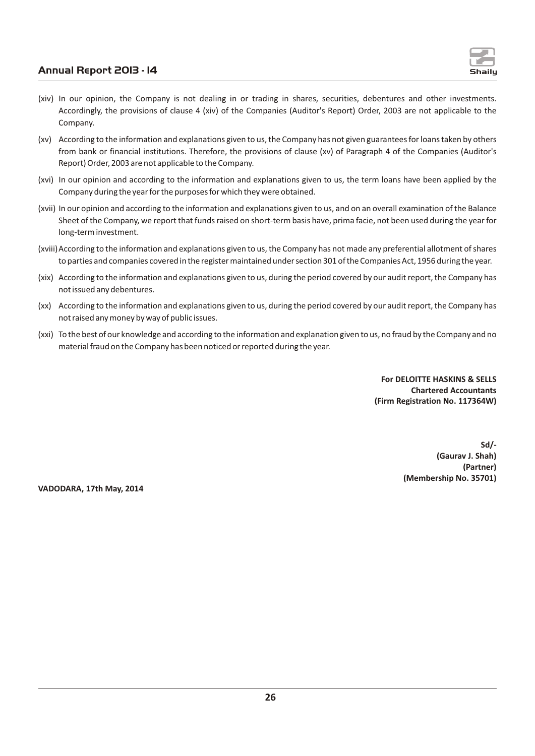(xiv) In our opinion, the Company is not dealing in or trading in shares, securities, debentures and other investments. Accordingly, the provisions of clause 4 (xiv) of the Companies (Auditor's Report) Order, 2003 are not applicable to the Company.

(xv) According to the information and explanations given to us, the Company has not given guarantees for loans taken by others from bank or financial institutions. Therefore, the provisions of clause (xv) of Paragraph 4 of the Companies (Auditor's Report) Order, 2003 are not applicable to the Company.

(xvi) In our opinion and according to the information and explanations given to us, the term loans have been applied by the Company during the year for the purposes for which they were obtained.

(xvii) In our opinion and according to the information and explanations given to us, and on an overall examination of the Balance Sheet of the Company, we report that funds raised on short-term basis have, prima facie, not been used during the year for long-term investment.

(xviii) According to the information and explanations given to us, the Company has not made any preferential allotment of shares to parties and companies covered in the register maintained under section 301 of the Companies Act, 1956 during the year.

(xix) According to the information and explanations given to us, during the period covered by our audit report, the Company has not issued any debentures.

(xx) According to the information and explanations given to us, during the period covered by our audit report, the Company has not raised any money by way of public issues.

(xxi) To the best of our knowledge and according to the information and explanation given to us, no fraud by the Company and no material fraud on the Company has been noticed or reported during the year.

**For DELOITTE HASKINS & SELLS**
**Chartered Accountants**
**(Firm Registration No. 117364W)**

**Sd/-**
**(Gaurav J. Shah)**
**(Partner)**
**(Membership No. 35701)**

**VADODARA, 17th May, 2014**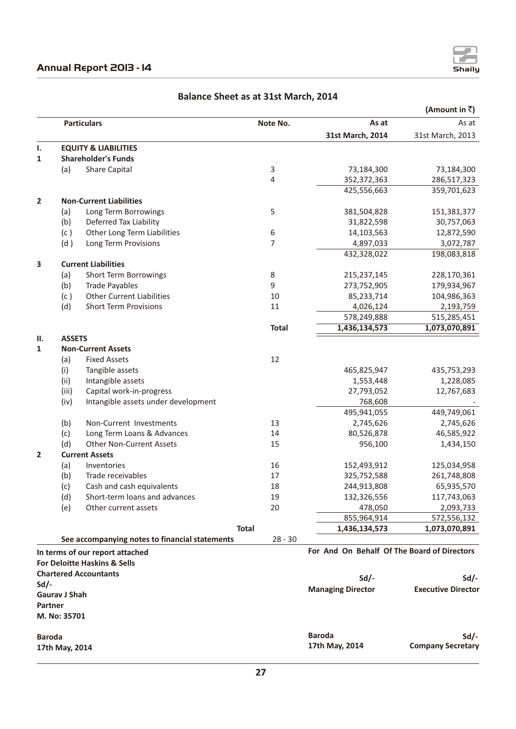## Balance Sheet as at 31st March, 2014

(Amount in ₹)

| | | Particulars | Note No. | As at 31st March, 2014 | As at 31st March, 2013 |
|---|---|---|---|---|---|
| **I.** | | **EQUITY & LIABILITIES** | | | |
| **1** | | **Shareholder's Funds** | | | |
| | (a) | Share Capital | 3 | 73,184,300 | 73,184,300 |
| | | | 4 | 352,372,363 | 286,517,323 |
| | | | | 425,556,663 | 359,701,623 |
| **2** | | **Non-Current Liabilities** | | | |
| | (a) | Long Term Borrowings | 5 | 381,504,828 | 151,381,377 |
| | (b) | Deferred Tax Liability | | 31,822,598 | 30,757,063 |
| | (c ) | Other Long Term Liabilities | 6 | 14,103,563 | 12,872,590 |
| | (d ) | Long Term Provisions | 7 | 4,897,033 | 3,072,787 |
| | | | | 432,328,022 | 198,083,818 |
| **3** | | **Current Liabilities** | | | |
| | (a) | Short Term Borrowings | 8 | 215,237,145 | 228,170,361 |
| | (b) | Trade Payables | 9 | 273,752,905 | 179,934,967 |
| | (c ) | Other Current Liabilities | 10 | 85,233,714 | 104,986,363 |
| | (d) | Short Term Provisions | 11 | 4,026,124 | 2,193,759 |
| | | | | 578,249,888 | 515,285,451 |
| | | | **Total** | **1,436,134,573** | **1,073,070,891** |
| **II.** | | **ASSETS** | | | |
| **1** | | **Non-Current Assets** | | | |
| | (a) | Fixed Assets | 12 | | |
| | (i) | Tangible assets | | 465,825,947 | 435,753,293 |
| | (ii) | Intangible assets | | 1,553,448 | 1,228,085 |
| | (iii) | Capital work-in-progress | | 27,793,052 | 12,767,683 |
| | (iv) | Intangible assets under development | | 768,608 | - |
| | | | | 495,941,055 | 449,749,061 |
| | (b) | Non-Current Investments | 13 | 2,745,626 | 2,745,626 |
| | (c) | Long Term Loans & Advances | 14 | 80,526,878 | 46,585,922 |
| | (d) | Other Non-Current Assets | 15 | 956,100 | 1,434,150 |
| **2** | | **Current Assets** | | | |
| | (a) | Inventories | 16 | 152,493,912 | 125,034,958 |
| | (b) | Trade receivables | 17 | 325,752,588 | 261,748,808 |
| | (c) | Cash and cash equivalents | 18 | 244,913,808 | 65,935,570 |
| | (d) | Short-term loans and advances | 19 | 132,326,556 | 117,743,063 |
| | (e) | Other current assets | 20 | 478,050 | 2,093,733 |
| | | | | 855,964,914 | 572,556,132 |
| | | **Total** | | **1,436,134,573** | **1,073,070,891** |
| | | **See accompanying notes to financial statements** | 28 - 30 | | |

**In terms of our report attached**
**For Deloitte Haskins & Sells**
**Chartered Accountants**

**Sd/-**
**Gaurav J Shah**
**Partner**
**M. No: 35701**

**Baroda**
**17th May, 2014**

**For And On Behalf Of The Board of Directors**

**Sd/-**
**Managing Director**

**Sd/-**
**Executive Director**

**Baroda**
**17th May, 2014**

**Sd/-**
**Company Secretary**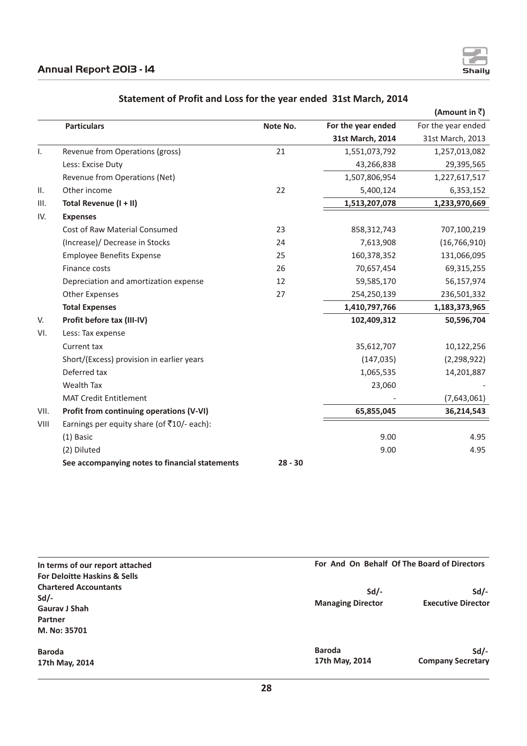## Statement of Profit and Loss for the year ended 31st March, 2014

**(Amount in ₹)**

| | Particulars | Note No. | For the year ended 31st March, 2014 | For the year ended 31st March, 2013 |
|---|---|---|---|---|
| I. | Revenue from Operations (gross) | 21 | 1,551,073,792 | 1,257,013,082 |
| | Less: Excise Duty | | 43,266,838 | 29,395,565 |
| | Revenue from Operations (Net) | | 1,507,806,954 | 1,227,617,517 |
| II. | Other income | 22 | 5,400,124 | 6,353,152 |
| III. | **Total Revenue (I + II)** | | **1,513,207,078** | **1,233,970,669** |
| IV. | **Expenses** | | | |
| | Cost of Raw Material Consumed | 23 | 858,312,743 | 707,100,219 |
| | (Increase)/ Decrease in Stocks | 24 | 7,613,908 | (16,766,910) |
| | Employee Benefits Expense | 25 | 160,378,352 | 131,066,095 |
| | Finance costs | 26 | 70,657,454 | 69,315,255 |
| | Depreciation and amortization expense | 12 | 59,585,170 | 56,157,974 |
| | Other Expenses | 27 | 254,250,139 | 236,501,332 |
| | **Total Expenses** | | **1,410,797,766** | **1,183,373,965** |
| V. | **Profit before tax (III-IV)** | | **102,409,312** | **50,596,704** |
| VI. | Less: Tax expense | | | |
| | Current tax | | 35,612,707 | 10,122,256 |
| | Short/(Excess) provision in earlier years | | (147,035) | (2,298,922) |
| | Deferred tax | | 1,065,535 | 14,201,887 |
| | Wealth Tax | | 23,060 | - |
| | MAT Credit Entitlement | | - | (7,643,061) |
| VII. | **Profit from continuing operations (V-VI)** | | **65,855,045** | **36,214,543** |
| VIII | Earnings per equity share (of ₹10/- each): | | | |
| | (1) Basic | | 9.00 | 4.95 |
| | (2) Diluted | | 9.00 | 4.95 |
| | **See accompanying notes to financial statements** | **28 - 30** | | |

**In terms of our report attached**
**For Deloitte Haskins & Sells**
**Chartered Accountants**
**Sd/-**
**Gaurav J Shah**
**Partner**
**M. No: 35701**

**Baroda**
**17th May, 2014**

**For And On Behalf Of The Board of Directors**

| **Sd/-** | **Sd/-** |
|---|---|
| **Managing Director** | **Executive Director** |

**Baroda**
**17th May, 2014**

**Sd/-**
**Company Secretary**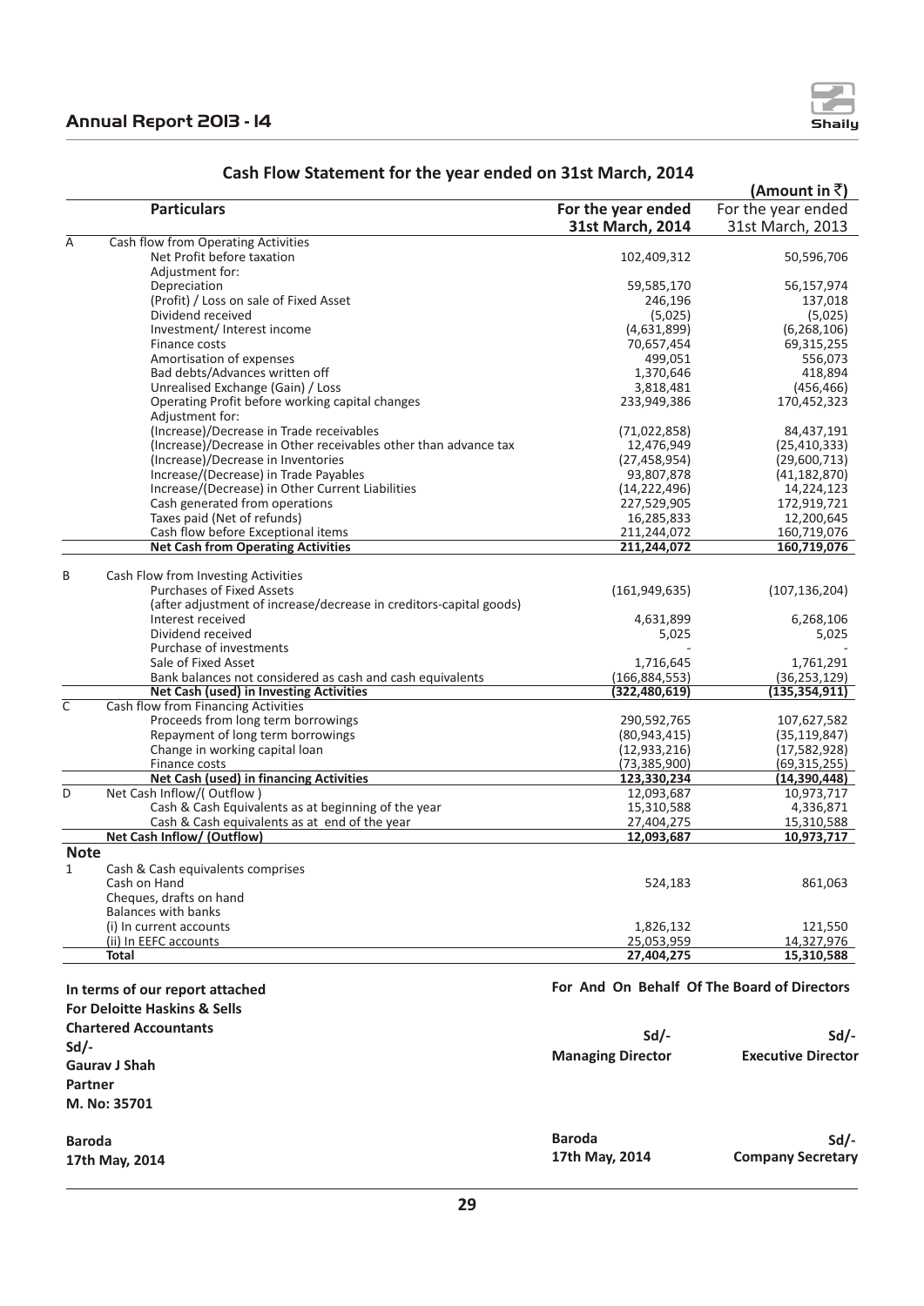## Cash Flow Statement for the year ended on 31st March, 2014

(Amount in ₹)

| | Particulars | For the year ended 31st March, 2014 | For the year ended 31st March, 2013 |
|---|---|---|---|
| A | Cash flow from Operating Activities | | |
| | Net Profit before taxation | 102,409,312 | 50,596,706 |
| | Adjustment for: | | |
| | Depreciation | 59,585,170 | 56,157,974 |
| | (Profit) / Loss on sale of Fixed Asset | 246,196 | 137,018 |
| | Dividend received | (5,025) | (5,025) |
| | Investment/ Interest income | (4,631,899) | (6,268,106) |
| | Finance costs | 70,657,454 | 69,315,255 |
| | Amortisation of expenses | 499,051 | 556,073 |
| | Bad debts/Advances written off | 1,370,646 | 418,894 |
| | Unrealised Exchange (Gain) / Loss | 3,818,481 | (456,466) |
| | Operating Profit before working capital changes | 233,949,386 | 170,452,323 |
| | Adjustment for: | | |
| | (Increase)/Decrease in Trade receivables | (71,022,858) | 84,437,191 |
| | (Increase)/Decrease in Other receivables other than advance tax | 12,476,949 | (25,410,333) |
| | (Increase)/Decrease in Inventories | (27,458,954) | (29,600,713) |
| | Increase/(Decrease) in Trade Payables | 93,807,878 | (41,182,870) |
| | Increase/(Decrease) in Other Current Liabilities | (14,222,496) | 14,224,123 |
| | Cash generated from operations | 227,529,905 | 172,919,721 |
| | Taxes paid (Net of refunds) | 16,285,833 | 12,200,645 |
| | Cash flow before Exceptional items | 211,244,072 | 160,719,076 |
| | **Net Cash from Operating Activities** | **211,244,072** | **160,719,076** |
| B | Cash Flow from Investing Activities | | |
| | Purchases of Fixed Assets (after adjustment of increase/decrease in creditors-capital goods) | (161,949,635) | (107,136,204) |
| | Interest received | 4,631,899 | 6,268,106 |
| | Dividend received | 5,025 | 5,025 |
| | Purchase of investments | - | - |
| | Sale of Fixed Asset | 1,716,645 | 1,761,291 |
| | Bank balances not considered as cash and cash equivalents | (166,884,553) | (36,253,129) |
| | **Net Cash (used) in Investing Activities** | **(322,480,619)** | **(135,354,911)** |
| C | Cash flow from Financing Activities | | |
| | Proceeds from long term borrowings | 290,592,765 | 107,627,582 |
| | Repayment of long term borrowings | (80,943,415) | (35,119,847) |
| | Change in working capital loan | (12,933,216) | (17,582,928) |
| | Finance costs | (73,385,900) | (69,315,255) |
| | **Net Cash (used) in financing Activities** | **123,330,234** | **(14,390,448)** |
| D | Net Cash Inflow/( Outflow ) | 12,093,687 | 10,973,717 |
| | Cash & Cash Equivalents as at beginning of the year | 15,310,588 | 4,336,871 |
| | Cash & Cash equivalents as at end of the year | 27,404,275 | 15,310,588 |
| | **Net Cash Inflow/ (Outflow)** | **12,093,687** | **10,973,717** |
| **Note** | | | |
| 1 | Cash & Cash equivalents comprises | | |
| | Cash on Hand | 524,183 | 861,063 |
| | Cheques, drafts on hand | | |
| | Balances with banks | | |
| | (i) In current accounts | 1,826,132 | 121,550 |
| | (ii) In EEFC accounts | 25,053,959 | 14,327,976 |
| | **Total** | **27,404,275** | **15,310,588** |

**In terms of our report attached**
**For Deloitte Haskins & Sells**
**Chartered Accountants**
**Sd/-**
**Gaurav J Shah**
**Partner**
**M. No: 35701**

**Baroda**
**17th May, 2014**

**For And On Behalf Of The Board of Directors**

| **Sd/-** | **Sd/-** |
|---|---|
| **Managing Director** | **Executive Director** |

**Baroda**
**17th May, 2014**

**Sd/-**
**Company Secretary**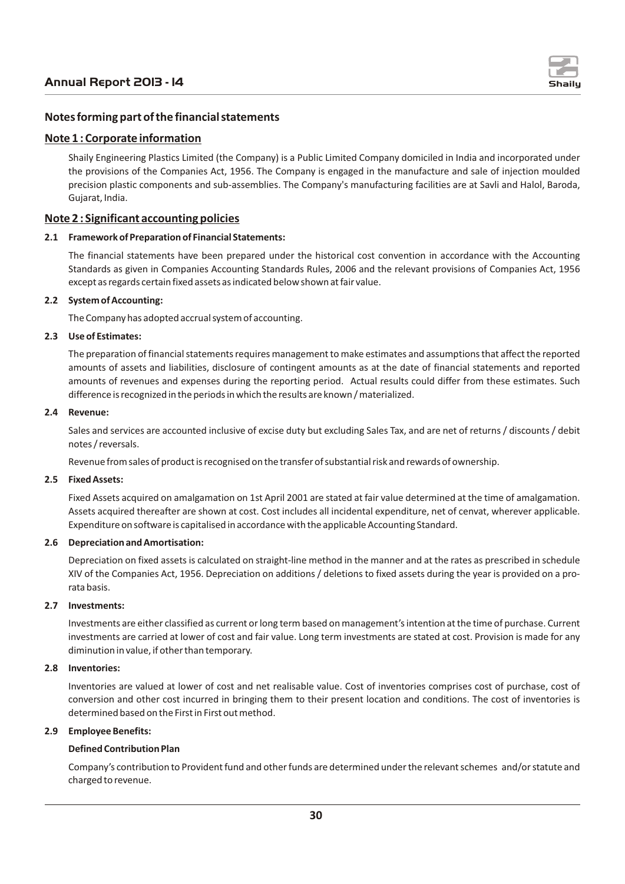## Notes forming part of the financial statements

### Note 1 : Corporate information

Shaily Engineering Plastics Limited (the Company) is a Public Limited Company domiciled in India and incorporated under the provisions of the Companies Act, 1956. The Company is engaged in the manufacture and sale of injection moulded precision plastic components and sub-assemblies. The Company's manufacturing facilities are at Savli and Halol, Baroda, Gujarat, India.

### Note 2 : Significant accounting policies

**2.1 Framework of Preparation of Financial Statements:**

The financial statements have been prepared under the historical cost convention in accordance with the Accounting Standards as given in Companies Accounting Standards Rules, 2006 and the relevant provisions of Companies Act, 1956 except as regards certain fixed assets as indicated below shown at fair value.

**2.2 System of Accounting:**

The Company has adopted accrual system of accounting.

**2.3 Use of Estimates:**

The preparation of financial statements requires management to make estimates and assumptions that affect the reported amounts of assets and liabilities, disclosure of contingent amounts as at the date of financial statements and reported amounts of revenues and expenses during the reporting period. Actual results could differ from these estimates. Such difference is recognized in the periods in which the results are known / materialized.

**2.4 Revenue:**

Sales and services are accounted inclusive of excise duty but excluding Sales Tax, and are net of returns / discounts / debit notes / reversals.

Revenue from sales of product is recognised on the transfer of substantial risk and rewards of ownership.

**2.5 Fixed Assets:**

Fixed Assets acquired on amalgamation on 1st April 2001 are stated at fair value determined at the time of amalgamation. Assets acquired thereafter are shown at cost. Cost includes all incidental expenditure, net of cenvat, wherever applicable. Expenditure on software is capitalised in accordance with the applicable Accounting Standard.

**2.6 Depreciation and Amortisation:**

Depreciation on fixed assets is calculated on straight-line method in the manner and at the rates as prescribed in schedule XIV of the Companies Act, 1956. Depreciation on additions / deletions to fixed assets during the year is provided on a pro-rata basis.

**2.7 Investments:**

Investments are either classified as current or long term based on management's intention at the time of purchase. Current investments are carried at lower of cost and fair value. Long term investments are stated at cost. Provision is made for any diminution in value, if other than temporary.

**2.8 Inventories:**

Inventories are valued at lower of cost and net realisable value. Cost of inventories comprises cost of purchase, cost of conversion and other cost incurred in bringing them to their present location and conditions. The cost of inventories is determined based on the First in First out method.

**2.9 Employee Benefits:**

**Defined Contribution Plan**

Company's contribution to Provident fund and other funds are determined under the relevant schemes and/or statute and charged to revenue.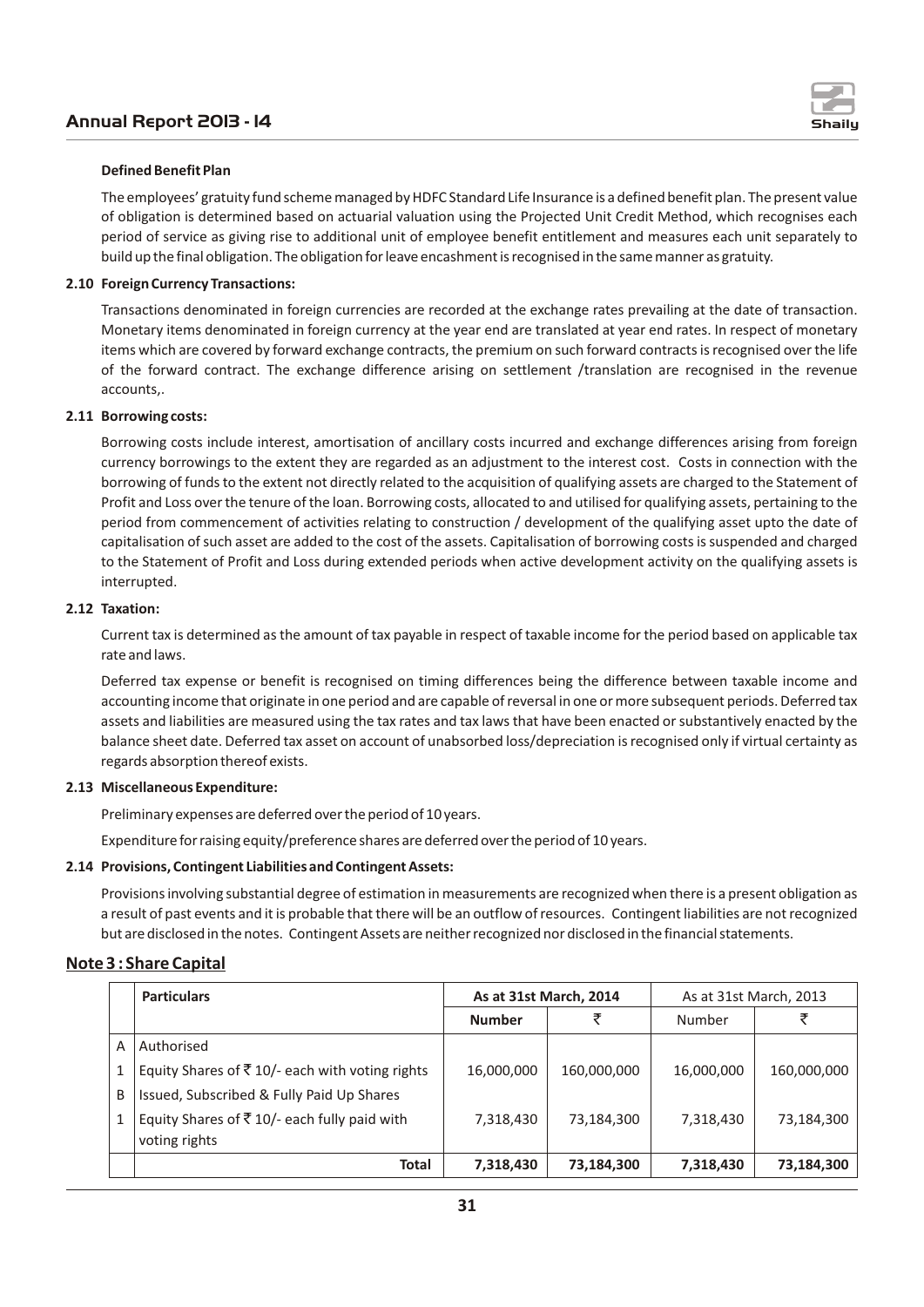**Defined Benefit Plan**

The employees' gratuity fund scheme managed by HDFC Standard Life Insurance is a defined benefit plan. The present value of obligation is determined based on actuarial valuation using the Projected Unit Credit Method, which recognises each period of service as giving rise to additional unit of employee benefit entitlement and measures each unit separately to build up the final obligation. The obligation for leave encashment is recognised in the same manner as gratuity.

**2.10 Foreign Currency Transactions:**

Transactions denominated in foreign currencies are recorded at the exchange rates prevailing at the date of transaction. Monetary items denominated in foreign currency at the year end are translated at year end rates. In respect of monetary items which are covered by forward exchange contracts, the premium on such forward contracts is recognised over the life of the forward contract. The exchange difference arising on settlement /translation are recognised in the revenue accounts,.

**2.11 Borrowing costs:**

Borrowing costs include interest, amortisation of ancillary costs incurred and exchange differences arising from foreign currency borrowings to the extent they are regarded as an adjustment to the interest cost. Costs in connection with the borrowing of funds to the extent not directly related to the acquisition of qualifying assets are charged to the Statement of Profit and Loss over the tenure of the loan. Borrowing costs, allocated to and utilised for qualifying assets, pertaining to the period from commencement of activities relating to construction / development of the qualifying asset upto the date of capitalisation of such asset are added to the cost of the assets. Capitalisation of borrowing costs is suspended and charged to the Statement of Profit and Loss during extended periods when active development activity on the qualifying assets is interrupted.

**2.12 Taxation:**

Current tax is determined as the amount of tax payable in respect of taxable income for the period based on applicable tax rate and laws.

Deferred tax expense or benefit is recognised on timing differences being the difference between taxable income and accounting income that originate in one period and are capable of reversal in one or more subsequent periods. Deferred tax assets and liabilities are measured using the tax rates and tax laws that have been enacted or substantively enacted by the balance sheet date. Deferred tax asset on account of unabsorbed loss/depreciation is recognised only if virtual certainty as regards absorption thereof exists.

**2.13 Miscellaneous Expenditure:**

Preliminary expenses are deferred over the period of 10 years.

Expenditure for raising equity/preference shares are deferred over the period of 10 years.

**2.14 Provisions, Contingent Liabilities and Contingent Assets:**

Provisions involving substantial degree of estimation in measurements are recognized when there is a present obligation as a result of past events and it is probable that there will be an outflow of resources. Contingent liabilities are not recognized but are disclosed in the notes. Contingent Assets are neither recognized nor disclosed in the financial statements.

## Note 3 : Share Capital

| | Particulars | As at 31st March, 2014 | | As at 31st March, 2013 | |
|---|---|---|---|---|---|
| | | Number | ₹ | Number | ₹ |
| A | Authorised | | | | |
| 1 | Equity Shares of ₹ 10/- each with voting rights | 16,000,000 | 160,000,000 | 16,000,000 | 160,000,000 |
| B | Issued, Subscribed & Fully Paid Up Shares | | | | |
| 1 | Equity Shares of ₹ 10/- each fully paid with voting rights | 7,318,430 | 73,184,300 | 7,318,430 | 73,184,300 |
| | **Total** | **7,318,430** | **73,184,300** | **7,318,430** | **73,184,300** |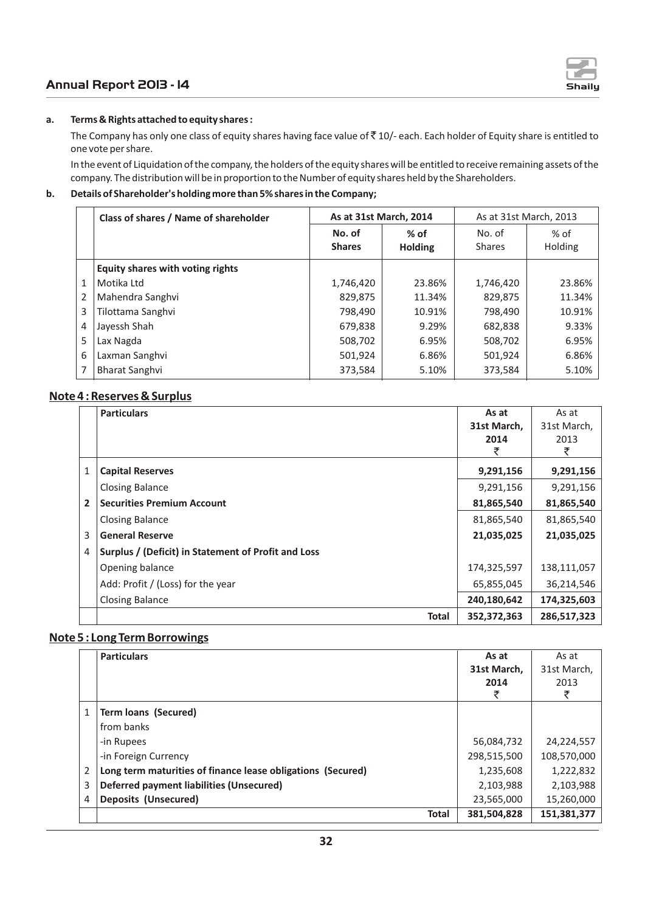**a. Terms & Rights attached to equity shares :**

The Company has only one class of equity shares having face value of ₹ 10/- each. Each holder of Equity share is entitled to one vote per share.

In the event of Liquidation of the company, the holders of the equity shares will be entitled to receive remaining assets of the company. The distribution will be in proportion to the Number of equity shares held by the Shareholders.

**b. Details of Shareholder's holding more than 5% shares in the Company;**

| | Class of shares / Name of shareholder | As at 31st March, 2014 | | As at 31st March, 2013 | |
|---|---|---|---|---|---|
| | | No. of Shares | % of Holding | No. of Shares | % of Holding |
| | **Equity shares with voting rights** | | | | |
| 1 | Motika Ltd | 1,746,420 | 23.86% | 1,746,420 | 23.86% |
| 2 | Mahendra Sanghvi | 829,875 | 11.34% | 829,875 | 11.34% |
| 3 | Tilottama Sanghvi | 798,490 | 10.91% | 798,490 | 10.91% |
| 4 | Jayessh Shah | 679,838 | 9.29% | 682,838 | 9.33% |
| 5 | Lax Nagda | 508,702 | 6.95% | 508,702 | 6.95% |
| 6 | Laxman Sanghvi | 501,924 | 6.86% | 501,924 | 6.86% |
| 7 | Bharat Sanghvi | 373,584 | 5.10% | 373,584 | 5.10% |

## Note 4 : Reserves & Surplus

| | Particulars | As at 31st March, 2014 ₹ | As at 31st March, 2013 ₹ |
|---|---|---|---|
| 1 | **Capital Reserves** | **9,291,156** | **9,291,156** |
| | Closing Balance | 9,291,156 | 9,291,156 |
| **2** | **Securities Premium Account** | **81,865,540** | **81,865,540** |
| | Closing Balance | 81,865,540 | 81,865,540 |
| 3 | **General Reserve** | **21,035,025** | **21,035,025** |
| 4 | **Surplus / (Deficit) in Statement of Profit and Loss** | | |
| | Opening balance | 174,325,597 | 138,111,057 |
| | Add: Profit / (Loss) for the year | 65,855,045 | 36,214,546 |
| | Closing Balance | **240,180,642** | **174,325,603** |
| | **Total** | **352,372,363** | **286,517,323** |

## Note 5 : Long Term Borrowings

| | Particulars | As at 31st March, 2014 ₹ | As at 31st March, 2013 ₹ |
|---|---|---|---|
| 1 | **Term loans (Secured)** | | |
| | from banks | | |
| | -in Rupees | 56,084,732 | 24,224,557 |
| | -in Foreign Currency | 298,515,500 | 108,570,000 |
| 2 | **Long term maturities of finance lease obligations (Secured)** | 1,235,608 | 1,222,832 |
| 3 | **Deferred payment liabilities (Unsecured)** | 2,103,988 | 2,103,988 |
| 4 | **Deposits (Unsecured)** | 23,565,000 | 15,260,000 |
| | **Total** | **381,504,828** | **151,381,377** |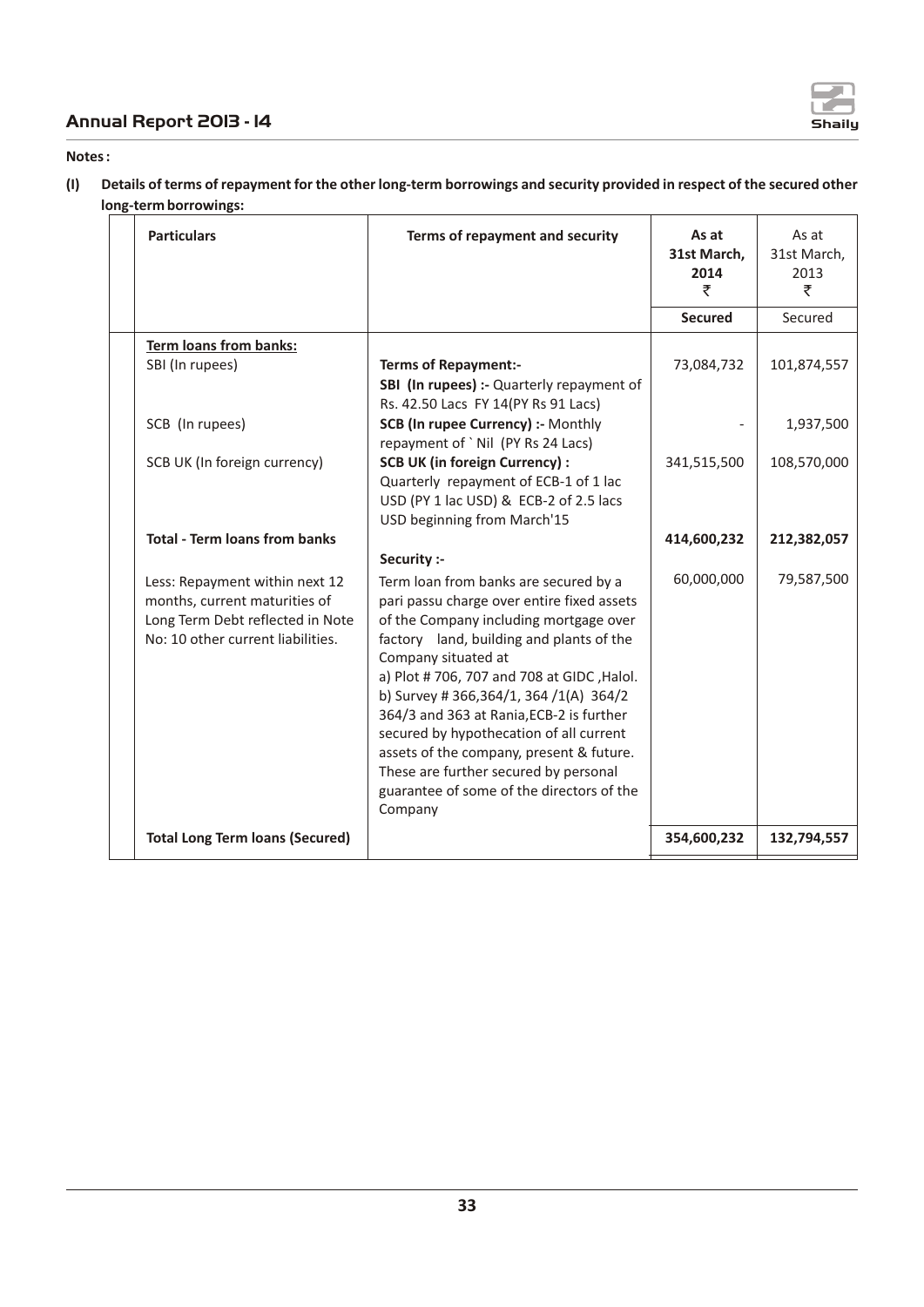**Notes :**

**(I) Details of terms of repayment for the other long-term borrowings and security provided in respect of the secured other long-term borrowings:**

| Particulars | Terms of repayment and security | As at 31st March, 2014 ₹ | As at 31st March, 2013 ₹ |
|---|---|---|---|
| | | **Secured** | Secured |
| **Term loans from banks:** | | | |
| SBI (In rupees) | **Terms of Repayment:-** **SBI (In rupees) :-** Quarterly repayment of Rs. 42.50 Lacs FY 14(PY Rs 91 Lacs) | 73,084,732 | 101,874,557 |
| SCB (In rupees) | **SCB (In rupee Currency) :-** Monthly repayment of ` Nil (PY Rs 24 Lacs) | - | 1,937,500 |
| SCB UK (In foreign currency) | **SCB UK (in foreign Currency) :** Quarterly repayment of ECB-1 of 1 lac USD (PY 1 lac USD) & ECB-2 of 2.5 lacs USD beginning from March'15 | 341,515,500 | 108,570,000 |
| **Total - Term loans from banks** | | **414,600,232** | **212,382,057** |
| Less: Repayment within next 12 months, current maturities of Long Term Debt reflected in Note No: 10 other current liabilities. | **Security :-** Term loan from banks are secured by a pari passu charge over entire fixed assets of the Company including mortgage over factory land, building and plants of the Company situated at a) Plot # 706, 707 and 708 at GIDC ,Halol. b) Survey # 366,364/1, 364 /1(A) 364/2 364/3 and 363 at Rania,ECB-2 is further secured by hypothecation of all current assets of the company, present & future. These are further secured by personal guarantee of some of the directors of the Company | 60,000,000 | 79,587,500 |
| **Total Long Term loans (Secured)** | | **354,600,232** | **132,794,557** |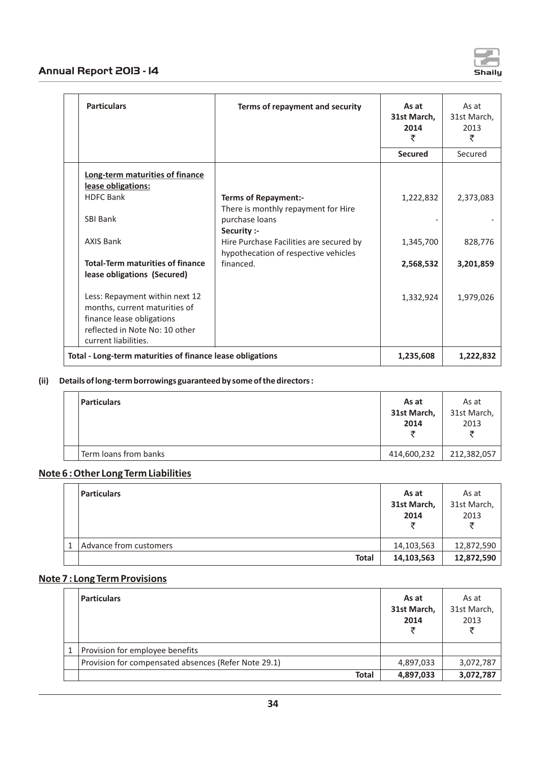| Particulars | Terms of repayment and security | As at 31st March, 2014 ₹ | As at 31st March, 2013 ₹ |
|---|---|---|---|
| | | **Secured** | Secured |
| **Long-term maturities of finance lease obligations:** | | | |
| HDFC Bank | **Terms of Repayment:-** There is monthly repayment for Hire purchase loans | 1,222,832 | 2,373,083 |
| SBI Bank | **Security :-** Hire Purchase Facilities are secured by hypothecation of respective vehicles financed. | - | - |
| AXIS Bank | | 1,345,700 | 828,776 |
| **Total-Term maturities of finance lease obligations (Secured)** | | **2,568,532** | **3,201,859** |
| Less: Repayment within next 12 months, current maturities of finance lease obligations reflected in Note No: 10 other current liabilities. | | 1,332,924 | 1,979,026 |
| **Total - Long-term maturities of finance lease obligations** | | **1,235,608** | **1,222,832** |

**(ii) Details of long-term borrowings guaranteed by some of the directors :**

| Particulars | As at 31st March, 2014 ₹ | As at 31st March, 2013 ₹ |
|---|---|---|
| Term loans from banks | 414,600,232 | 212,382,057 |

## Note 6 : Other Long Term Liabilities

| | Particulars | As at 31st March, 2014 ₹ | As at 31st March, 2013 ₹ |
|---|---|---|---|
| 1 | Advance from customers | 14,103,563 | 12,872,590 |
| | **Total** | **14,103,563** | **12,872,590** |

## Note 7 : Long Term Provisions

| | Particulars | As at 31st March, 2014 ₹ | As at 31st March, 2013 ₹ |
|---|---|---|---|
| 1 | Provision for employee benefits | | |
| | Provision for compensated absences (Refer Note 29.1) | 4,897,033 | 3,072,787 |
| | **Total** | **4,897,033** | **3,072,787** |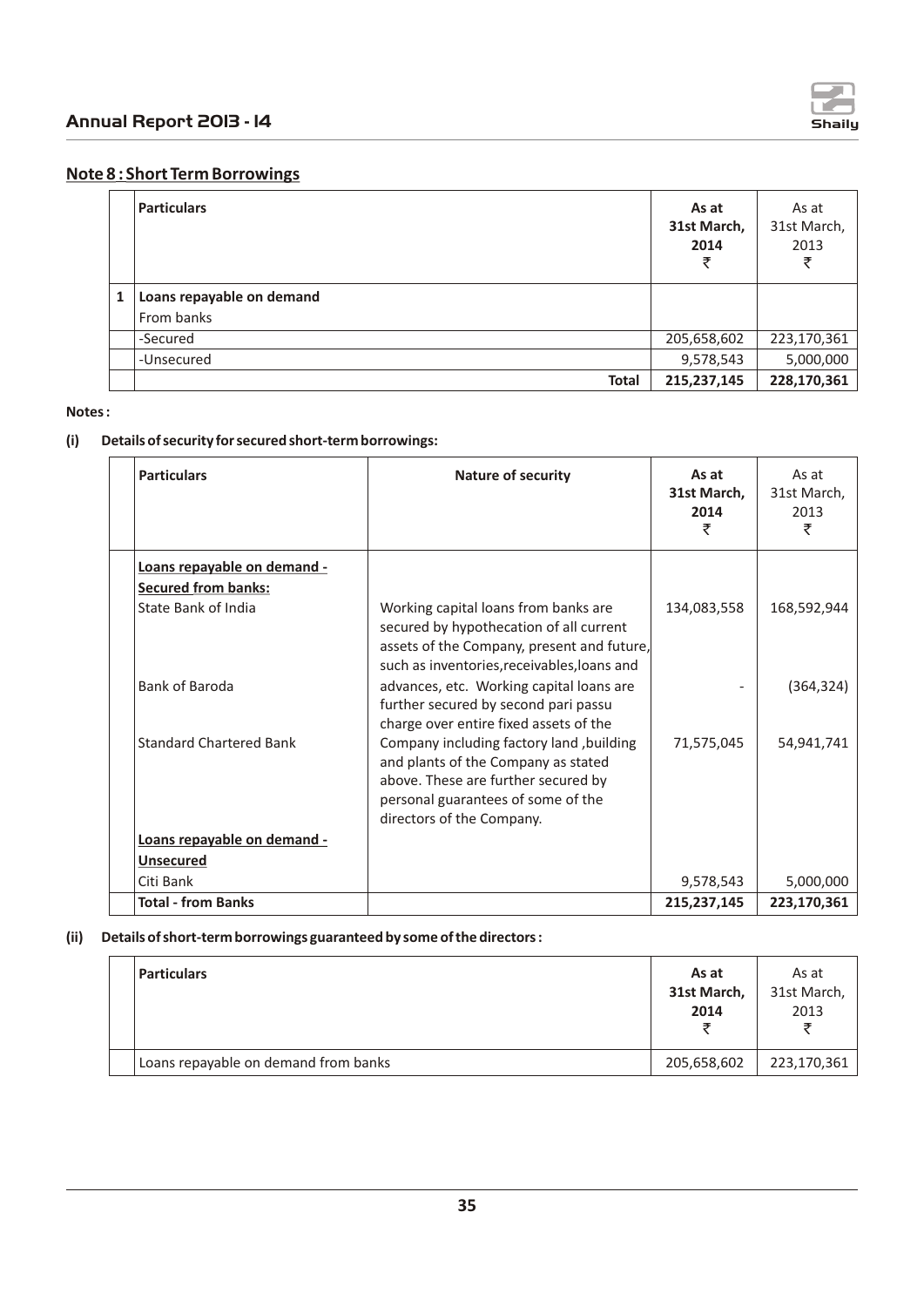## Note 8 : Short Term Borrowings

| | Particulars | As at 31st March, 2014 ₹ | As at 31st March, 2013 ₹ |
|---|---|---|---|
| 1 | **Loans repayable on demand** | | |
| | From banks | | |
| | -Secured | 205,658,602 | 223,170,361 |
| | -Unsecured | 9,578,543 | 5,000,000 |
| | **Total** | **215,237,145** | **228,170,361** |

**Notes :**

**(i) Details of security for secured short-term borrowings:**

| Particulars | Nature of security | As at 31st March, 2014 ₹ | As at 31st March, 2013 ₹ |
|---|---|---|---|
| **Loans repayable on demand - Secured from banks:** | | | |
| State Bank of India | Working capital loans from banks are secured by hypothecation of all current assets of the Company, present and future, such as inventories,receivables,loans and advances, etc. Working capital loans are further secured by second pari passu charge over entire fixed assets of the Company including factory land ,building and plants of the Company as stated above. These are further secured by personal guarantees of some of the directors of the Company. | 134,083,558 | 168,592,944 |
| Bank of Baroda | | - | (364,324) |
| Standard Chartered Bank | | 71,575,045 | 54,941,741 |
| **Loans repayable on demand - Unsecured** | | | |
| Citi Bank | | 9,578,543 | 5,000,000 |
| **Total - from Banks** | | **215,237,145** | **223,170,361** |

**(ii) Details of short-term borrowings guaranteed by some of the directors :**

| Particulars | As at 31st March, 2014 ₹ | As at 31st March, 2013 ₹ |
|---|---|---|
| Loans repayable on demand from banks | 205,658,602 | 223,170,361 |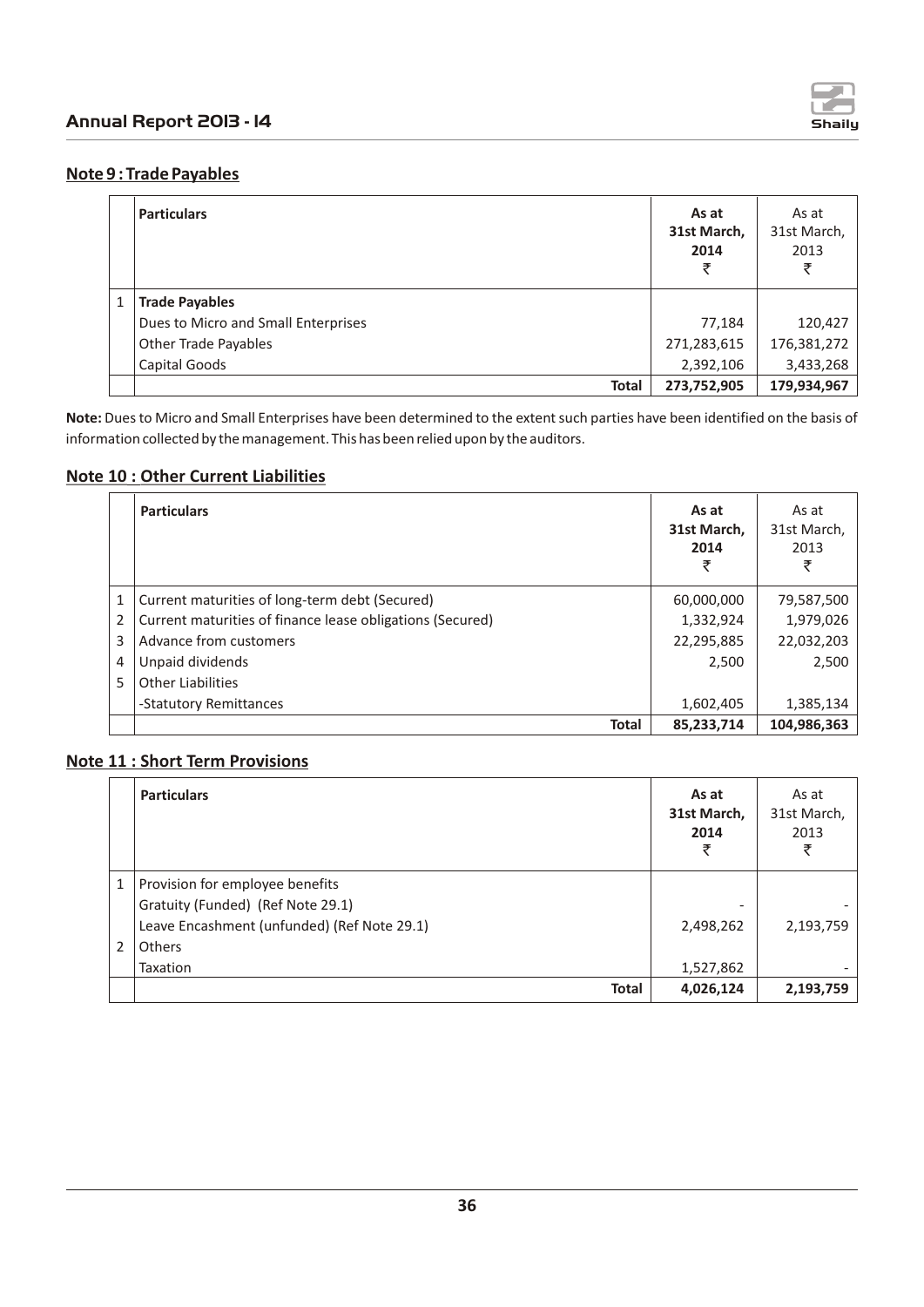## Note 9 : Trade Payables

| | Particulars | As at 31st March, 2014 ₹ | As at 31st March, 2013 ₹ |
|---|---|---|---|
| 1 | **Trade Payables** | | |
| | Dues to Micro and Small Enterprises | 77,184 | 120,427 |
| | Other Trade Payables | 271,283,615 | 176,381,272 |
| | Capital Goods | 2,392,106 | 3,433,268 |
| | **Total** | **273,752,905** | **179,934,967** |

**Note:** Dues to Micro and Small Enterprises have been determined to the extent such parties have been identified on the basis of information collected by the management. This has been relied upon by the auditors.

## Note 10 : Other Current Liabilities

| | Particulars | As at 31st March, 2014 ₹ | As at 31st March, 2013 ₹ |
|---|---|---|---|
| 1 | Current maturities of long-term debt (Secured) | 60,000,000 | 79,587,500 |
| 2 | Current maturities of finance lease obligations (Secured) | 1,332,924 | 1,979,026 |
| 3 | Advance from customers | 22,295,885 | 22,032,203 |
| 4 | Unpaid dividends | 2,500 | 2,500 |
| 5 | Other Liabilities | | |
| | -Statutory Remittances | 1,602,405 | 1,385,134 |
| | **Total** | **85,233,714** | **104,986,363** |

## Note 11 : Short Term Provisions

| | Particulars | As at 31st March, 2014 ₹ | As at 31st March, 2013 ₹ |
|---|---|---|---|
| 1 | Provision for employee benefits | | |
| | Gratuity (Funded) (Ref Note 29.1) | - | - |
| | Leave Encashment (unfunded) (Ref Note 29.1) | 2,498,262 | 2,193,759 |
| 2 | Others | | |
| | Taxation | 1,527,862 | - |
| | **Total** | **4,026,124** | **2,193,759** |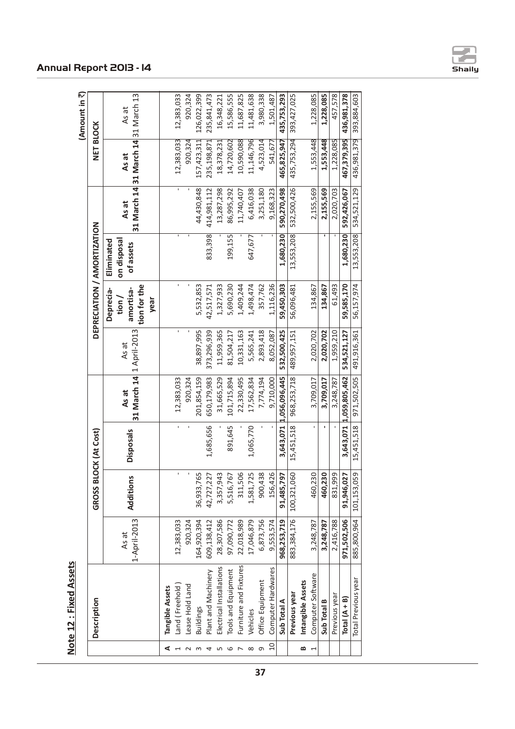## Note 12 : Fixed Assets

(Amount in ₹)

| | Description | GROSS BLOCK (At Cost) | | | | DEPRECIATION / AMORTIZATION | | | | NET BLOCK | |
|---|---|---|---|---|---|---|---|---|---|---|---|
| | | As at 1-April-2013 | Additions | Disposals | As at 31 March 14 | As at 1 April-2013 | Deprecia-tion / amortisa-tion for the year | Eliminated on disposal of assets | As at 31 March 14 | As at 31 March 14 | As at 31 March 13 |
| A | Tangible Assets | | | | | | | | | | |
| 1 | Land ( Freehold ) | 12,383,033 | - | - | 12,383,033 | - | - | - | - | 12,383,033 | 12,383,033 |
| 2 | Lease Hold Land | 920,324 | - | - | 920,324 | - | - | - | - | 920,324 | 920,324 |
| 3 | Buildings | 164,920,394 | 36,933,765 | | 201,854,159 | 38,897,995 | 5,532,853 | | 44,430,848 | 157,423,311 | 126,022,399 |
| 4 | Plant and Machinery | 609,138,412 | 42,727,227 | 1,685,656 | 650,179,983 | 373,296,939 | 42,517,571 | 833,398 | 414,981,112 | 235,198,871 | 235,841,473 |
| 5 | Electrical Installations | 28,307,586 | 3,357,943 | - | 31,665,529 | 11,959,365 | 1,327,933 | - | 13,287,298 | 18,378,231 | 16,348,221 |
| 6 | Tools and Equipment | 97,090,772 | 5,516,767 | 891,645 | 101,715,894 | 81,504,217 | 5,690,230 | 199,155 | 86,995,292 | 14,720,602 | 15,586,555 |
| 7 | Furniture and Fixtures | 22,018,989 | 311,506 | - | 22,330,495 | 10,331,163 | 1,409,244 | - | 11,740,407 | 10,590,088 | 11,687,825 |
| 8 | Vehicles | 17,046,879 | 1,581,725 | 1,065,770 | 17,562,834 | 5,565,241 | 1,498,474 | 647,677 | 6,416,038 | 11,146,796 | 11,481,638 |
| 9 | Office Equipment | 6,873,756 | 900,438 | - | 7,774,194 | 2,893,418 | 357,762 | - | 3,251,180 | 4,523,014 | 3,980,338 |
| 10 | Computer Hardwares | 9,553,574 | 156,426 | - | 9,710,000 | 8,052,087 | 1,116,236 | - | 9,168,323 | 541,677 | 1,501,487 |
| | **Sub Total A** | **968,253,719** | **91,485,797** | **3,643,071** | **1,056,096,445** | **532,500,425** | **59,450,303** | **1,680,230** | **590,270,498** | **465,825,947** | **435,753,293** |
| | **Previous year** | 883,384,176 | 100,321,060 | 15,451,518 | 968,253,718 | 489,957,151 | 56,096,481 | 13,553,208 | 532,500,426 | 435,753,294 | 393,427,025 |
| B | **Intangible Assets** | | | | | | | | | | |
| 1 | Computer Software | 3,248,787 | 460,230 | - | 3,709,017 | 2,020,702 | 134,867 | | 2,155,569 | 1,553,448 | 1,228,085 |
| | **Sub Total B** | **3,248,787** | **460,230** | **-** | **3,709,017** | **2,020,702** | **134,867** | **-** | **2,155,569** | **1,553,448** | **1,228,085** |
| | Previous year | 2,416,788 | 831,999 | - | 3,248,787 | 1,959,210 | 61,493 | - | 2,020,703 | 1,228,085 | 457,578 |
| | **Total (A + B)** | **971,502,506** | **91,946,027** | **3,643,071** | **1,059,805,462** | **534,521,127** | **59,585,170** | **1,680,230** | **592,426,067** | **467,379,395** | **436,981,378** |
| | Total Previous year | 885,800,964 | 101,153,059 | 15,451,518 | 971,502,505 | 491,916,361 | 56,157,974 | 13,553,208 | 534,521,129 | 436,981,379 | 393,884,603 |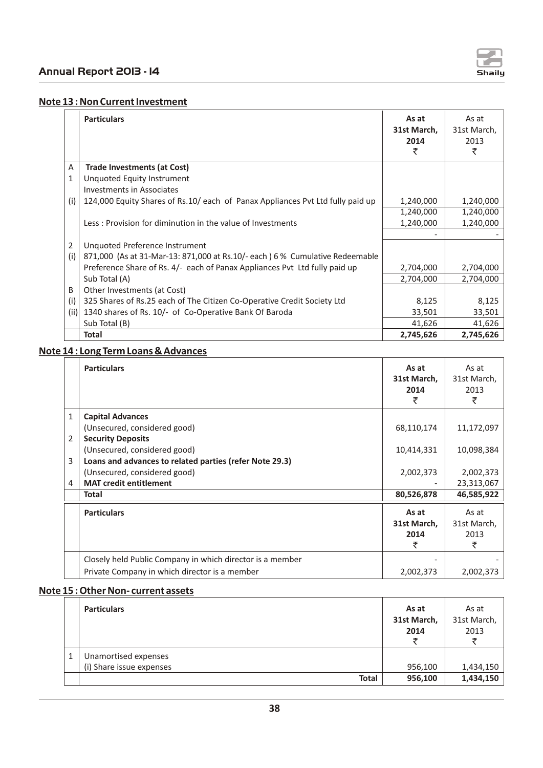## Note 13 : Non Current Investment

| | Particulars | As at 31st March, 2014 ₹ | As at 31st March, 2013 ₹ |
|---|---|---|---|
| A | **Trade Investments (at Cost)** | | |
| 1 | Unquoted Equity Instrument | | |
| | Investments in Associates | | |
| (i) | 124,000 Equity Shares of Rs.10/ each of Panax Appliances Pvt Ltd fully paid up | 1,240,000 | 1,240,000 |
| | | 1,240,000 | 1,240,000 |
| | Less : Provision for diminution in the value of Investments | 1,240,000 | 1,240,000 |
| | | - | - |
| 2 | Unquoted Preference Instrument | | |
| (i) | 871,000 (As at 31-Mar-13: 871,000 at Rs.10/- each ) 6 % Cumulative Redeemable Preference Share of Rs. 4/- each of Panax Appliances Pvt Ltd fully paid up | 2,704,000 | 2,704,000 |
| | Sub Total (A) | 2,704,000 | 2,704,000 |
| B | Other Investments (at Cost) | | |
| (i) | 325 Shares of Rs.25 each of The Citizen Co-Operative Credit Society Ltd | 8,125 | 8,125 |
| (ii) | 1340 shares of Rs. 10/- of Co-Operative Bank Of Baroda | 33,501 | 33,501 |
| | Sub Total (B) | 41,626 | 41,626 |
| | **Total** | **2,745,626** | **2,745,626** |

## Note 14 : Long Term Loans & Advances

| | Particulars | As at 31st March, 2014 ₹ | As at 31st March, 2013 ₹ |
|---|---|---|---|
| 1 | **Capital Advances** | | |
| | (Unsecured, considered good) | 68,110,174 | 11,172,097 |
| 2 | **Security Deposits** | | |
| | (Unsecured, considered good) | 10,414,331 | 10,098,384 |
| 3 | **Loans and advances to related parties (refer Note 29.3)** | | |
| | (Unsecured, considered good) | 2,002,373 | 2,002,373 |
| 4 | **MAT credit entitlement** | - | 23,313,067 |
| | **Total** | **80,526,878** | **46,585,922** |

| | Particulars | As at 31st March, 2014 ₹ | As at 31st March, 2013 ₹ |
|---|---|---|---|
| | Closely held Public Company in which director is a member | - | - |
| | Private Company in which director is a member | 2,002,373 | 2,002,373 |

## Note 15 : Other Non- current assets

| | Particulars | As at 31st March, 2014 ₹ | As at 31st March, 2013 ₹ |
|---|---|---|---|
| 1 | Unamortised expenses | | |
| | (i) Share issue expenses | 956,100 | 1,434,150 |
| | **Total** | **956,100** | **1,434,150** |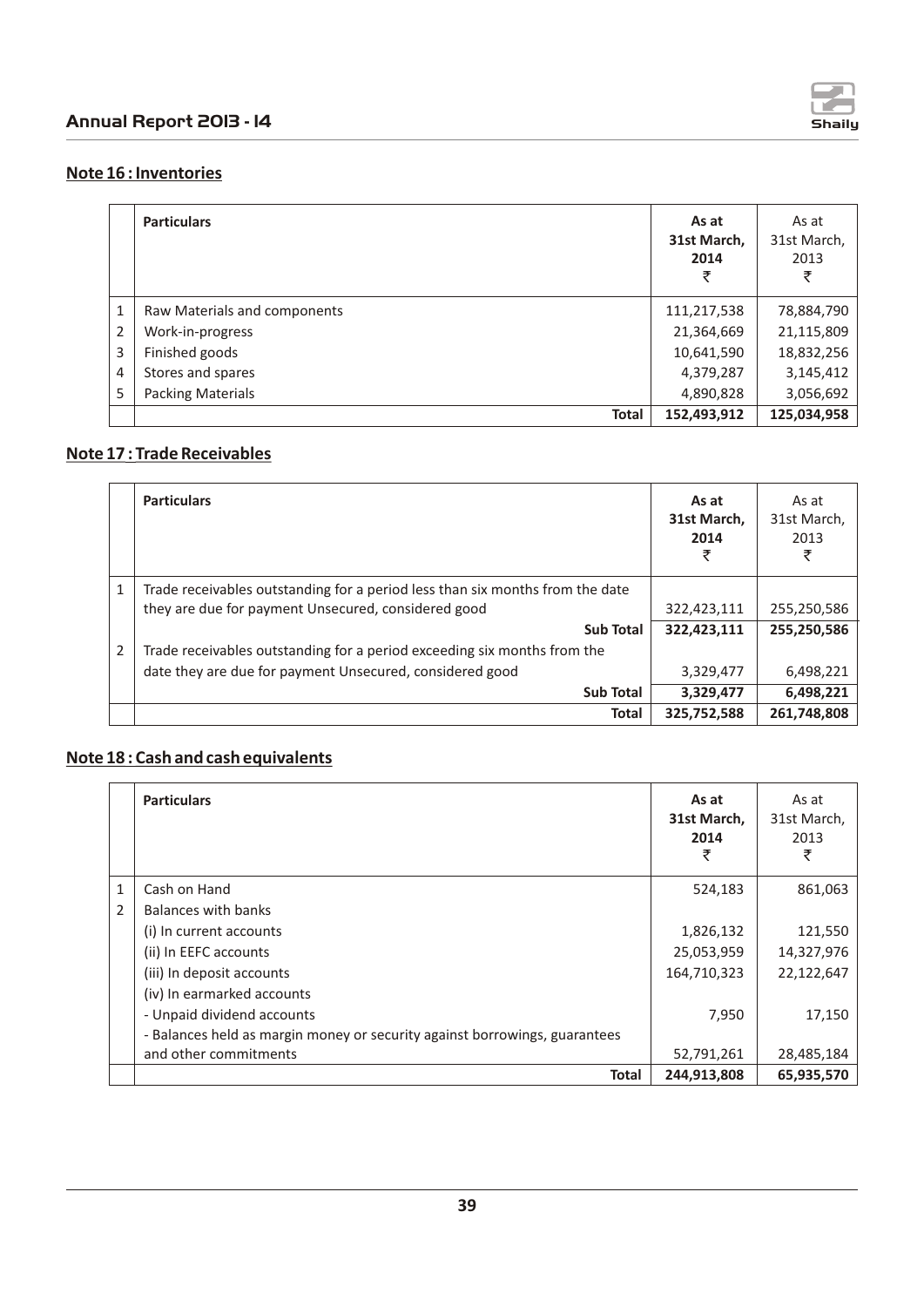## Note 16 : Inventories

| | Particulars | As at 31st March, 2014 ₹ | As at 31st March, 2013 ₹ |
|---|---|---|---|
| 1 | Raw Materials and components | 111,217,538 | 78,884,790 |
| 2 | Work-in-progress | 21,364,669 | 21,115,809 |
| 3 | Finished goods | 10,641,590 | 18,832,256 |
| 4 | Stores and spares | 4,379,287 | 3,145,412 |
| 5 | Packing Materials | 4,890,828 | 3,056,692 |
| | **Total** | **152,493,912** | **125,034,958** |

## Note 17 : Trade Receivables

| | Particulars | As at 31st March, 2014 ₹ | As at 31st March, 2013 ₹ |
|---|---|---|---|
| 1 | Trade receivables outstanding for a period less than six months from the date they are due for payment Unsecured, considered good | 322,423,111 | 255,250,586 |
| | **Sub Total** | **322,423,111** | **255,250,586** |
| 2 | Trade receivables outstanding for a period exceeding six months from the date they are due for payment Unsecured, considered good | 3,329,477 | 6,498,221 |
| | **Sub Total** | **3,329,477** | **6,498,221** |
| | **Total** | **325,752,588** | **261,748,808** |

## Note 18 : Cash and cash equivalents

| | Particulars | As at 31st March, 2014 ₹ | As at 31st March, 2013 ₹ |
|---|---|---|---|
| 1 | Cash on Hand | 524,183 | 861,063 |
| 2 | Balances with banks | | |
| | (i) In current accounts | 1,826,132 | 121,550 |
| | (ii) In EEFC accounts | 25,053,959 | 14,327,976 |
| | (iii) In deposit accounts | 164,710,323 | 22,122,647 |
| | (iv) In earmarked accounts | | |
| | - Unpaid dividend accounts | 7,950 | 17,150 |
| | - Balances held as margin money or security against borrowings, guarantees and other commitments | 52,791,261 | 28,485,184 |
| | **Total** | **244,913,808** | **65,935,570** |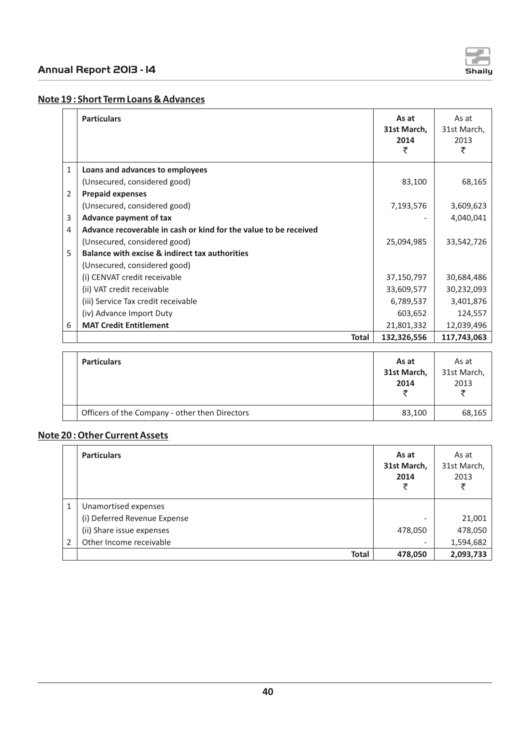## Note 19 : Short Term Loans & Advances

| | Particulars | As at 31st March, 2014 ₹ | As at 31st March, 2013 ₹ |
|---|---|---|---|
| 1 | **Loans and advances to employees** | | |
| | (Unsecured, considered good) | 83,100 | 68,165 |
| 2 | **Prepaid expenses** | | |
| | (Unsecured, considered good) | 7,193,576 | 3,609,623 |
| 3 | **Advance payment of tax** | - | 4,040,041 |
| 4 | **Advance recoverable in cash or kind for the value to be received** | | |
| | (Unsecured, considered good) | 25,094,985 | 33,542,726 |
| 5 | **Balance with excise & indirect tax authorities** | | |
| | (Unsecured, considered good) | | |
| | (i) CENVAT credit receivable | 37,150,797 | 30,684,486 |
| | (ii) VAT credit receivable | 33,609,577 | 30,232,093 |
| | (iii) Service Tax credit receivable | 6,789,537 | 3,401,876 |
| | (iv) Advance Import Duty | 603,652 | 124,557 |
| 6 | **MAT Credit Entitlement** | 21,801,332 | 12,039,496 |
| | **Total** | **132,326,556** | **117,743,063** |

| | Particulars | As at 31st March, 2014 ₹ | As at 31st March, 2013 ₹ |
|---|---|---|---|
| | Officers of the Company - other then Directors | 83,100 | 68,165 |

## Note 20 : Other Current Assets

| | Particulars | As at 31st March, 2014 ₹ | As at 31st March, 2013 ₹ |
|---|---|---|---|
| 1 | Unamortised expenses | | |
| | (i) Deferred Revenue Expense | - | 21,001 |
| | (ii) Share issue expenses | 478,050 | 478,050 |
| 2 | Other Income receivable | - | 1,594,682 |
| | **Total** | **478,050** | **2,093,733** |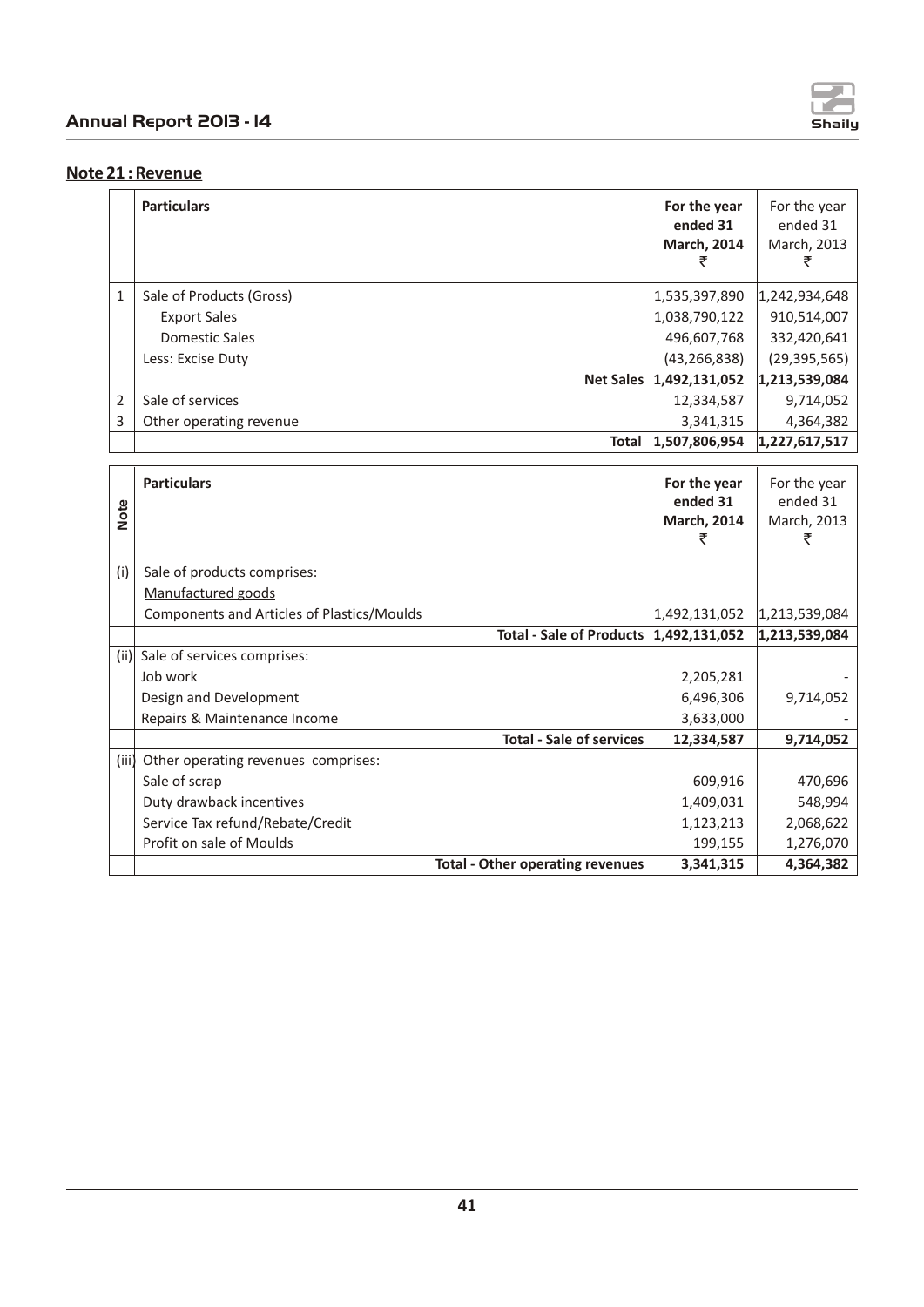## Note 21 : Revenue

| | Particulars | For the year ended 31 March, 2014 ₹ | For the year ended 31 March, 2013 ₹ |
|---|---|---|---|
| 1 | Sale of Products (Gross) | 1,535,397,890 | 1,242,934,648 |
| | Export Sales | 1,038,790,122 | 910,514,007 |
| | Domestic Sales | 496,607,768 | 332,420,641 |
| | Less: Excise Duty | (43,266,838) | (29,395,565) |
| | **Net Sales** | **1,492,131,052** | **1,213,539,084** |
| 2 | Sale of services | 12,334,587 | 9,714,052 |
| 3 | Other operating revenue | 3,341,315 | 4,364,382 |
| | **Total** | **1,507,806,954** | **1,227,617,517** |

| Note | Particulars | For the year ended 31 March, 2014 ₹ | For the year ended 31 March, 2013 ₹ |
|---|---|---|---|
| (i) | Sale of products comprises: | | |
| | Manufactured goods | | |
| | Components and Articles of Plastics/Moulds | 1,492,131,052 | 1,213,539,084 |
| | **Total - Sale of Products** | **1,492,131,052** | **1,213,539,084** |
| (ii) | Sale of services comprises: | | |
| | Job work | 2,205,281 | - |
| | Design and Development | 6,496,306 | 9,714,052 |
| | Repairs & Maintenance Income | 3,633,000 | - |
| | **Total - Sale of services** | **12,334,587** | **9,714,052** |
| (iii) | Other operating revenues comprises: | | |
| | Sale of scrap | 609,916 | 470,696 |
| | Duty drawback incentives | 1,409,031 | 548,994 |
| | Service Tax refund/Rebate/Credit | 1,123,213 | 2,068,622 |
| | Profit on sale of Moulds | 199,155 | 1,276,070 |
| | **Total - Other operating revenues** | **3,341,315** | **4,364,382** |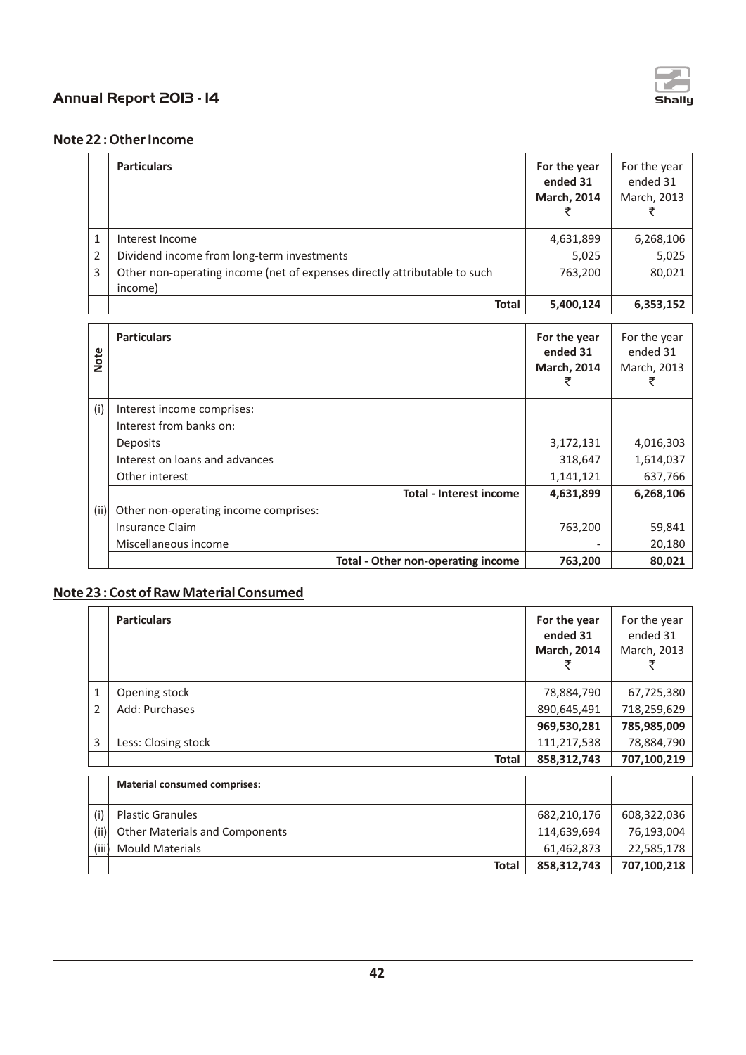## Note 22 : Other Income

| | Particulars | For the year ended 31 March, 2014 ₹ | For the year ended 31 March, 2013 ₹ |
|---|---|---|---|
| 1 | Interest Income | 4,631,899 | 6,268,106 |
| 2 | Dividend income from long-term investments | 5,025 | 5,025 |
| 3 | Other non-operating income (net of expenses directly attributable to such income) | 763,200 | 80,021 |
| | **Total** | **5,400,124** | **6,353,152** |

| Note | Particulars | For the year ended 31 March, 2014 ₹ | For the year ended 31 March, 2013 ₹ |
|---|---|---|---|
| (i) | Interest income comprises: | | |
| | Interest from banks on: | | |
| | Deposits | 3,172,131 | 4,016,303 |
| | Interest on loans and advances | 318,647 | 1,614,037 |
| | Other interest | 1,141,121 | 637,766 |
| | **Total - Interest income** | **4,631,899** | **6,268,106** |
| (ii) | Other non-operating income comprises: | | |
| | Insurance Claim | 763,200 | 59,841 |
| | Miscellaneous income | - | 20,180 |
| | **Total - Other non-operating income** | **763,200** | **80,021** |

## Note 23 : Cost of Raw Material Consumed

| | Particulars | For the year ended 31 March, 2014 ₹ | For the year ended 31 March, 2013 ₹ |
|---|---|---|---|
| 1 | Opening stock | 78,884,790 | 67,725,380 |
| 2 | Add: Purchases | 890,645,491 | 718,259,629 |
| | | **969,530,281** | **785,985,009** |
| 3 | Less: Closing stock | 111,217,538 | 78,884,790 |
| | **Total** | **858,312,743** | **707,100,219** |

| | **Material consumed comprises:** | | |
|---|---|---|---|
| (i) | Plastic Granules | 682,210,176 | 608,322,036 |
| (ii) | Other Materials and Components | 114,639,694 | 76,193,004 |
| (iii) | Mould Materials | 61,462,873 | 22,585,178 |
| | **Total** | **858,312,743** | **707,100,218** |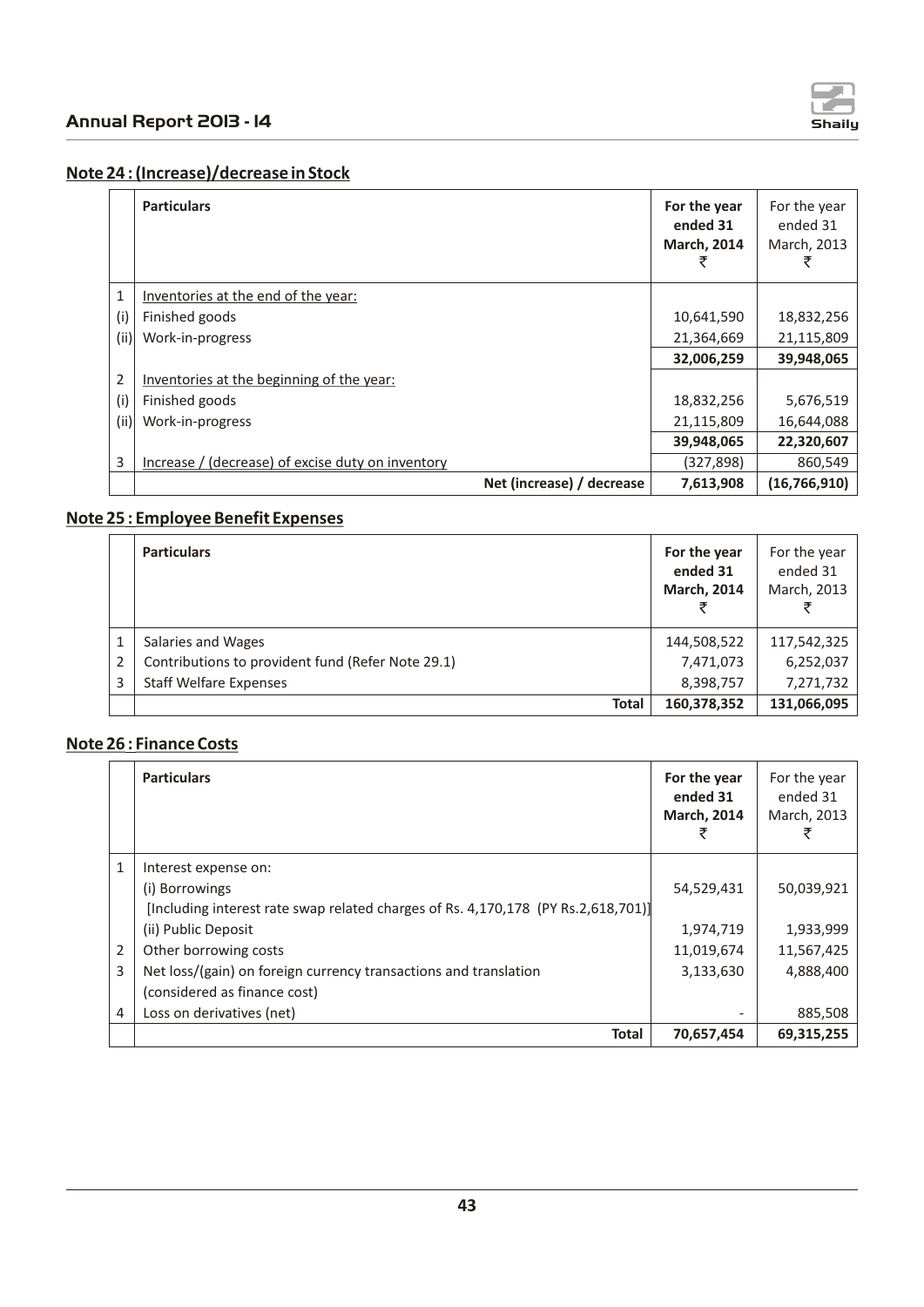## Note 24 : (Increase)/decrease in Stock

| | Particulars | For the year ended 31 March, 2014 ₹ | For the year ended 31 March, 2013 ₹ |
|---|---|---|---|
| 1 | Inventories at the end of the year: | | |
| (i) | Finished goods | 10,641,590 | 18,832,256 |
| (ii) | Work-in-progress | 21,364,669 | 21,115,809 |
| | | **32,006,259** | **39,948,065** |
| 2 | Inventories at the beginning of the year: | | |
| (i) | Finished goods | 18,832,256 | 5,676,519 |
| (ii) | Work-in-progress | 21,115,809 | 16,644,088 |
| | | **39,948,065** | **22,320,607** |
| 3 | Increase / (decrease) of excise duty on inventory | (327,898) | 860,549 |
| | **Net (increase) / decrease** | **7,613,908** | **(16,766,910)** |

## Note 25 : Employee Benefit Expenses

| | Particulars | For the year ended 31 March, 2014 ₹ | For the year ended 31 March, 2013 ₹ |
|---|---|---|---|
| 1 | Salaries and Wages | 144,508,522 | 117,542,325 |
| 2 | Contributions to provident fund (Refer Note 29.1) | 7,471,073 | 6,252,037 |
| 3 | Staff Welfare Expenses | 8,398,757 | 7,271,732 |
| | **Total** | **160,378,352** | **131,066,095** |

## Note 26 : Finance Costs

| | Particulars | For the year ended 31 March, 2014 ₹ | For the year ended 31 March, 2013 ₹ |
|---|---|---|---|
| 1 | Interest expense on: | | |
| | (i) Borrowings | 54,529,431 | 50,039,921 |
| | [Including interest rate swap related charges of Rs. 4,170,178 (PY Rs.2,618,701)] | | |
| | (ii) Public Deposit | 1,974,719 | 1,933,999 |
| 2 | Other borrowing costs | 11,019,674 | 11,567,425 |
| 3 | Net loss/(gain) on foreign currency transactions and translation (considered as finance cost) | 3,133,630 | 4,888,400 |
| 4 | Loss on derivatives (net) | - | 885,508 |
| | **Total** | **70,657,454** | **69,315,255** |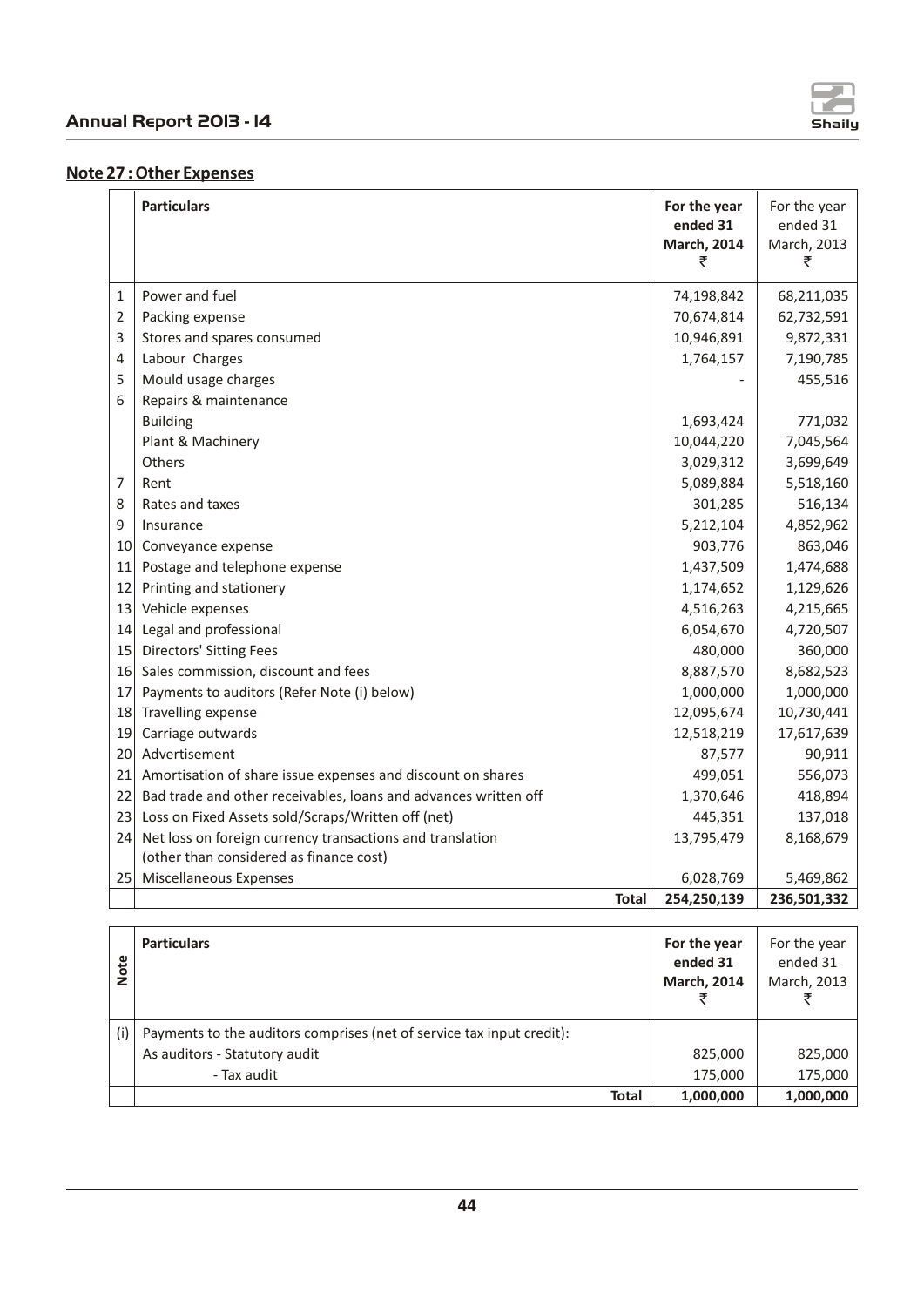## Note 27 : Other Expenses

| | Particulars | For the year ended 31 March, 2014 ₹ | For the year ended 31 March, 2013 ₹ |
|---|---|---|---|
| 1 | Power and fuel | 74,198,842 | 68,211,035 |
| 2 | Packing expense | 70,674,814 | 62,732,591 |
| 3 | Stores and spares consumed | 10,946,891 | 9,872,331 |
| 4 | Labour Charges | 1,764,157 | 7,190,785 |
| 5 | Mould usage charges | - | 455,516 |
| 6 | Repairs & maintenance | | |
| | Building | 1,693,424 | 771,032 |
| | Plant & Machinery | 10,044,220 | 7,045,564 |
| | Others | 3,029,312 | 3,699,649 |
| 7 | Rent | 5,089,884 | 5,518,160 |
| 8 | Rates and taxes | 301,285 | 516,134 |
| 9 | Insurance | 5,212,104 | 4,852,962 |
| 10 | Conveyance expense | 903,776 | 863,046 |
| 11 | Postage and telephone expense | 1,437,509 | 1,474,688 |
| 12 | Printing and stationery | 1,174,652 | 1,129,626 |
| 13 | Vehicle expenses | 4,516,263 | 4,215,665 |
| 14 | Legal and professional | 6,054,670 | 4,720,507 |
| 15 | Directors' Sitting Fees | 480,000 | 360,000 |
| 16 | Sales commission, discount and fees | 8,887,570 | 8,682,523 |
| 17 | Payments to auditors (Refer Note (i) below) | 1,000,000 | 1,000,000 |
| 18 | Travelling expense | 12,095,674 | 10,730,441 |
| 19 | Carriage outwards | 12,518,219 | 17,617,639 |
| 20 | Advertisement | 87,577 | 90,911 |
| 21 | Amortisation of share issue expenses and discount on shares | 499,051 | 556,073 |
| 22 | Bad trade and other receivables, loans and advances written off | 1,370,646 | 418,894 |
| 23 | Loss on Fixed Assets sold/Scraps/Written off (net) | 445,351 | 137,018 |
| 24 | Net loss on foreign currency transactions and translation (other than considered as finance cost) | 13,795,479 | 8,168,679 |
| 25 | Miscellaneous Expenses | 6,028,769 | 5,469,862 |
| | **Total** | **254,250,139** | **236,501,332** |

| Note | Particulars | For the year ended 31 March, 2014 ₹ | For the year ended 31 March, 2013 ₹ |
|---|---|---|---|
| (i) | Payments to the auditors comprises (net of service tax input credit): | | |
| | As auditors - Statutory audit | 825,000 | 825,000 |
| | - Tax audit | 175,000 | 175,000 |
| | **Total** | **1,000,000** | **1,000,000** |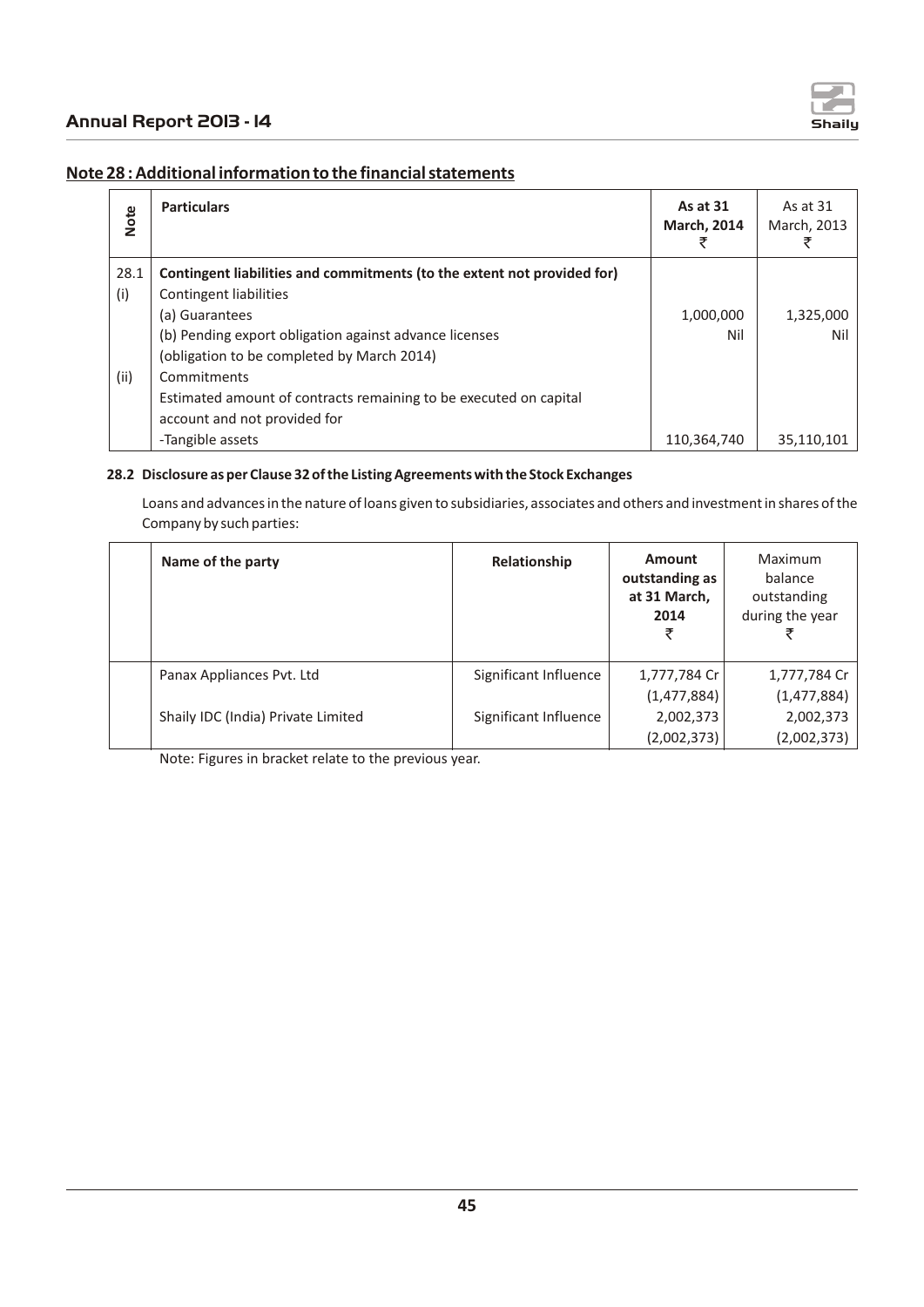## Note 28 : Additional information to the financial statements

| Note | Particulars | As at 31 March, 2014 ₹ | As at 31 March, 2013 ₹ |
|---|---|---|---|
| 28.1 | **Contingent liabilities and commitments (to the extent not provided for)** | | |
| (i) | Contingent liabilities | | |
| | (a) Guarantees | 1,000,000 | 1,325,000 |
| | (b) Pending export obligation against advance licenses (obligation to be completed by March 2014) | Nil | Nil |
| (ii) | Commitments | | |
| | Estimated amount of contracts remaining to be executed on capital account and not provided for | | |
| | -Tangible assets | 110,364,740 | 35,110,101 |

### 28.2 Disclosure as per Clause 32 of the Listing Agreements with the Stock Exchanges

Loans and advances in the nature of loans given to subsidiaries, associates and others and investment in shares of the Company by such parties:

| Name of the party | Relationship | Amount outstanding as at 31 March, 2014 ₹ | Maximum balance outstanding during the year ₹ |
|---|---|---|---|
| Panax Appliances Pvt. Ltd | Significant Influence | 1,777,784 Cr (1,477,884) | 1,777,784 Cr (1,477,884) |
| Shaily IDC (India) Private Limited | Significant Influence | 2,002,373 (2,002,373) | 2,002,373 (2,002,373) |

Note: Figures in bracket relate to the previous year.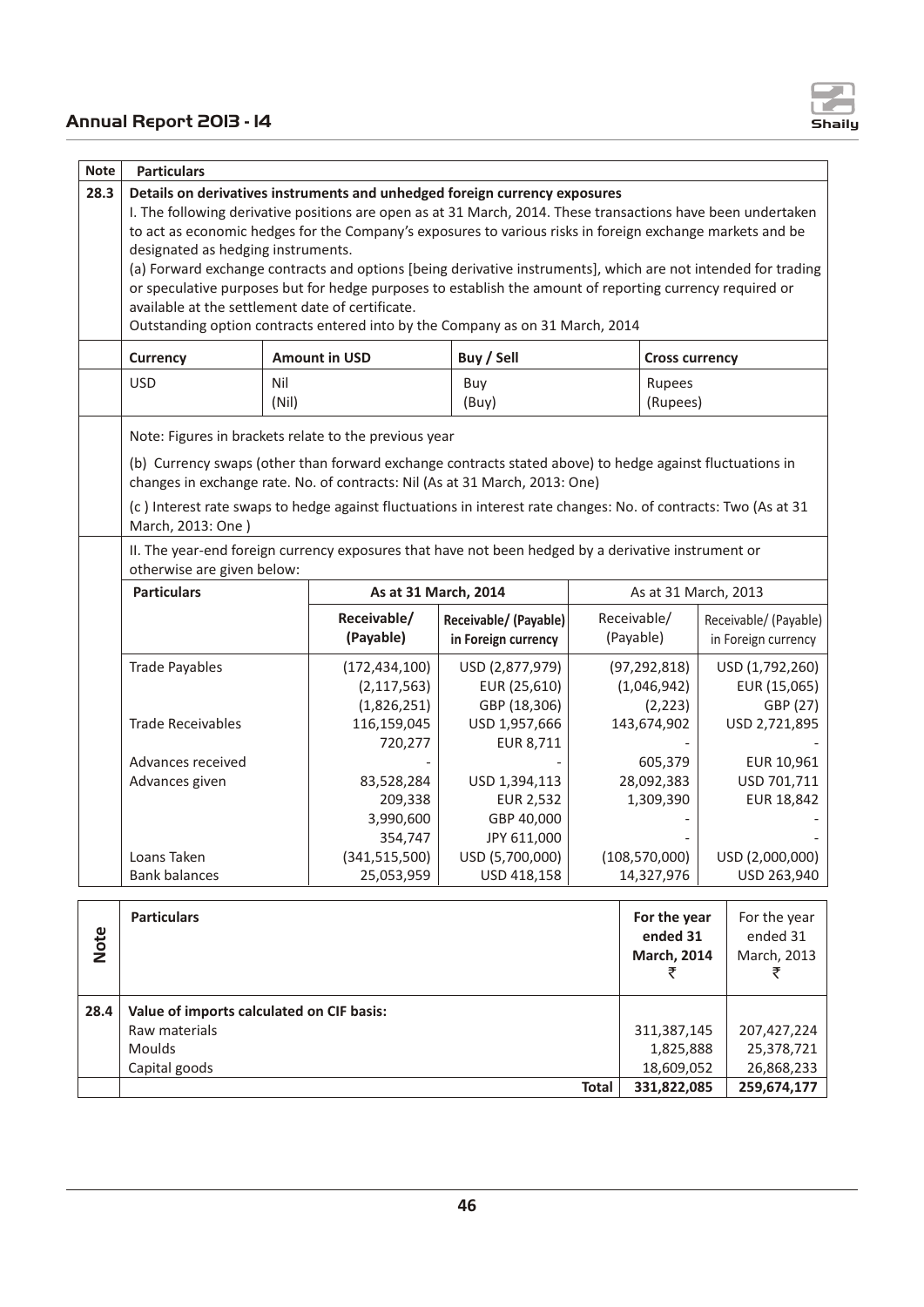| Note | Particulars |
|---|---|
| 28.3 | **Details on derivatives instruments and unhedged foreign currency exposures** |

I. The following derivative positions are open as at 31 March, 2014. These transactions have been undertaken to act as economic hedges for the Company's exposures to various risks in foreign exchange markets and be designated as hedging instruments.

(a) Forward exchange contracts and options [being derivative instruments], which are not intended for trading or speculative purposes but for hedge purposes to establish the amount of reporting currency required or available at the settlement date of certificate.

Outstanding option contracts entered into by the Company as on 31 March, 2014

| Currency | Amount in USD | Buy / Sell | Cross currency |
|---|---|---|---|
| USD | Nil<br>(Nil) | Buy<br>(Buy) | Rupees<br>(Rupees) |

Note: Figures in brackets relate to the previous year

(b) Currency swaps (other than forward exchange contracts stated above) to hedge against fluctuations in changes in exchange rate. No. of contracts: Nil (As at 31 March, 2013: One)

(c ) Interest rate swaps to hedge against fluctuations in interest rate changes: No. of contracts: Two (As at 31 March, 2013: One )

II. The year-end foreign currency exposures that have not been hedged by a derivative instrument or otherwise are given below:

| Particulars | As at 31 March, 2014 | | As at 31 March, 2013 | |
|---|---|---|---|---|
| | Receivable/ (Payable) | Receivable/ (Payable) in Foreign currency | Receivable/ (Payable) | Receivable/ (Payable) in Foreign currency |
| Trade Payables | (172,434,100) | USD (2,877,979) | (97,292,818) | USD (1,792,260) |
| | (2,117,563) | EUR (25,610) | (1,046,942) | EUR (15,065) |
| | (1,826,251) | GBP (18,306) | (2,223) | GBP (27) |
| Trade Receivables | 116,159,045 | USD 1,957,666 | 143,674,902 | USD 2,721,895 |
| | 720,277 | EUR 8,711 | - | - |
| Advances received | - | - | 605,379 | EUR 10,961 |
| Advances given | 83,528,284 | USD 1,394,113 | 28,092,383 | USD 701,711 |
| | 209,338 | EUR 2,532 | 1,309,390 | EUR 18,842 |
| | 3,990,600 | GBP 40,000 | - | - |
| | 354,747 | JPY 611,000 | - | - |
| Loans Taken | (341,515,500) | USD (5,700,000) | (108,570,000) | USD (2,000,000) |
| Bank balances | 25,053,959 | USD 418,158 | 14,327,976 | USD 263,940 |

| Note | Particulars | For the year ended 31 March, 2014 ₹ | For the year ended 31 March, 2013 ₹ |
|---|---|---|---|
| 28.4 | **Value of imports calculated on CIF basis:** | | |
| | Raw materials | 311,387,145 | 207,427,224 |
| | Moulds | 1,825,888 | 25,378,721 |
| | Capital goods | 18,609,052 | 26,868,233 |
| | **Total** | **331,822,085** | **259,674,177** |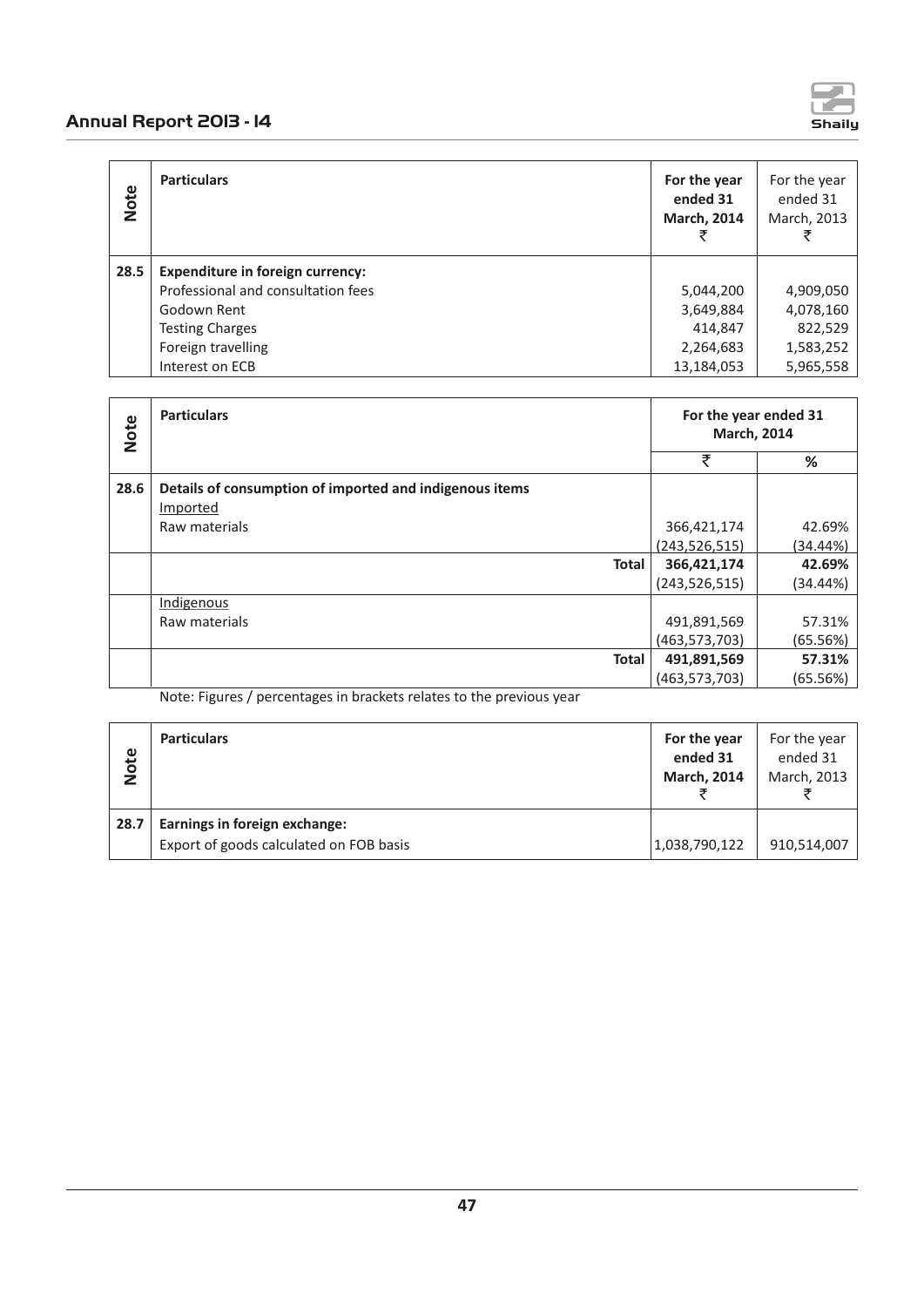| Note | Particulars | For the year ended 31 March, 2014 ₹ | For the year ended 31 March, 2013 ₹ |
|---|---|---|---|
| 28.5 | **Expenditure in foreign currency:** | | |
| | Professional and consultation fees | 5,044,200 | 4,909,050 |
| | Godown Rent | 3,649,884 | 4,078,160 |
| | Testing Charges | 414,847 | 822,529 |
| | Foreign travelling | 2,264,683 | 1,583,252 |
| | Interest on ECB | 13,184,053 | 5,965,558 |

| Note | Particulars | For the year ended 31 March, 2014 | |
|---|---|---|---|
| | | ₹ | % |
| 28.6 | **Details of consumption of imported and indigenous items** | | |
| | Imported | | |
| | Raw materials | 366,421,174<br>(243,526,515) | 42.69%<br>(34.44%) |
| | **Total** | **366,421,174**<br>(243,526,515) | **42.69%**<br>(34.44%) |
| | Indigenous | | |
| | Raw materials | 491,891,569<br>(463,573,703) | 57.31%<br>(65.56%) |
| | **Total** | **491,891,569**<br>(463,573,703) | **57.31%**<br>(65.56%) |

Note: Figures / percentages in brackets relates to the previous year

| Note | Particulars | For the year ended 31 March, 2014 ₹ | For the year ended 31 March, 2013 ₹ |
|---|---|---|---|
| 28.7 | **Earnings in foreign exchange:** | | |
| | Export of goods calculated on FOB basis | 1,038,790,122 | 910,514,007 |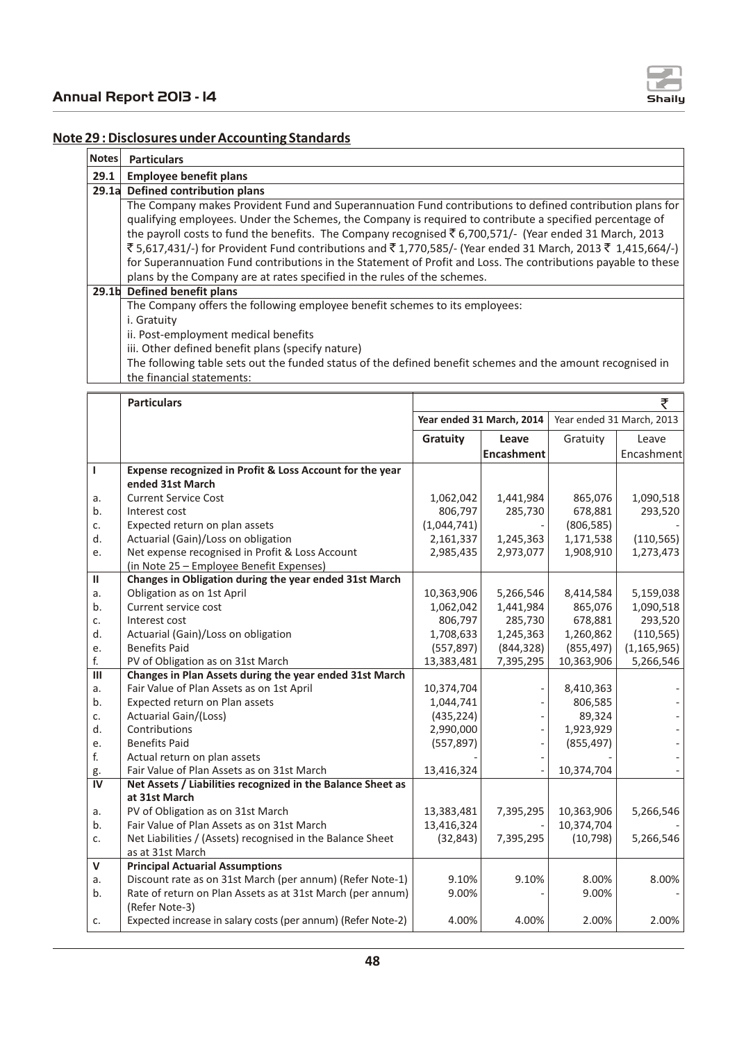## Note 29 : Disclosures under Accounting Standards

| Notes | Particulars |
|---|---|
| 29.1 | **Employee benefit plans** |
| 29.1a | **Defined contribution plans** |
| | The Company makes Provident Fund and Superannuation Fund contributions to defined contribution plans for qualifying employees. Under the Schemes, the Company is required to contribute a specified percentage of the payroll costs to fund the benefits. The Company recognised ₹ 6,700,571/- (Year ended 31 March, 2013 ₹ 5,617,431/-) for Provident Fund contributions and ₹ 1,770,585/- (Year ended 31 March, 2013 ₹ 1,415,664/-) for Superannuation Fund contributions in the Statement of Profit and Loss. The contributions payable to these plans by the Company are at rates specified in the rules of the schemes. |
| 29.1b | **Defined benefit plans** |
| | The Company offers the following employee benefit schemes to its employees:<br>i. Gratuity<br>ii. Post-employment medical benefits<br>iii. Other defined benefit plans (specify nature)<br>The following table sets out the funded status of the defined benefit schemes and the amount recognised in the financial statements: |

| | **Particulars** | ₹ | | | |
|---|---|---|---|---|---|
| | | **Year ended 31 March, 2014** | | Year ended 31 March, 2013 | |
| | | **Gratuity** | **Leave Encashment** | Gratuity | Leave Encashment |
| **I** | **Expense recognized in Profit & Loss Account for the year ended 31st March** | | | | |
| a. | Current Service Cost | 1,062,042 | 1,441,984 | 865,076 | 1,090,518 |
| b. | Interest cost | 806,797 | 285,730 | 678,881 | 293,520 |
| c. | Expected return on plan assets | (1,044,741) | - | (806,585) | - |
| d. | Actuarial (Gain)/Loss on obligation | 2,161,337 | 1,245,363 | 1,171,538 | (110,565) |
| e. | Net expense recognised in Profit & Loss Account (in Note 25 – Employee Benefit Expenses) | 2,985,435 | 2,973,077 | 1,908,910 | 1,273,473 |
| **II** | **Changes in Obligation during the year ended 31st March** | | | | |
| a. | Obligation as on 1st April | 10,363,906 | 5,266,546 | 8,414,584 | 5,159,038 |
| b. | Current service cost | 1,062,042 | 1,441,984 | 865,076 | 1,090,518 |
| c. | Interest cost | 806,797 | 285,730 | 678,881 | 293,520 |
| d. | Actuarial (Gain)/Loss on obligation | 1,708,633 | 1,245,363 | 1,260,862 | (110,565) |
| e. | Benefits Paid | (557,897) | (844,328) | (855,497) | (1,165,965) |
| f. | PV of Obligation as on 31st March | 13,383,481 | 7,395,295 | 10,363,906 | 5,266,546 |
| **III** | **Changes in Plan Assets during the year ended 31st March** | | | | |
| a. | Fair Value of Plan Assets as on 1st April | 10,374,704 | - | 8,410,363 | - |
| b. | Expected return on Plan assets | 1,044,741 | - | 806,585 | - |
| c. | Actuarial Gain/(Loss) | (435,224) | - | 89,324 | - |
| d. | Contributions | 2,990,000 | - | 1,923,929 | - |
| e. | Benefits Paid | (557,897) | - | (855,497) | - |
| f. | Actual return on plan assets | - | - | - | - |
| g. | Fair Value of Plan Assets as on 31st March | 13,416,324 | - | 10,374,704 | - |
| **IV** | **Net Assets / Liabilities recognized in the Balance Sheet as at 31st March** | | | | |
| a. | PV of Obligation as on 31st March | 13,383,481 | 7,395,295 | 10,363,906 | 5,266,546 |
| b. | Fair Value of Plan Assets as on 31st March | 13,416,324 | - | 10,374,704 | - |
| c. | Net Liabilities / (Assets) recognised in the Balance Sheet as at 31st March | (32,843) | 7,395,295 | (10,798) | 5,266,546 |
| **V** | **Principal Actuarial Assumptions** | | | | |
| a. | Discount rate as on 31st March (per annum) (Refer Note-1) | 9.10% | 9.10% | 8.00% | 8.00% |
| b. | Rate of return on Plan Assets as at 31st March (per annum) (Refer Note-3) | 9.00% | - | 9.00% | - |
| c. | Expected increase in salary costs (per annum) (Refer Note-2) | 4.00% | 4.00% | 2.00% | 2.00% |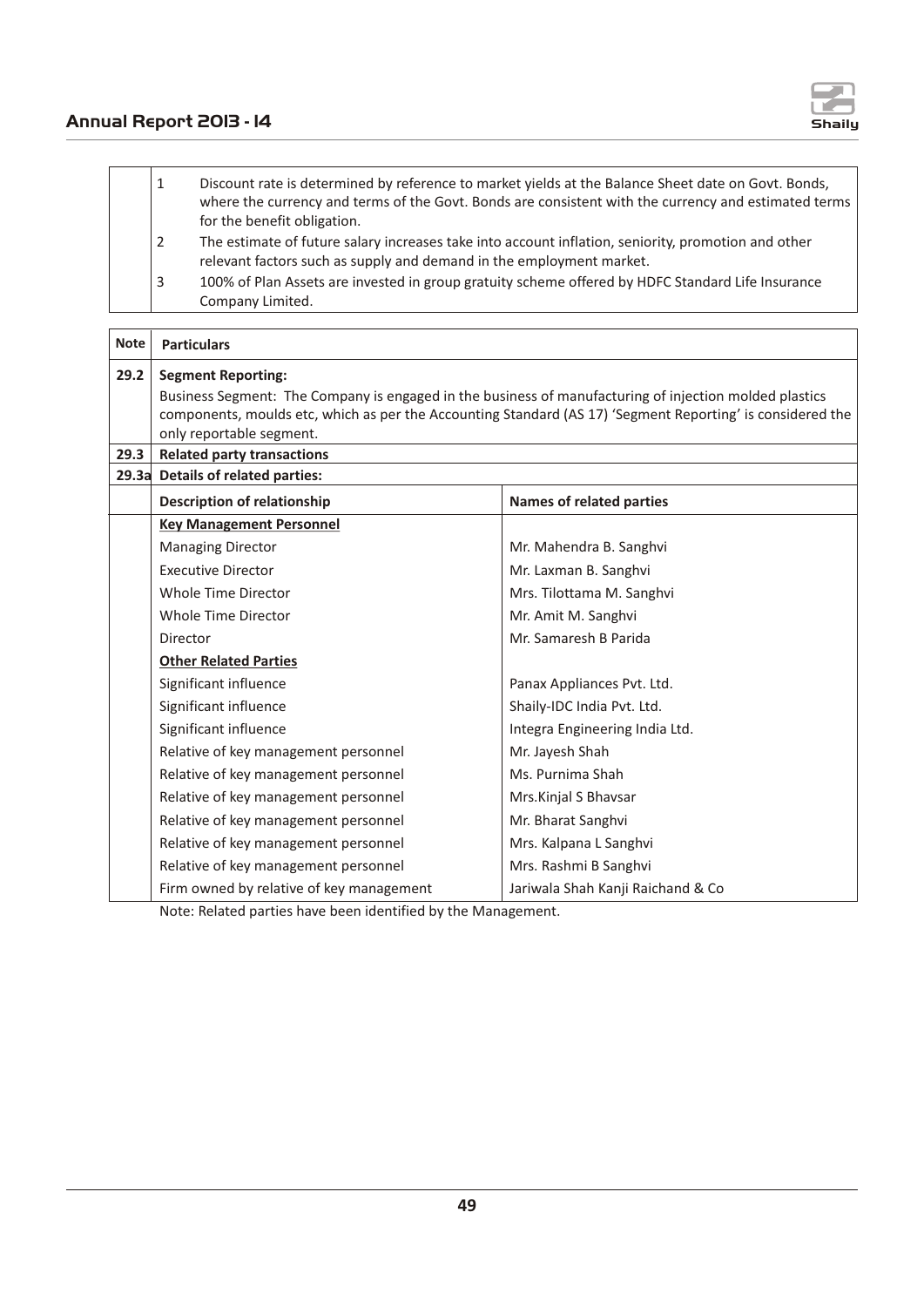| | |
|---|---|
| 1 | Discount rate is determined by reference to market yields at the Balance Sheet date on Govt. Bonds, where the currency and terms of the Govt. Bonds are consistent with the currency and estimated terms for the benefit obligation. |
| 2 | The estimate of future salary increases take into account inflation, seniority, promotion and other relevant factors such as supply and demand in the employment market. |
| 3 | 100% of Plan Assets are invested in group gratuity scheme offered by HDFC Standard Life Insurance Company Limited. |

| Note | Particulars | |
|---|---|---|
| 29.2 | **Segment Reporting:** Business Segment: The Company is engaged in the business of manufacturing of injection molded plastics components, moulds etc, which as per the Accounting Standard (AS 17) 'Segment Reporting' is considered the only reportable segment. | |
| 29.3 | **Related party transactions** | |
| 29.3a | **Details of related parties:** | |
| | **Description of relationship** | **Names of related parties** |
| | **Key Management Personnel** | |
| | Managing Director | Mr. Mahendra B. Sanghvi |
| | Executive Director | Mr. Laxman B. Sanghvi |
| | Whole Time Director | Mrs. Tilottama M. Sanghvi |
| | Whole Time Director | Mr. Amit M. Sanghvi |
| | Director | Mr. Samaresh B Parida |
| | **Other Related Parties** | |
| | Significant influence | Panax Appliances Pvt. Ltd. |
| | Significant influence | Shaily-IDC India Pvt. Ltd. |
| | Significant influence | Integra Engineering India Ltd. |
| | Relative of key management personnel | Mr. Jayesh Shah |
| | Relative of key management personnel | Ms. Purnima Shah |
| | Relative of key management personnel | Mrs.Kinjal S Bhavsar |
| | Relative of key management personnel | Mr. Bharat Sanghvi |
| | Relative of key management personnel | Mrs. Kalpana L Sanghvi |
| | Relative of key management personnel | Mrs. Rashmi B Sanghvi |
| | Firm owned by relative of key management | Jariwala Shah Kanji Raichand & Co |

Note: Related parties have been identified by the Management.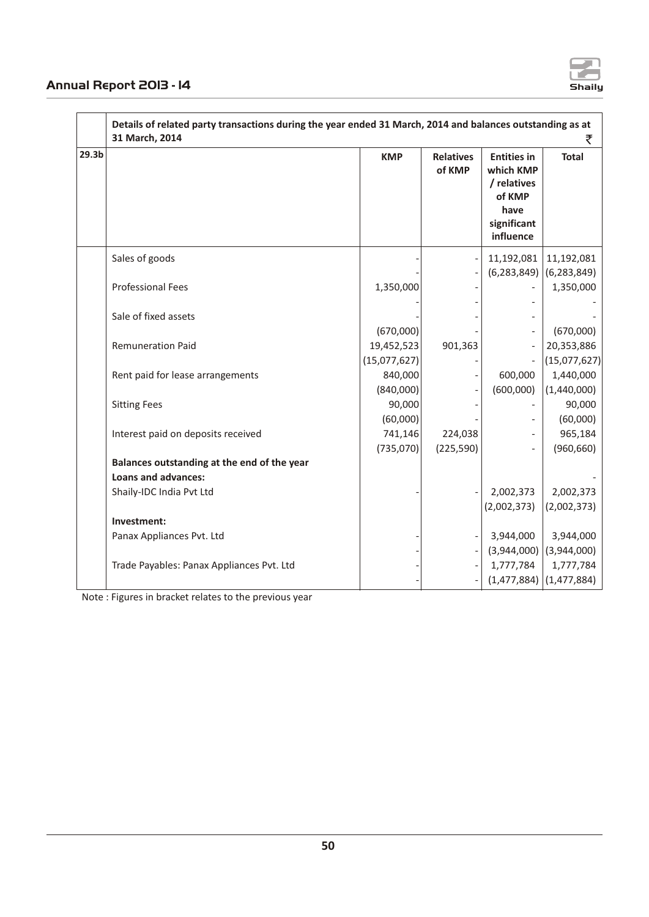| | Details of related party transactions during the year ended 31 March, 2014 and balances outstanding as at 31 March, 2014 | | | | ₹ |
|---|---|---|---|---|---|
| 29.3b | | KMP | Relatives of KMP | Entities in which KMP / relatives of KMP have significant influence | Total |
| | Sales of goods | - | - | 11,192,081 | 11,192,081 |
| | | - | - | (6,283,849) | (6,283,849) |
| | Professional Fees | 1,350,000 | - | - | 1,350,000 |
| | | - | - | - | - |
| | Sale of fixed assets | - | - | - | - |
| | | (670,000) | - | - | (670,000) |
| | Remuneration Paid | 19,452,523 | 901,363 | - | 20,353,886 |
| | | (15,077,627) | - | - | (15,077,627) |
| | Rent paid for lease arrangements | 840,000 | - | 600,000 | 1,440,000 |
| | | (840,000) | - | (600,000) | (1,440,000) |
| | Sitting Fees | 90,000 | - | - | 90,000 |
| | | (60,000) | - | - | (60,000) |
| | Interest paid on deposits received | 741,146 | 224,038 | - | 965,184 |
| | | (735,070) | (225,590) | - | (960,660) |
| | **Balances outstanding at the end of the year** | | | | |
| | **Loans and advances:** | | | | - |
| | Shaily-IDC India Pvt Ltd | - | - | 2,002,373 | 2,002,373 |
| | | | | (2,002,373) | (2,002,373) |
| | **Investment:** | | | | |
| | Panax Appliances Pvt. Ltd | - | - | 3,944,000 | 3,944,000 |
| | | - | - | (3,944,000) | (3,944,000) |
| | Trade Payables: Panax Appliances Pvt. Ltd | - | - | 1,777,784 | 1,777,784 |
| | | - | - | (1,477,884) | (1,477,884) |

Note : Figures in bracket relates to the previous year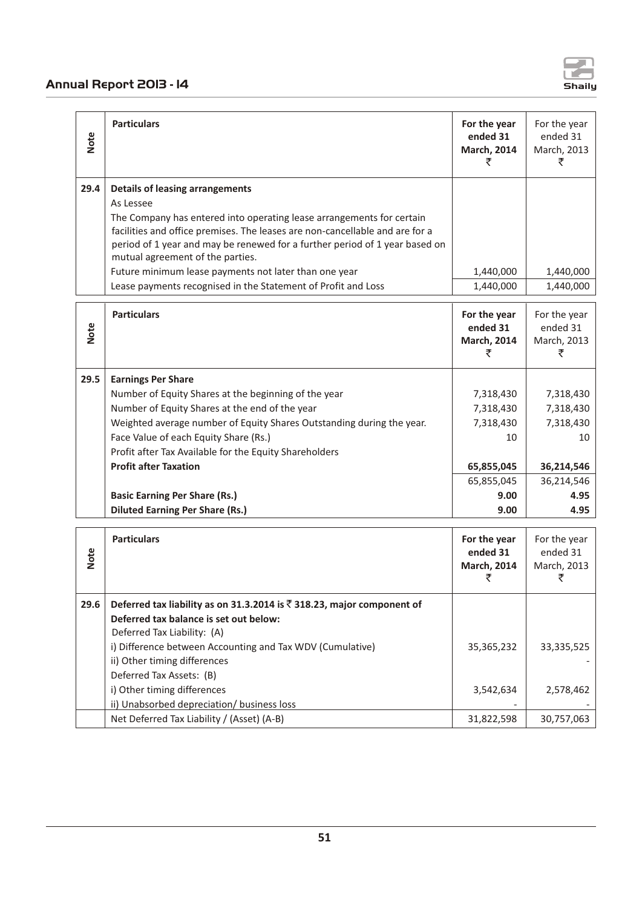| Note | Particulars | For the year ended 31 March, 2014 ₹ | For the year ended 31 March, 2013 ₹ |
|---|---|---|---|
| 29.4 | **Details of leasing arrangements** | | |
| | As Lessee | | |
| | The Company has entered into operating lease arrangements for certain facilities and office premises. The leases are non-cancellable and are for a period of 1 year and may be renewed for a further period of 1 year based on mutual agreement of the parties. | | |
| | Future minimum lease payments not later than one year | 1,440,000 | 1,440,000 |
| | Lease payments recognised in the Statement of Profit and Loss | 1,440,000 | 1,440,000 |

| Note | Particulars | For the year ended 31 March, 2014 ₹ | For the year ended 31 March, 2013 ₹ |
|---|---|---|---|
| 29.5 | **Earnings Per Share** | | |
| | Number of Equity Shares at the beginning of the year | 7,318,430 | 7,318,430 |
| | Number of Equity Shares at the end of the year | 7,318,430 | 7,318,430 |
| | Weighted average number of Equity Shares Outstanding during the year. | 7,318,430 | 7,318,430 |
| | Face Value of each Equity Share (Rs.) | 10 | 10 |
| | Profit after Tax Available for the Equity Shareholders | | |
| | **Profit after Taxation** | **65,855,045** | **36,214,546** |
| | | 65,855,045 | 36,214,546 |
| | **Basic Earning Per Share (Rs.)** | **9.00** | **4.95** |
| | **Diluted Earning Per Share (Rs.)** | **9.00** | **4.95** |

| Note | Particulars | For the year ended 31 March, 2014 ₹ | For the year ended 31 March, 2013 ₹ |
|---|---|---|---|
| 29.6 | **Deferred tax liability as on 31.3.2014 is ₹ 318.23, major component of Deferred tax balance is set out below:** | | |
| | Deferred Tax Liability: (A) | | |
| | i) Difference between Accounting and Tax WDV (Cumulative) | 35,365,232 | 33,335,525 |
| | ii) Other timing differences | | - |
| | Deferred Tax Assets: (B) | | |
| | i) Other timing differences | 3,542,634 | 2,578,462 |
| | ii) Unabsorbed depreciation/ business loss | - | - |
| | Net Deferred Tax Liability / (Asset) (A-B) | 31,822,598 | 30,757,063 |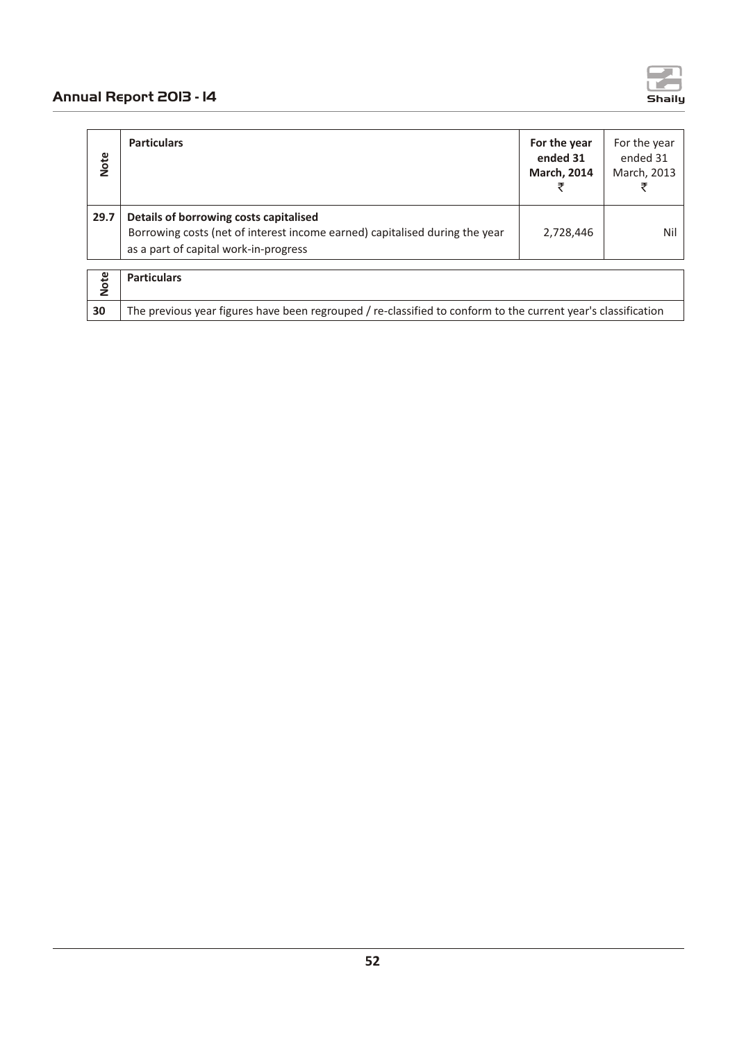| Note | Particulars | For the year ended 31 March, 2014 ₹ | For the year ended 31 March, 2013 ₹ |
|---|---|---|---|
| 29.7 | **Details of borrowing costs capitalised**<br>Borrowing costs (net of interest income earned) capitalised during the year as a part of capital work-in-progress | 2,728,446 | Nil |

| Note | Particulars |
|---|---|
| 30 | The previous year figures have been regrouped / re-classified to conform to the current year's classification |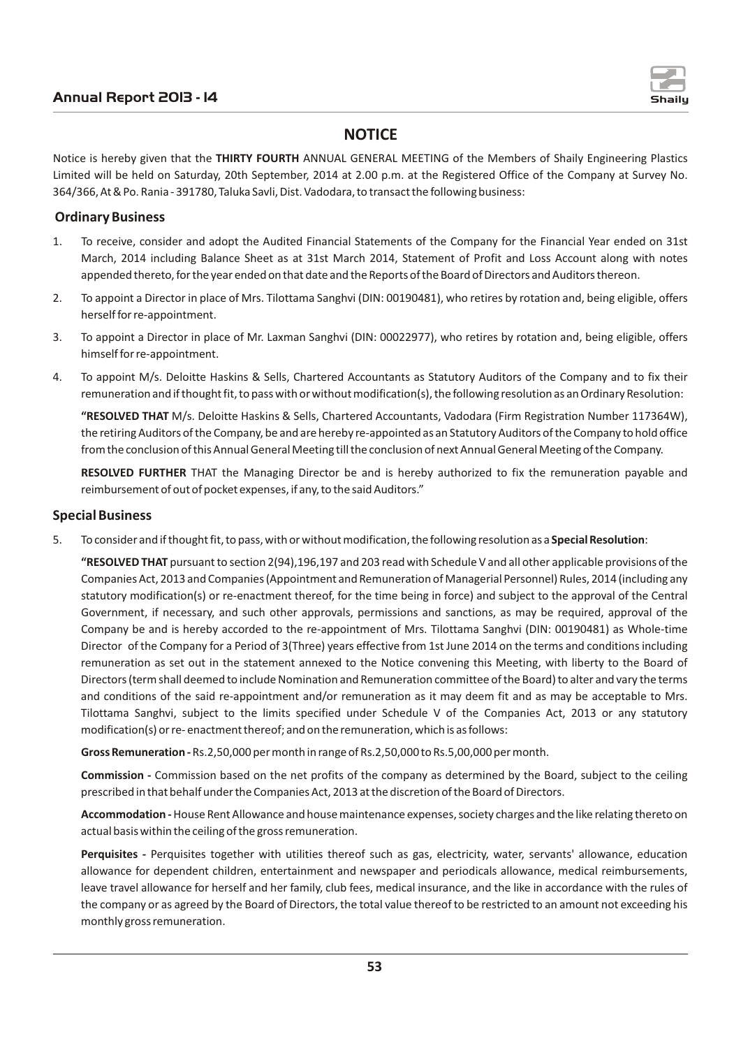# NOTICE

Notice is hereby given that the **THIRTY FOURTH** ANNUAL GENERAL MEETING of the Members of Shaily Engineering Plastics Limited will be held on Saturday, 20th September, 2014 at 2.00 p.m. at the Registered Office of the Company at Survey No. 364/366, At & Po. Rania - 391780, Taluka Savli, Dist. Vadodara, to transact the following business:

## Ordinary Business

1. To receive, consider and adopt the Audited Financial Statements of the Company for the Financial Year ended on 31st March, 2014 including Balance Sheet as at 31st March 2014, Statement of Profit and Loss Account along with notes appended thereto, for the year ended on that date and the Reports of the Board of Directors and Auditors thereon.
2. To appoint a Director in place of Mrs. Tilottama Sanghvi (DIN: 00190481), who retires by rotation and, being eligible, offers herself for re-appointment.
3. To appoint a Director in place of Mr. Laxman Sanghvi (DIN: 00022977), who retires by rotation and, being eligible, offers himself for re-appointment.
4. To appoint M/s. Deloitte Haskins & Sells, Chartered Accountants as Statutory Auditors of the Company and to fix their remuneration and if thought fit, to pass with or without modification(s), the following resolution as an Ordinary Resolution:

   **"RESOLVED THAT** M/s. Deloitte Haskins & Sells, Chartered Accountants, Vadodara (Firm Registration Number 117364W), the retiring Auditors of the Company, be and are hereby re-appointed as an Statutory Auditors of the Company to hold office from the conclusion of this Annual General Meeting till the conclusion of next Annual General Meeting of the Company.

   **RESOLVED FURTHER** THAT the Managing Director be and is hereby authorized to fix the remuneration payable and reimbursement of out of pocket expenses, if any, to the said Auditors."

## Special Business

5. To consider and if thought fit, to pass, with or without modification, the following resolution as a **Special Resolution**:

   **"RESOLVED THAT** pursuant to section 2(94),196,197 and 203 read with Schedule V and all other applicable provisions of the Companies Act, 2013 and Companies (Appointment and Remuneration of Managerial Personnel) Rules, 2014 (including any statutory modification(s) or re-enactment thereof, for the time being in force) and subject to the approval of the Central Government, if necessary, and such other approvals, permissions and sanctions, as may be required, approval of the Company be and is hereby accorded to the re-appointment of Mrs. Tilottama Sanghvi (DIN: 00190481) as Whole-time Director of the Company for a Period of 3(Three) years effective from 1st June 2014 on the terms and conditions including remuneration as set out in the statement annexed to the Notice convening this Meeting, with liberty to the Board of Directors (term shall deemed to include Nomination and Remuneration committee of the Board) to alter and vary the terms and conditions of the said re-appointment and/or remuneration as it may deem fit and as may be acceptable to Mrs. Tilottama Sanghvi, subject to the limits specified under Schedule V of the Companies Act, 2013 or any statutory modification(s) or re- enactment thereof; and on the remuneration, which is as follows:

   **Gross Remuneration -** Rs.2,50,000 per month in range of Rs.2,50,000 to Rs.5,00,000 per month.

   **Commission -** Commission based on the net profits of the company as determined by the Board, subject to the ceiling prescribed in that behalf under the Companies Act, 2013 at the discretion of the Board of Directors.

   **Accommodation -** House Rent Allowance and house maintenance expenses, society charges and the like relating thereto on actual basis within the ceiling of the gross remuneration.

   **Perquisites -** Perquisites together with utilities thereof such as gas, electricity, water, servants' allowance, education allowance for dependent children, entertainment and newspaper and periodicals allowance, medical reimbursements, leave travel allowance for herself and her family, club fees, medical insurance, and the like in accordance with the rules of the company or as agreed by the Board of Directors, the total value thereof to be restricted to an amount not exceeding his monthly gross remuneration.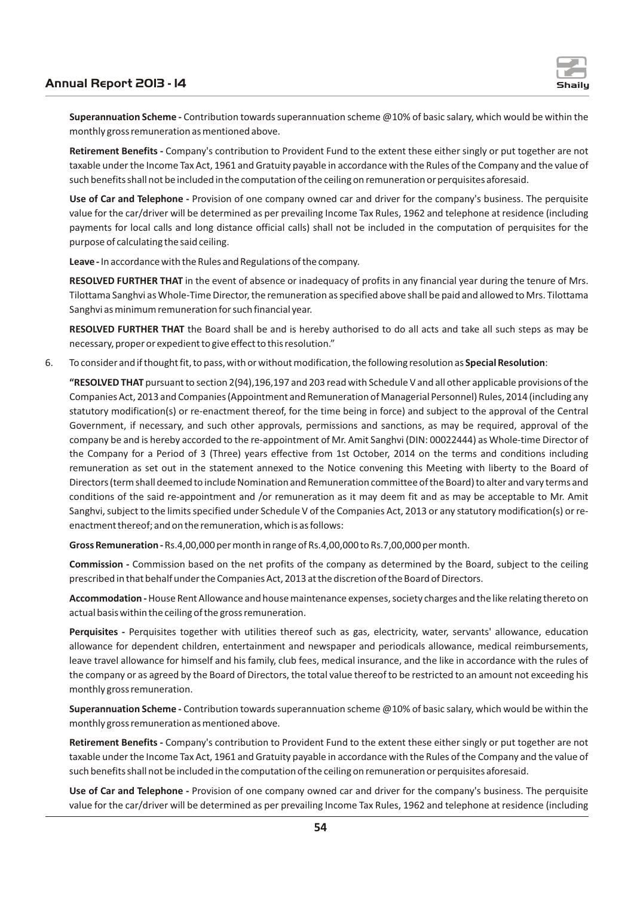**Superannuation Scheme -** Contribution towards superannuation scheme @10% of basic salary, which would be within the monthly gross remuneration as mentioned above.

**Retirement Benefits -** Company's contribution to Provident Fund to the extent these either singly or put together are not taxable under the Income Tax Act, 1961 and Gratuity payable in accordance with the Rules of the Company and the value of such benefits shall not be included in the computation of the ceiling on remuneration or perquisites aforesaid.

**Use of Car and Telephone -** Provision of one company owned car and driver for the company's business. The perquisite value for the car/driver will be determined as per prevailing Income Tax Rules, 1962 and telephone at residence (including payments for local calls and long distance official calls) shall not be included in the computation of perquisites for the purpose of calculating the said ceiling.

**Leave -** In accordance with the Rules and Regulations of the company.

**RESOLVED FURTHER THAT** in the event of absence or inadequacy of profits in any financial year during the tenure of Mrs. Tilottama Sanghvi as Whole-Time Director, the remuneration as specified above shall be paid and allowed to Mrs. Tilottama Sanghvi as minimum remuneration for such financial year.

**RESOLVED FURTHER THAT** the Board shall be and is hereby authorised to do all acts and take all such steps as may be necessary, proper or expedient to give effect to this resolution."

6. To consider and if thought fit, to pass, with or without modification, the following resolution as **Special Resolution**:

**"RESOLVED THAT** pursuant to section 2(94),196,197 and 203 read with Schedule V and all other applicable provisions of the Companies Act, 2013 and Companies (Appointment and Remuneration of Managerial Personnel) Rules, 2014 (including any statutory modification(s) or re-enactment thereof, for the time being in force) and subject to the approval of the Central Government, if necessary, and such other approvals, permissions and sanctions, as may be required, approval of the company be and is hereby accorded to the re-appointment of Mr. Amit Sanghvi (DIN: 00022444) as Whole-time Director of the Company for a Period of 3 (Three) years effective from 1st October, 2014 on the terms and conditions including remuneration as set out in the statement annexed to the Notice convening this Meeting with liberty to the Board of Directors (term shall deemed to include Nomination and Remuneration committee of the Board) to alter and vary terms and conditions of the said re-appointment and /or remuneration as it may deem fit and as may be acceptable to Mr. Amit Sanghvi, subject to the limits specified under Schedule V of the Companies Act, 2013 or any statutory modification(s) or re-enactment thereof; and on the remuneration, which is as follows:

**Gross Remuneration -** Rs.4,00,000 per month in range of Rs.4,00,000 to Rs.7,00,000 per month.

**Commission -** Commission based on the net profits of the company as determined by the Board, subject to the ceiling prescribed in that behalf under the Companies Act, 2013 at the discretion of the Board of Directors.

**Accommodation -** House Rent Allowance and house maintenance expenses, society charges and the like relating thereto on actual basis within the ceiling of the gross remuneration.

**Perquisites -** Perquisites together with utilities thereof such as gas, electricity, water, servants' allowance, education allowance for dependent children, entertainment and newspaper and periodicals allowance, medical reimbursements, leave travel allowance for himself and his family, club fees, medical insurance, and the like in accordance with the rules of the company or as agreed by the Board of Directors, the total value thereof to be restricted to an amount not exceeding his monthly gross remuneration.

**Superannuation Scheme -** Contribution towards superannuation scheme @10% of basic salary, which would be within the monthly gross remuneration as mentioned above.

**Retirement Benefits -** Company's contribution to Provident Fund to the extent these either singly or put together are not taxable under the Income Tax Act, 1961 and Gratuity payable in accordance with the Rules of the Company and the value of such benefits shall not be included in the computation of the ceiling on remuneration or perquisites aforesaid.

**Use of Car and Telephone -** Provision of one company owned car and driver for the company's business. The perquisite value for the car/driver will be determined as per prevailing Income Tax Rules, 1962 and telephone at residence (including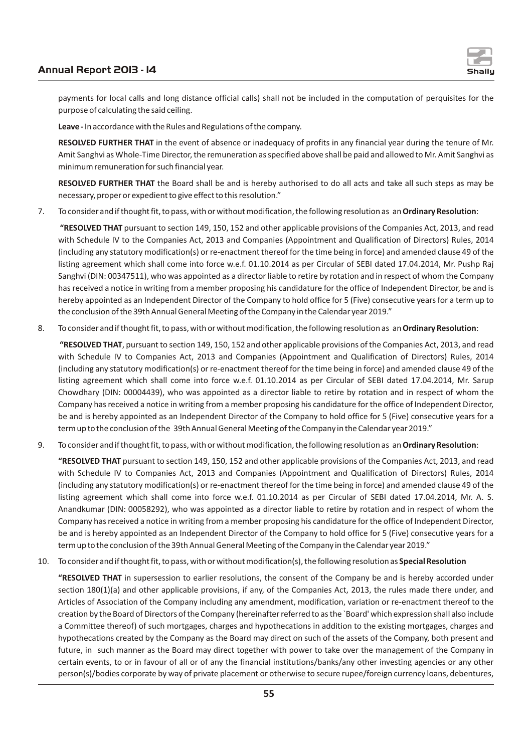payments for local calls and long distance official calls) shall not be included in the computation of perquisites for the purpose of calculating the said ceiling.

**Leave -** In accordance with the Rules and Regulations of the company.

**RESOLVED FURTHER THAT** in the event of absence or inadequacy of profits in any financial year during the tenure of Mr. Amit Sanghvi as Whole-Time Director, the remuneration as specified above shall be paid and allowed to Mr. Amit Sanghvi as minimum remuneration for such financial year.

**RESOLVED FURTHER THAT** the Board shall be and is hereby authorised to do all acts and take all such steps as may be necessary, proper or expedient to give effect to this resolution."

7. To consider and if thought fit, to pass, with or without modification, the following resolution as an **Ordinary Resolution**:

   **"RESOLVED THAT** pursuant to section 149, 150, 152 and other applicable provisions of the Companies Act, 2013, and read with Schedule IV to the Companies Act, 2013 and Companies (Appointment and Qualification of Directors) Rules, 2014 (including any statutory modification(s) or re-enactment thereof for the time being in force) and amended clause 49 of the listing agreement which shall come into force w.e.f. 01.10.2014 as per Circular of SEBI dated 17.04.2014, Mr. Pushp Raj Sanghvi (DIN: 00347511), who was appointed as a director liable to retire by rotation and in respect of whom the Company has received a notice in writing from a member proposing his candidature for the office of Independent Director, be and is hereby appointed as an Independent Director of the Company to hold office for 5 (Five) consecutive years for a term up to the conclusion of the 39th Annual General Meeting of the Company in the Calendar year 2019."

8. To consider and if thought fit, to pass, with or without modification, the following resolution as an **Ordinary Resolution**:

   **"RESOLVED THAT**, pursuant to section 149, 150, 152 and other applicable provisions of the Companies Act, 2013, and read with Schedule IV to Companies Act, 2013 and Companies (Appointment and Qualification of Directors) Rules, 2014 (including any statutory modification(s) or re-enactment thereof for the time being in force) and amended clause 49 of the listing agreement which shall come into force w.e.f. 01.10.2014 as per Circular of SEBI dated 17.04.2014, Mr. Sarup Chowdhary (DIN: 00004439), who was appointed as a director liable to retire by rotation and in respect of whom the Company has received a notice in writing from a member proposing his candidature for the office of Independent Director, be and is hereby appointed as an Independent Director of the Company to hold office for 5 (Five) consecutive years for a term up to the conclusion of the 39th Annual General Meeting of the Company in the Calendar year 2019."

9. To consider and if thought fit, to pass, with or without modification, the following resolution as an **Ordinary Resolution**:

   **"RESOLVED THAT** pursuant to section 149, 150, 152 and other applicable provisions of the Companies Act, 2013, and read with Schedule IV to Companies Act, 2013 and Companies (Appointment and Qualification of Directors) Rules, 2014 (including any statutory modification(s) or re-enactment thereof for the time being in force) and amended clause 49 of the listing agreement which shall come into force w.e.f. 01.10.2014 as per Circular of SEBI dated 17.04.2014, Mr. A. S. Anandkumar (DIN: 00058292), who was appointed as a director liable to retire by rotation and in respect of whom the Company has received a notice in writing from a member proposing his candidature for the office of Independent Director, be and is hereby appointed as an Independent Director of the Company to hold office for 5 (Five) consecutive years for a term up to the conclusion of the 39th Annual General Meeting of the Company in the Calendar year 2019."

10. To consider and if thought fit, to pass, with or without modification(s), the following resolution as **Special Resolution**

    **"RESOLVED THAT** in supersession to earlier resolutions, the consent of the Company be and is hereby accorded under section 180(1)(a) and other applicable provisions, if any, of the Companies Act, 2013, the rules made there under, and Articles of Association of the Company including any amendment, modification, variation or re-enactment thereof to the creation by the Board of Directors of the Company (hereinafter referred to as the `Board' which expression shall also include a Committee thereof) of such mortgages, charges and hypothecations in addition to the existing mortgages, charges and hypothecations created by the Company as the Board may direct on such of the assets of the Company, both present and future, in such manner as the Board may direct together with power to take over the management of the Company in certain events, to or in favour of all or of any the financial institutions/banks/any other investing agencies or any other person(s)/bodies corporate by way of private placement or otherwise to secure rupee/foreign currency loans, debentures,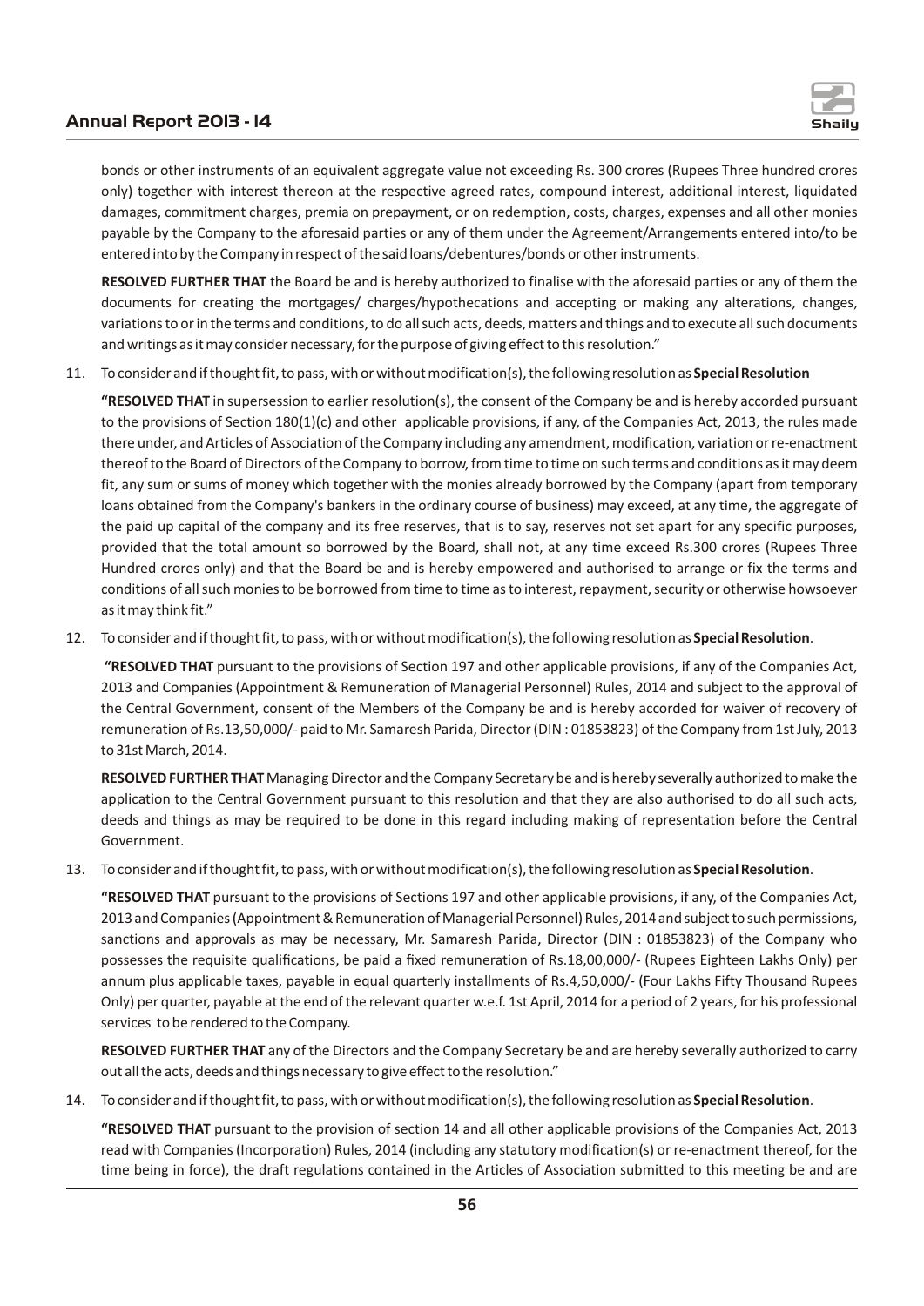bonds or other instruments of an equivalent aggregate value not exceeding Rs. 300 crores (Rupees Three hundred crores only) together with interest thereon at the respective agreed rates, compound interest, additional interest, liquidated damages, commitment charges, premia on prepayment, or on redemption, costs, charges, expenses and all other monies payable by the Company to the aforesaid parties or any of them under the Agreement/Arrangements entered into/to be entered into by the Company in respect of the said loans/debentures/bonds or other instruments.

**RESOLVED FURTHER THAT** the Board be and is hereby authorized to finalise with the aforesaid parties or any of them the documents for creating the mortgages/ charges/hypothecations and accepting or making any alterations, changes, variations to or in the terms and conditions, to do all such acts, deeds, matters and things and to execute all such documents and writings as it may consider necessary, for the purpose of giving effect to this resolution."

11. To consider and if thought fit, to pass, with or without modification(s), the following resolution as **Special Resolution**

    **"RESOLVED THAT** in supersession to earlier resolution(s), the consent of the Company be and is hereby accorded pursuant to the provisions of Section 180(1)(c) and other applicable provisions, if any, of the Companies Act, 2013, the rules made there under, and Articles of Association of the Company including any amendment, modification, variation or re-enactment thereof to the Board of Directors of the Company to borrow, from time to time on such terms and conditions as it may deem fit, any sum or sums of money which together with the monies already borrowed by the Company (apart from temporary loans obtained from the Company's bankers in the ordinary course of business) may exceed, at any time, the aggregate of the paid up capital of the company and its free reserves, that is to say, reserves not set apart for any specific purposes, provided that the total amount so borrowed by the Board, shall not, at any time exceed Rs.300 crores (Rupees Three Hundred crores only) and that the Board be and is hereby empowered and authorised to arrange or fix the terms and conditions of all such monies to be borrowed from time to time as to interest, repayment, security or otherwise howsoever as it may think fit."

12. To consider and if thought fit, to pass, with or without modification(s), the following resolution as **Special Resolution**.

    **"RESOLVED THAT** pursuant to the provisions of Section 197 and other applicable provisions, if any of the Companies Act, 2013 and Companies (Appointment & Remuneration of Managerial Personnel) Rules, 2014 and subject to the approval of the Central Government, consent of the Members of the Company be and is hereby accorded for waiver of recovery of remuneration of Rs.13,50,000/- paid to Mr. Samaresh Parida, Director (DIN : 01853823) of the Company from 1st July, 2013 to 31st March, 2014.

    **RESOLVED FURTHER THAT** Managing Director and the Company Secretary be and is hereby severally authorized to make the application to the Central Government pursuant to this resolution and that they are also authorised to do all such acts, deeds and things as may be required to be done in this regard including making of representation before the Central Government.

13. To consider and if thought fit, to pass, with or without modification(s), the following resolution as **Special Resolution**.

    **"RESOLVED THAT** pursuant to the provisions of Sections 197 and other applicable provisions, if any, of the Companies Act, 2013 and Companies (Appointment & Remuneration of Managerial Personnel) Rules, 2014 and subject to such permissions, sanctions and approvals as may be necessary, Mr. Samaresh Parida, Director (DIN : 01853823) of the Company who possesses the requisite qualifications, be paid a fixed remuneration of Rs.18,00,000/- (Rupees Eighteen Lakhs Only) per annum plus applicable taxes, payable in equal quarterly installments of Rs.4,50,000/- (Four Lakhs Fifty Thousand Rupees Only) per quarter, payable at the end of the relevant quarter w.e.f. 1st April, 2014 for a period of 2 years, for his professional services to be rendered to the Company.

    **RESOLVED FURTHER THAT** any of the Directors and the Company Secretary be and are hereby severally authorized to carry out all the acts, deeds and things necessary to give effect to the resolution."

14. To consider and if thought fit, to pass, with or without modification(s), the following resolution as **Special Resolution**.

    **"RESOLVED THAT** pursuant to the provision of section 14 and all other applicable provisions of the Companies Act, 2013 read with Companies (Incorporation) Rules, 2014 (including any statutory modification(s) or re-enactment thereof, for the time being in force), the draft regulations contained in the Articles of Association submitted to this meeting be and are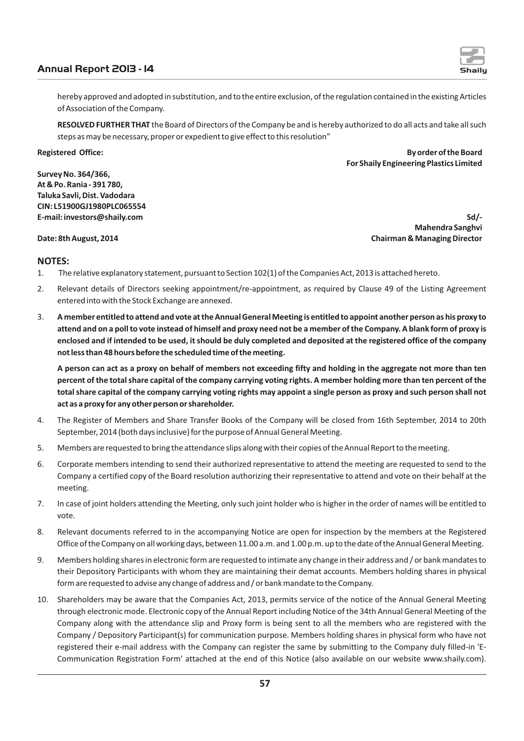hereby approved and adopted in substitution, and to the entire exclusion, of the regulation contained in the existing Articles of Association of the Company.

**RESOLVED FURTHER THAT** the Board of Directors of the Company be and is hereby authorized to do all acts and take all such steps as may be necessary, proper or expedient to give effect to this resolution"

**Registered Office:**

**Survey No. 364/366,**
**At & Po. Rania - 391 780,**
**Taluka Savli, Dist. Vadodara**
**CIN: L51900GJ1980PLC065554**
**E-mail: investors@shaily.com**

**Date: 8th August, 2014**

**By order of the Board**
**For Shaily Engineering Plastics Limited**

**Sd/-**
**Mahendra Sanghvi**
**Chairman & Managing Director**

## NOTES:

1. The relative explanatory statement, pursuant to Section 102(1) of the Companies Act, 2013 is attached hereto.
2. Relevant details of Directors seeking appointment/re-appointment, as required by Clause 49 of the Listing Agreement entered into with the Stock Exchange are annexed.
3. **A member entitled to attend and vote at the Annual General Meeting is entitled to appoint another person as his proxy to attend and on a poll to vote instead of himself and proxy need not be a member of the Company. A blank form of proxy is enclosed and if intended to be used, it should be duly completed and deposited at the registered office of the company not less than 48 hours before the scheduled time of the meeting.**

   **A person can act as a proxy on behalf of members not exceeding fifty and holding in the aggregate not more than ten percent of the total share capital of the company carrying voting rights. A member holding more than ten percent of the total share capital of the company carrying voting rights may appoint a single person as proxy and such person shall not act as a proxy for any other person or shareholder.**
4. The Register of Members and Share Transfer Books of the Company will be closed from 16th September, 2014 to 20th September, 2014 (both days inclusive) for the purpose of Annual General Meeting.
5. Members are requested to bring the attendance slips along with their copies of the Annual Report to the meeting.
6. Corporate members intending to send their authorized representative to attend the meeting are requested to send to the Company a certified copy of the Board resolution authorizing their representative to attend and vote on their behalf at the meeting.
7. In case of joint holders attending the Meeting, only such joint holder who is higher in the order of names will be entitled to vote.
8. Relevant documents referred to in the accompanying Notice are open for inspection by the members at the Registered Office of the Company on all working days, between 11.00 a.m. and 1.00 p.m. up to the date of the Annual General Meeting.
9. Members holding shares in electronic form are requested to intimate any change in their address and / or bank mandates to their Depository Participants with whom they are maintaining their demat accounts. Members holding shares in physical form are requested to advise any change of address and / or bank mandate to the Company.
10. Shareholders may be aware that the Companies Act, 2013, permits service of the notice of the Annual General Meeting through electronic mode. Electronic copy of the Annual Report including Notice of the 34th Annual General Meeting of the Company along with the attendance slip and Proxy form is being sent to all the members who are registered with the Company / Depository Participant(s) for communication purpose. Members holding shares in physical form who have not registered their e-mail address with the Company can register the same by submitting to the Company duly filled-in 'E-Communication Registration Form' attached at the end of this Notice (also available on our website www.shaily.com).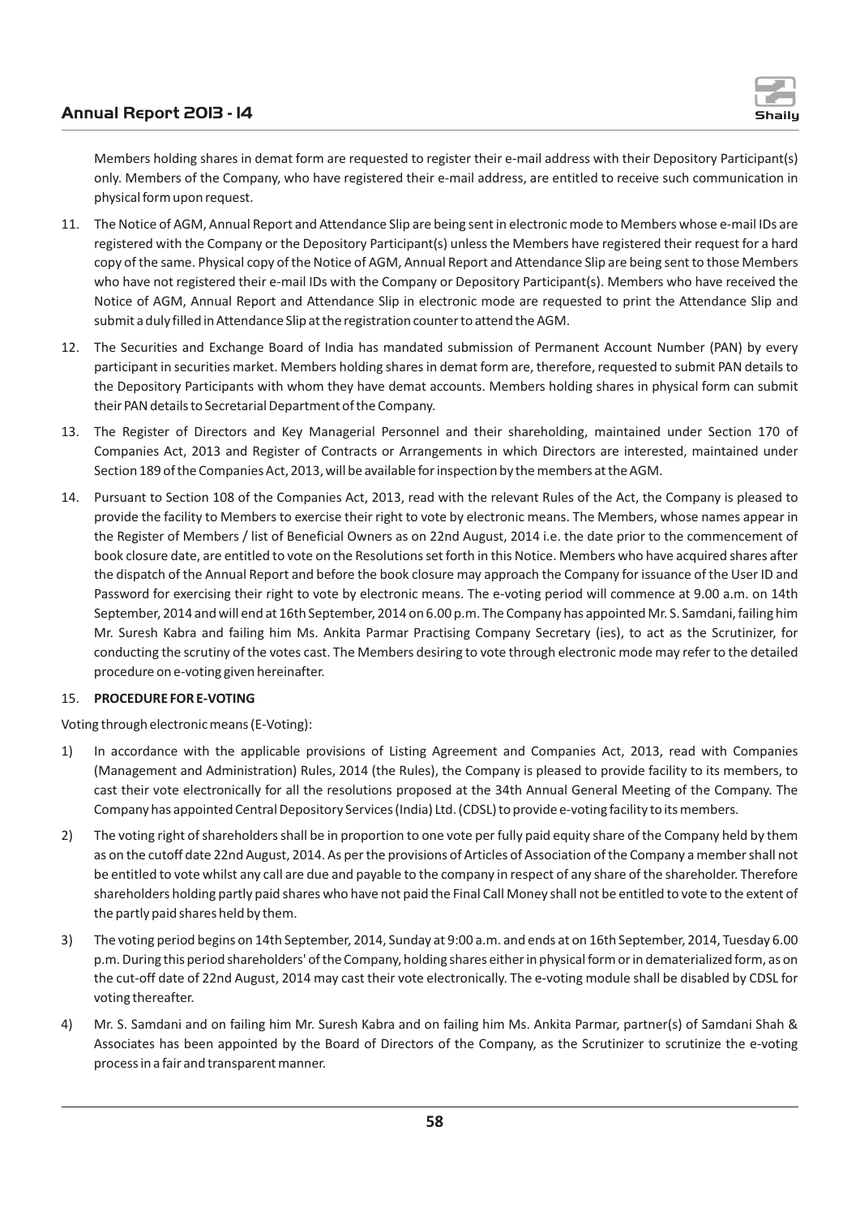Members holding shares in demat form are requested to register their e-mail address with their Depository Participant(s) only. Members of the Company, who have registered their e-mail address, are entitled to receive such communication in physical form upon request.

11. The Notice of AGM, Annual Report and Attendance Slip are being sent in electronic mode to Members whose e-mail IDs are registered with the Company or the Depository Participant(s) unless the Members have registered their request for a hard copy of the same. Physical copy of the Notice of AGM, Annual Report and Attendance Slip are being sent to those Members who have not registered their e-mail IDs with the Company or Depository Participant(s). Members who have received the Notice of AGM, Annual Report and Attendance Slip in electronic mode are requested to print the Attendance Slip and submit a duly filled in Attendance Slip at the registration counter to attend the AGM.

12. The Securities and Exchange Board of India has mandated submission of Permanent Account Number (PAN) by every participant in securities market. Members holding shares in demat form are, therefore, requested to submit PAN details to the Depository Participants with whom they have demat accounts. Members holding shares in physical form can submit their PAN details to Secretarial Department of the Company.

13. The Register of Directors and Key Managerial Personnel and their shareholding, maintained under Section 170 of Companies Act, 2013 and Register of Contracts or Arrangements in which Directors are interested, maintained under Section 189 of the Companies Act, 2013, will be available for inspection by the members at the AGM.

14. Pursuant to Section 108 of the Companies Act, 2013, read with the relevant Rules of the Act, the Company is pleased to provide the facility to Members to exercise their right to vote by electronic means. The Members, whose names appear in the Register of Members / list of Beneficial Owners as on 22nd August, 2014 i.e. the date prior to the commencement of book closure date, are entitled to vote on the Resolutions set forth in this Notice. Members who have acquired shares after the dispatch of the Annual Report and before the book closure may approach the Company for issuance of the User ID and Password for exercising their right to vote by electronic means. The e-voting period will commence at 9.00 a.m. on 14th September, 2014 and will end at 16th September, 2014 on 6.00 p.m. The Company has appointed Mr. S. Samdani, failing him Mr. Suresh Kabra and failing him Ms. Ankita Parmar Practising Company Secretary (ies), to act as the Scrutinizer, for conducting the scrutiny of the votes cast. The Members desiring to vote through electronic mode may refer to the detailed procedure on e-voting given hereinafter.

15. **PROCEDURE FOR E-VOTING**

Voting through electronic means (E-Voting):

1) In accordance with the applicable provisions of Listing Agreement and Companies Act, 2013, read with Companies (Management and Administration) Rules, 2014 (the Rules), the Company is pleased to provide facility to its members, to cast their vote electronically for all the resolutions proposed at the 34th Annual General Meeting of the Company. The Company has appointed Central Depository Services (India) Ltd. (CDSL) to provide e-voting facility to its members.

2) The voting right of shareholders shall be in proportion to one vote per fully paid equity share of the Company held by them as on the cutoff date 22nd August, 2014. As per the provisions of Articles of Association of the Company a member shall not be entitled to vote whilst any call are due and payable to the company in respect of any share of the shareholder. Therefore shareholders holding partly paid shares who have not paid the Final Call Money shall not be entitled to vote to the extent of the partly paid shares held by them.

3) The voting period begins on 14th September, 2014, Sunday at 9:00 a.m. and ends at on 16th September, 2014, Tuesday 6.00 p.m. During this period shareholders' of the Company, holding shares either in physical form or in dematerialized form, as on the cut-off date of 22nd August, 2014 may cast their vote electronically. The e-voting module shall be disabled by CDSL for voting thereafter.

4) Mr. S. Samdani and on failing him Mr. Suresh Kabra and on failing him Ms. Ankita Parmar, partner(s) of Samdani Shah & Associates has been appointed by the Board of Directors of the Company, as the Scrutinizer to scrutinize the e-voting process in a fair and transparent manner.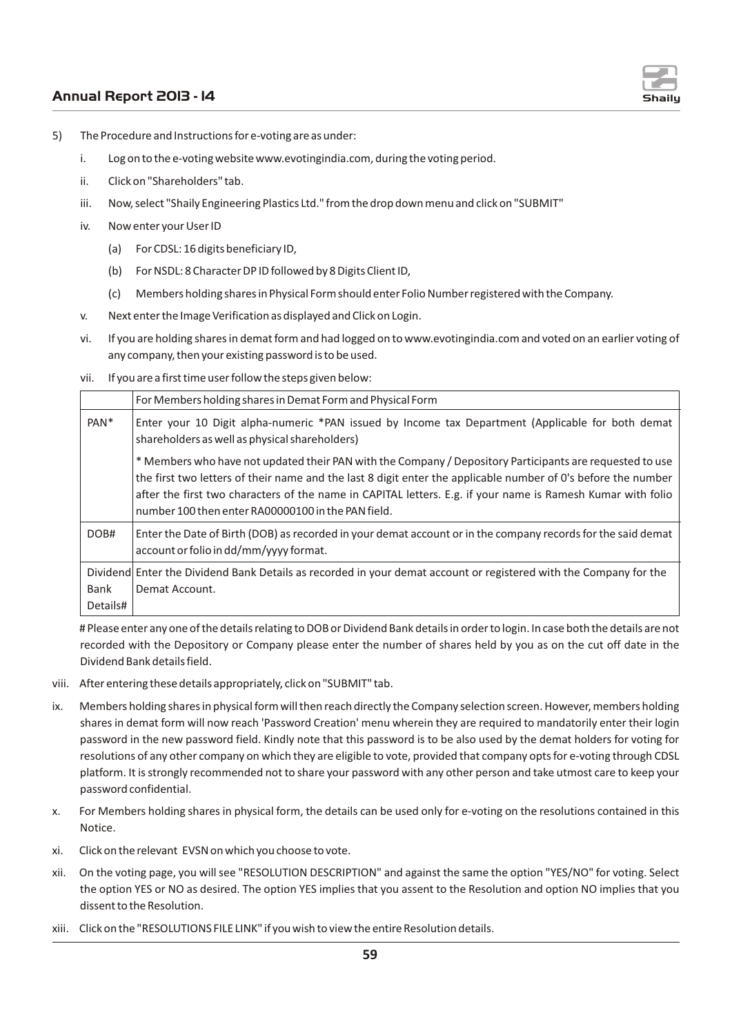5) The Procedure and Instructions for e-voting are as under:

   i. Log on to the e-voting website www.evotingindia.com, during the voting period.

   ii. Click on "Shareholders" tab.

   iii. Now, select "Shaily Engineering Plastics Ltd." from the drop down menu and click on "SUBMIT"

   iv. Now enter your User ID

      (a) For CDSL: 16 digits beneficiary ID,

      (b) For NSDL: 8 Character DP ID followed by 8 Digits Client ID,

      (c) Members holding shares in Physical Form should enter Folio Number registered with the Company.

   v. Next enter the Image Verification as displayed and Click on Login.

   vi. If you are holding shares in demat form and had logged on to www.evotingindia.com and voted on an earlier voting of any company, then your existing password is to be used.

   vii. If you are a first time user follow the steps given below:

| | For Members holding shares in Demat Form and Physical Form |
|---|---|
| PAN* | Enter your 10 Digit alpha-numeric *PAN issued by Income tax Department (Applicable for both demat shareholders as well as physical shareholders)<br><br>* Members who have not updated their PAN with the Company / Depository Participants are requested to use the first two letters of their name and the last 8 digit enter the applicable number of 0's before the number after the first two characters of the name in CAPITAL letters. E.g. if your name is Ramesh Kumar with folio number 100 then enter RA00000100 in the PAN field. |
| DOB# | Enter the Date of Birth (DOB) as recorded in your demat account or in the company records for the said demat account or folio in dd/mm/yyyy format. |
| Dividend Bank Details# | Enter the Dividend Bank Details as recorded in your demat account or registered with the Company for the Demat Account. |

# Please enter any one of the details relating to DOB or Dividend Bank details in order to login. In case both the details are not recorded with the Depository or Company please enter the number of shares held by you as on the cut off date in the Dividend Bank details field.

   viii. After entering these details appropriately, click on "SUBMIT" tab.

   ix. Members holding shares in physical form will then reach directly the Company selection screen. However, members holding shares in demat form will now reach 'Password Creation' menu wherein they are required to mandatorily enter their login password in the new password field. Kindly note that this password is to be also used by the demat holders for voting for resolutions of any other company on which they are eligible to vote, provided that company opts for e-voting through CDSL platform. It is strongly recommended not to share your password with any other person and take utmost care to keep your password confidential.

   x. For Members holding shares in physical form, the details can be used only for e-voting on the resolutions contained in this Notice.

   xi. Click on the relevant EVSN on which you choose to vote.

   xii. On the voting page, you will see "RESOLUTION DESCRIPTION" and against the same the option "YES/NO" for voting. Select the option YES or NO as desired. The option YES implies that you assent to the Resolution and option NO implies that you dissent to the Resolution.

   xiii. Click on the "RESOLUTIONS FILE LINK" if you wish to view the entire Resolution details.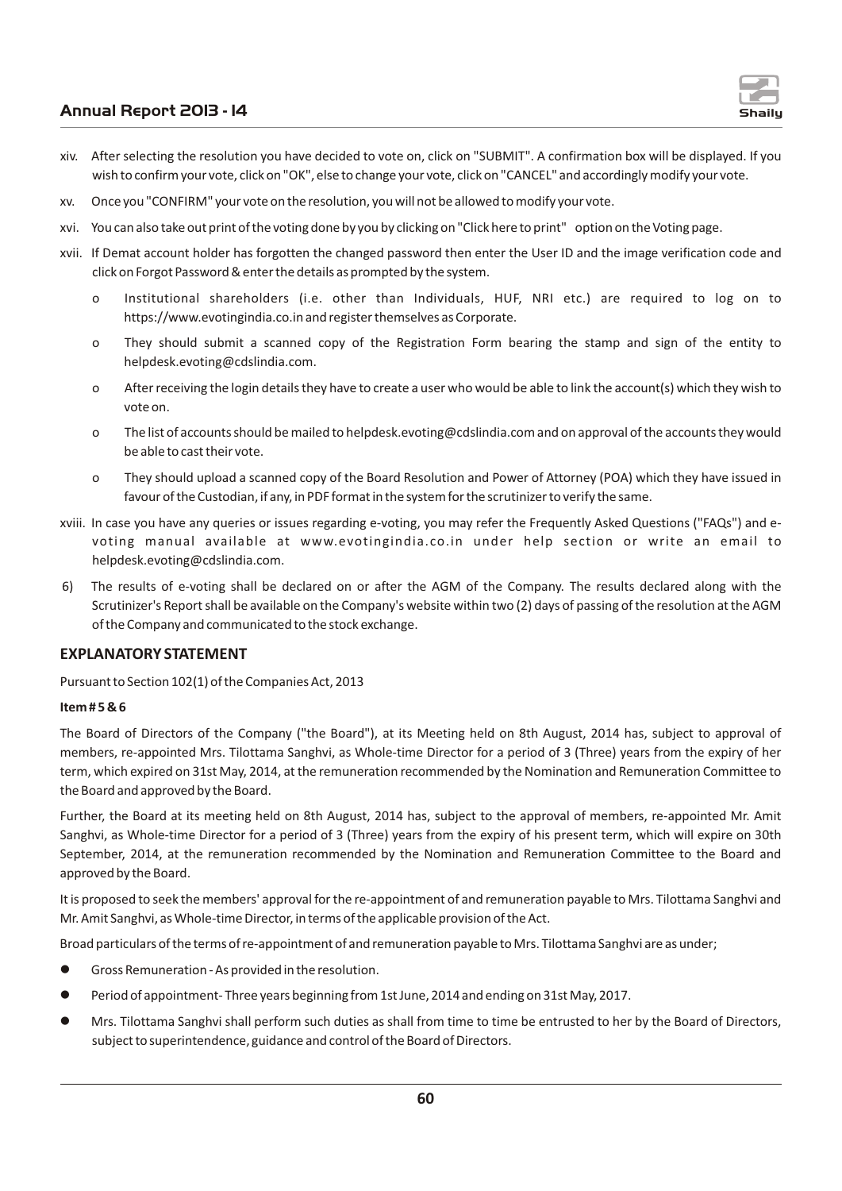xiv. After selecting the resolution you have decided to vote on, click on "SUBMIT". A confirmation box will be displayed. If you wish to confirm your vote, click on "OK", else to change your vote, click on "CANCEL" and accordingly modify your vote.

xv. Once you "CONFIRM" your vote on the resolution, you will not be allowed to modify your vote.

xvi. You can also take out print of the voting done by you by clicking on "Click here to print" option on the Voting page.

xvii. If Demat account holder has forgotten the changed password then enter the User ID and the image verification code and click on Forgot Password & enter the details as prompted by the system.

- o Institutional shareholders (i.e. other than Individuals, HUF, NRI etc.) are required to log on to https://www.evotingindia.co.in and register themselves as Corporate.
- o They should submit a scanned copy of the Registration Form bearing the stamp and sign of the entity to helpdesk.evoting@cdslindia.com.
- o After receiving the login details they have to create a user who would be able to link the account(s) which they wish to vote on.
- o The list of accounts should be mailed to helpdesk.evoting@cdslindia.com and on approval of the accounts they would be able to cast their vote.
- o They should upload a scanned copy of the Board Resolution and Power of Attorney (POA) which they have issued in favour of the Custodian, if any, in PDF format in the system for the scrutinizer to verify the same.

xviii. In case you have any queries or issues regarding e-voting, you may refer the Frequently Asked Questions ("FAQs") and e-voting manual available at www.evotingindia.co.in under help section or write an email to helpdesk.evoting@cdslindia.com.

6) The results of e-voting shall be declared on or after the AGM of the Company. The results declared along with the Scrutinizer's Report shall be available on the Company's website within two (2) days of passing of the resolution at the AGM of the Company and communicated to the stock exchange.

## EXPLANATORY STATEMENT

Pursuant to Section 102(1) of the Companies Act, 2013

**Item # 5 & 6**

The Board of Directors of the Company ("the Board"), at its Meeting held on 8th August, 2014 has, subject to approval of members, re-appointed Mrs. Tilottama Sanghvi, as Whole-time Director for a period of 3 (Three) years from the expiry of her term, which expired on 31st May, 2014, at the remuneration recommended by the Nomination and Remuneration Committee to the Board and approved by the Board.

Further, the Board at its meeting held on 8th August, 2014 has, subject to the approval of members, re-appointed Mr. Amit Sanghvi, as Whole-time Director for a period of 3 (Three) years from the expiry of his present term, which will expire on 30th September, 2014, at the remuneration recommended by the Nomination and Remuneration Committee to the Board and approved by the Board.

It is proposed to seek the members' approval for the re-appointment of and remuneration payable to Mrs. Tilottama Sanghvi and Mr. Amit Sanghvi, as Whole-time Director, in terms of the applicable provision of the Act.

Broad particulars of the terms of re-appointment of and remuneration payable to Mrs. Tilottama Sanghvi are as under;

- Gross Remuneration - As provided in the resolution.
- Period of appointment- Three years beginning from 1st June, 2014 and ending on 31st May, 2017.
- Mrs. Tilottama Sanghvi shall perform such duties as shall from time to time be entrusted to her by the Board of Directors, subject to superintendence, guidance and control of the Board of Directors.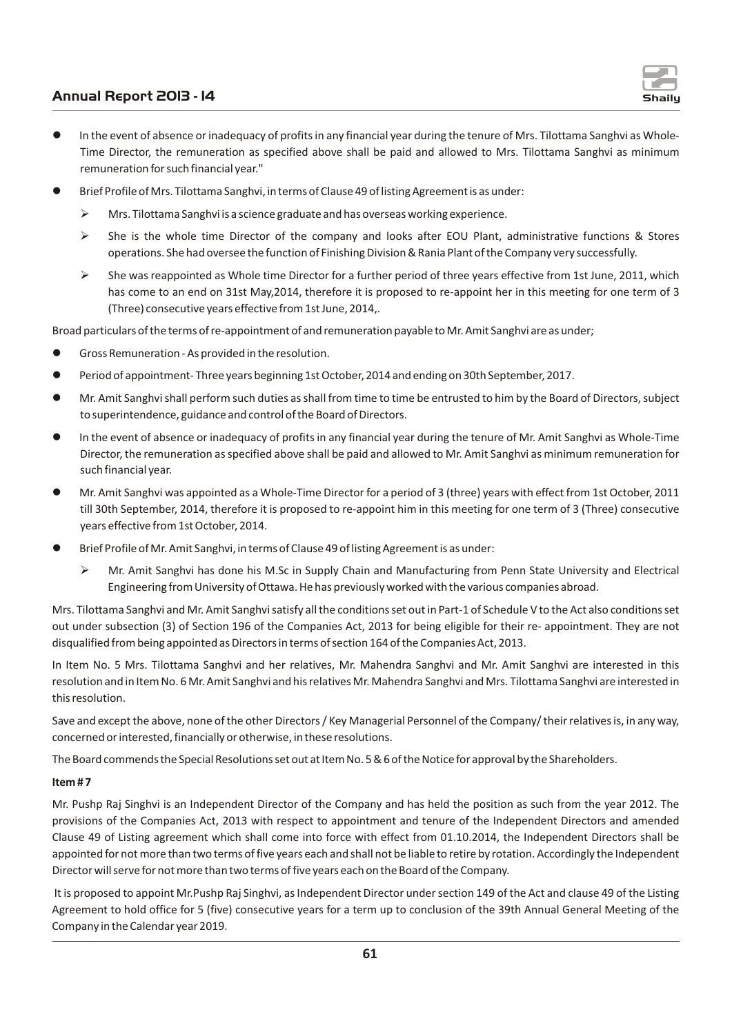- In the event of absence or inadequacy of profits in any financial year during the tenure of Mrs. Tilottama Sanghvi as Whole-Time Director, the remuneration as specified above shall be paid and allowed to Mrs. Tilottama Sanghvi as minimum remuneration for such financial year."
- Brief Profile of Mrs. Tilottama Sanghvi, in terms of Clause 49 of listing Agreement is as under:
  - Mrs. Tilottama Sanghvi is a science graduate and has overseas working experience.
  - She is the whole time Director of the company and looks after EOU Plant, administrative functions & Stores operations. She had oversee the function of Finishing Division & Rania Plant of the Company very successfully.
  - She was reappointed as Whole time Director for a further period of three years effective from 1st June, 2011, which has come to an end on 31st May,2014, therefore it is proposed to re-appoint her in this meeting for one term of 3 (Three) consecutive years effective from 1st June, 2014,.

Broad particulars of the terms of re-appointment of and remuneration payable to Mr. Amit Sanghvi are as under;

- Gross Remuneration - As provided in the resolution.
- Period of appointment- Three years beginning 1st October, 2014 and ending on 30th September, 2017.
- Mr. Amit Sanghvi shall perform such duties as shall from time to time be entrusted to him by the Board of Directors, subject to superintendence, guidance and control of the Board of Directors.
- In the event of absence or inadequacy of profits in any financial year during the tenure of Mr. Amit Sanghvi as Whole-Time Director, the remuneration as specified above shall be paid and allowed to Mr. Amit Sanghvi as minimum remuneration for such financial year.
- Mr. Amit Sanghvi was appointed as a Whole-Time Director for a period of 3 (three) years with effect from 1st October, 2011 till 30th September, 2014, therefore it is proposed to re-appoint him in this meeting for one term of 3 (Three) consecutive years effective from 1st October, 2014.
- Brief Profile of Mr. Amit Sanghvi, in terms of Clause 49 of listing Agreement is as under:
  - Mr. Amit Sanghvi has done his M.Sc in Supply Chain and Manufacturing from Penn State University and Electrical Engineering from University of Ottawa. He has previously worked with the various companies abroad.

Mrs. Tilottama Sanghvi and Mr. Amit Sanghvi satisfy all the conditions set out in Part-1 of Schedule V to the Act also conditions set out under subsection (3) of Section 196 of the Companies Act, 2013 for being eligible for their re- appointment. They are not disqualified from being appointed as Directors in terms of section 164 of the Companies Act, 2013.

In Item No. 5 Mrs. Tilottama Sanghvi and her relatives, Mr. Mahendra Sanghvi and Mr. Amit Sanghvi are interested in this resolution and in Item No. 6 Mr. Amit Sanghvi and his relatives Mr. Mahendra Sanghvi and Mrs. Tilottama Sanghvi are interested in this resolution.

Save and except the above, none of the other Directors / Key Managerial Personnel of the Company/ their relatives is, in any way, concerned or interested, financially or otherwise, in these resolutions.

The Board commends the Special Resolutions set out at Item No. 5 & 6 of the Notice for approval by the Shareholders.

**Item # 7**

Mr. Pushp Raj Singhvi is an Independent Director of the Company and has held the position as such from the year 2012. The provisions of the Companies Act, 2013 with respect to appointment and tenure of the Independent Directors and amended Clause 49 of Listing agreement which shall come into force with effect from 01.10.2014, the Independent Directors shall be appointed for not more than two terms of five years each and shall not be liable to retire by rotation. Accordingly the Independent Director will serve for not more than two terms of five years each on the Board of the Company.

It is proposed to appoint Mr.Pushp Raj Singhvi, as Independent Director under section 149 of the Act and clause 49 of the Listing Agreement to hold office for 5 (five) consecutive years for a term up to conclusion of the 39th Annual General Meeting of the Company in the Calendar year 2019.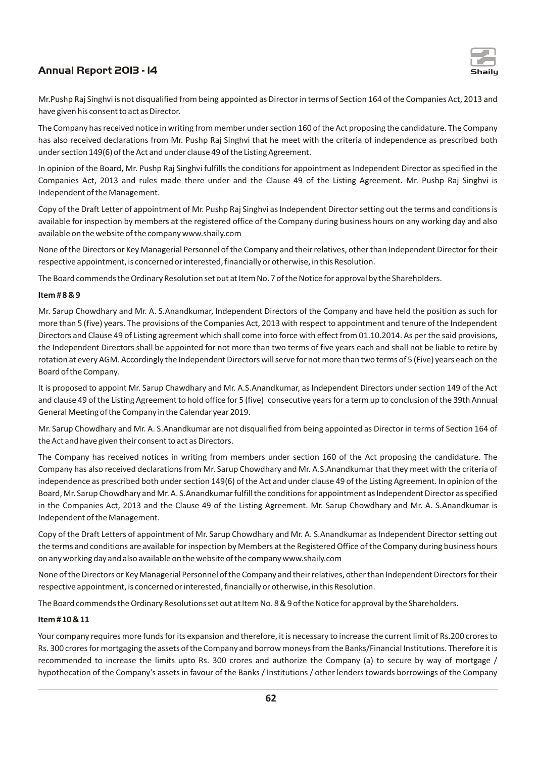Mr.Pushp Raj Singhvi is not disqualified from being appointed as Director in terms of Section 164 of the Companies Act, 2013 and have given his consent to act as Director.

The Company has received notice in writing from member under section 160 of the Act proposing the candidature. The Company has also received declarations from Mr. Pushp Raj Singhvi that he meet with the criteria of independence as prescribed both under section 149(6) of the Act and under clause 49 of the Listing Agreement.

In opinion of the Board, Mr. Pushp Raj Singhvi fulfills the conditions for appointment as Independent Director as specified in the Companies Act, 2013 and rules made there under and the Clause 49 of the Listing Agreement. Mr. Pushp Raj Singhvi is Independent of the Management.

Copy of the Draft Letter of appointment of Mr. Pushp Raj Singhvi as Independent Director setting out the terms and conditions is available for inspection by members at the registered office of the Company during business hours on any working day and also available on the website of the company www.shaily.com

None of the Directors or Key Managerial Personnel of the Company and their relatives, other than Independent Director for their respective appointment, is concerned or interested, financially or otherwise, in this Resolution.

The Board commends the Ordinary Resolution set out at Item No. 7 of the Notice for approval by the Shareholders.

**Item # 8 & 9**

Mr. Sarup Chowdhary and Mr. A. S.Anandkumar, Independent Directors of the Company and have held the position as such for more than 5 (five) years. The provisions of the Companies Act, 2013 with respect to appointment and tenure of the Independent Directors and Clause 49 of Listing agreement which shall come into force with effect from 01.10.2014. As per the said provisions, the Independent Directors shall be appointed for not more than two terms of five years each and shall not be liable to retire by rotation at every AGM. Accordingly the Independent Directors will serve for not more than two terms of 5 (Five) years each on the Board of the Company.

It is proposed to appoint Mr. Sarup Chawdhary and Mr. A.S.Anandkumar, as Independent Directors under section 149 of the Act and clause 49 of the Listing Agreement to hold office for 5 (five) consecutive years for a term up to conclusion of the 39th Annual General Meeting of the Company in the Calendar year 2019.

Mr. Sarup Chowdhary and Mr. A. S.Anandkumar are not disqualified from being appointed as Director in terms of Section 164 of the Act and have given their consent to act as Directors.

The Company has received notices in writing from members under section 160 of the Act proposing the candidature. The Company has also received declarations from Mr. Sarup Chowdhary and Mr. A.S.Anandkumar that they meet with the criteria of independence as prescribed both under section 149(6) of the Act and under clause 49 of the Listing Agreement. In opinion of the Board, Mr. Sarup Chowdhary and Mr. A. S.Anandkumar fulfill the conditions for appointment as Independent Director as specified in the Companies Act, 2013 and the Clause 49 of the Listing Agreement. Mr. Sarup Chowdhary and Mr. A. S.Anandkumar is Independent of the Management.

Copy of the Draft Letters of appointment of Mr. Sarup Chowdhary and Mr. A. S.Anandkumar as Independent Director setting out the terms and conditions are available for inspection by Members at the Registered Office of the Company during business hours on any working day and also available on the website of the company www.shaily.com

None of the Directors or Key Managerial Personnel of the Company and their relatives, other than Independent Directors for their respective appointment, is concerned or interested, financially or otherwise, in this Resolution.

The Board commends the Ordinary Resolutions set out at Item No. 8 & 9 of the Notice for approval by the Shareholders.

**Item # 10 & 11**

Your company requires more funds for its expansion and therefore, it is necessary to increase the current limit of Rs.200 crores to Rs. 300 crores for mortgaging the assets of the Company and borrow moneys from the Banks/Financial Institutions. Therefore it is recommended to increase the limits upto Rs. 300 crores and authorize the Company (a) to secure by way of mortgage / hypothecation of the Company's assets in favour of the Banks / Institutions / other lenders towards borrowings of the Company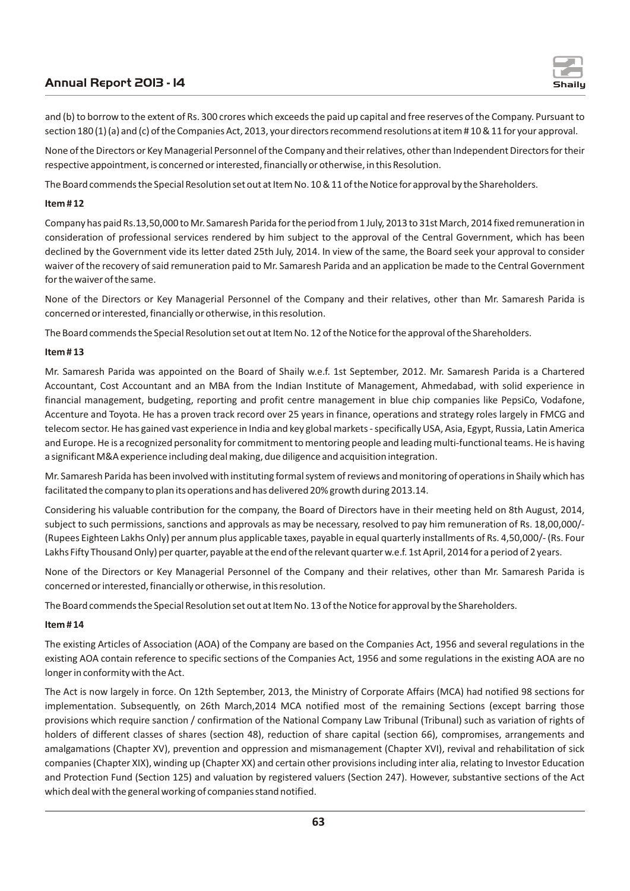and (b) to borrow to the extent of Rs. 300 crores which exceeds the paid up capital and free reserves of the Company. Pursuant to section 180 (1) (a) and (c) of the Companies Act, 2013, your directors recommend resolutions at item # 10 & 11 for your approval.

None of the Directors or Key Managerial Personnel of the Company and their relatives, other than Independent Directors for their respective appointment, is concerned or interested, financially or otherwise, in this Resolution.

The Board commends the Special Resolution set out at Item No. 10 & 11 of the Notice for approval by the Shareholders.

**Item # 12**

Company has paid Rs.13,50,000 to Mr. Samaresh Parida for the period from 1 July, 2013 to 31st March, 2014 fixed remuneration in consideration of professional services rendered by him subject to the approval of the Central Government, which has been declined by the Government vide its letter dated 25th July, 2014. In view of the same, the Board seek your approval to consider waiver of the recovery of said remuneration paid to Mr. Samaresh Parida and an application be made to the Central Government for the waiver of the same.

None of the Directors or Key Managerial Personnel of the Company and their relatives, other than Mr. Samaresh Parida is concerned or interested, financially or otherwise, in this resolution.

The Board commends the Special Resolution set out at Item No. 12 of the Notice for the approval of the Shareholders.

**Item # 13**

Mr. Samaresh Parida was appointed on the Board of Shaily w.e.f. 1st September, 2012. Mr. Samaresh Parida is a Chartered Accountant, Cost Accountant and an MBA from the Indian Institute of Management, Ahmedabad, with solid experience in financial management, budgeting, reporting and profit centre management in blue chip companies like PepsiCo, Vodafone, Accenture and Toyota. He has a proven track record over 25 years in finance, operations and strategy roles largely in FMCG and telecom sector. He has gained vast experience in India and key global markets - specifically USA, Asia, Egypt, Russia, Latin America and Europe. He is a recognized personality for commitment to mentoring people and leading multi-functional teams. He is having a significant M&A experience including deal making, due diligence and acquisition integration.

Mr. Samaresh Parida has been involved with instituting formal system of reviews and monitoring of operations in Shaily which has facilitated the company to plan its operations and has delivered 20% growth during 2013.14.

Considering his valuable contribution for the company, the Board of Directors have in their meeting held on 8th August, 2014, subject to such permissions, sanctions and approvals as may be necessary, resolved to pay him remuneration of Rs. 18,00,000/- (Rupees Eighteen Lakhs Only) per annum plus applicable taxes, payable in equal quarterly installments of Rs. 4,50,000/- (Rs. Four Lakhs Fifty Thousand Only) per quarter, payable at the end of the relevant quarter w.e.f. 1st April, 2014 for a period of 2 years.

None of the Directors or Key Managerial Personnel of the Company and their relatives, other than Mr. Samaresh Parida is concerned or interested, financially or otherwise, in this resolution.

The Board commends the Special Resolution set out at Item No. 13 of the Notice for approval by the Shareholders.

**Item # 14**

The existing Articles of Association (AOA) of the Company are based on the Companies Act, 1956 and several regulations in the existing AOA contain reference to specific sections of the Companies Act, 1956 and some regulations in the existing AOA are no longer in conformity with the Act.

The Act is now largely in force. On 12th September, 2013, the Ministry of Corporate Affairs (MCA) had notified 98 sections for implementation. Subsequently, on 26th March,2014 MCA notified most of the remaining Sections (except barring those provisions which require sanction / confirmation of the National Company Law Tribunal (Tribunal) such as variation of rights of holders of different classes of shares (section 48), reduction of share capital (section 66), compromises, arrangements and amalgamations (Chapter XV), prevention and oppression and mismanagement (Chapter XVI), revival and rehabilitation of sick companies (Chapter XIX), winding up (Chapter XX) and certain other provisions including inter alia, relating to Investor Education and Protection Fund (Section 125) and valuation by registered valuers (Section 247). However, substantive sections of the Act which deal with the general working of companies stand notified.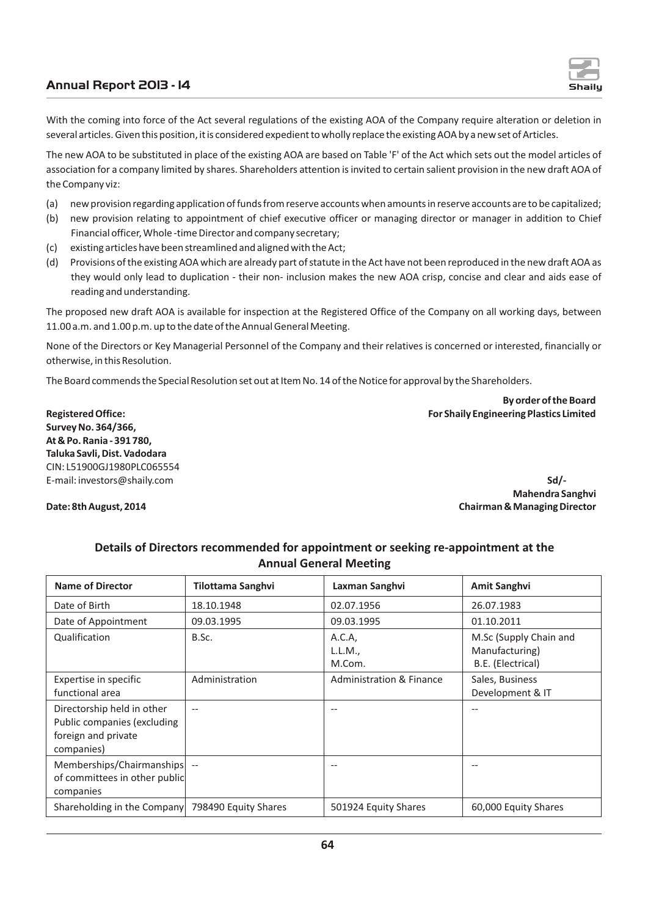With the coming into force of the Act several regulations of the existing AOA of the Company require alteration or deletion in several articles. Given this position, it is considered expedient to wholly replace the existing AOA by a new set of Articles.

The new AOA to be substituted in place of the existing AOA are based on Table 'F' of the Act which sets out the model articles of association for a company limited by shares. Shareholders attention is invited to certain salient provision in the new draft AOA of the Company viz:

(a) new provision regarding application of funds from reserve accounts when amounts in reserve accounts are to be capitalized;
(b) new provision relating to appointment of chief executive officer or managing director or manager in addition to Chief Financial officer, Whole -time Director and company secretary;
(c) existing articles have been streamlined and aligned with the Act;
(d) Provisions of the existing AOA which are already part of statute in the Act have not been reproduced in the new draft AOA as they would only lead to duplication - their non- inclusion makes the new AOA crisp, concise and clear and aids ease of reading and understanding.

The proposed new draft AOA is available for inspection at the Registered Office of the Company on all working days, between 11.00 a.m. and 1.00 p.m. up to the date of the Annual General Meeting.

None of the Directors or Key Managerial Personnel of the Company and their relatives is concerned or interested, financially or otherwise, in this Resolution.

The Board commends the Special Resolution set out at Item No. 14 of the Notice for approval by the Shareholders.

**By order of the Board**
**For Shaily Engineering Plastics Limited**

**Registered Office:**
**Survey No. 364/366,**
**At & Po. Rania - 391 780,**
**Taluka Savli, Dist. Vadodara**
CIN: L51900GJ1980PLC065554
E-mail: investors@shaily.com

**Sd/-**
**Mahendra Sanghvi**
**Chairman & Managing Director**

**Date: 8th August, 2014**

## Details of Directors recommended for appointment or seeking re-appointment at the Annual General Meeting

| Name of Director | Tilottama Sanghvi | Laxman Sanghvi | Amit Sanghvi |
|---|---|---|---|
| Date of Birth | 18.10.1948 | 02.07.1956 | 26.07.1983 |
| Date of Appointment | 09.03.1995 | 09.03.1995 | 01.10.2011 |
| Qualification | B.Sc. | A.C.A, L.L.M., M.Com. | M.Sc (Supply Chain and Manufacturing) B.E. (Electrical) |
| Expertise in specific functional area | Administration | Administration & Finance | Sales, Business Development & IT |
| Directorship held in other Public companies (excluding foreign and private companies) | -- | -- | -- |
| Memberships/Chairmanships of committees in other public companies | -- | -- | -- |
| Shareholding in the Company | 798490 Equity Shares | 501924 Equity Shares | 60,000 Equity Shares |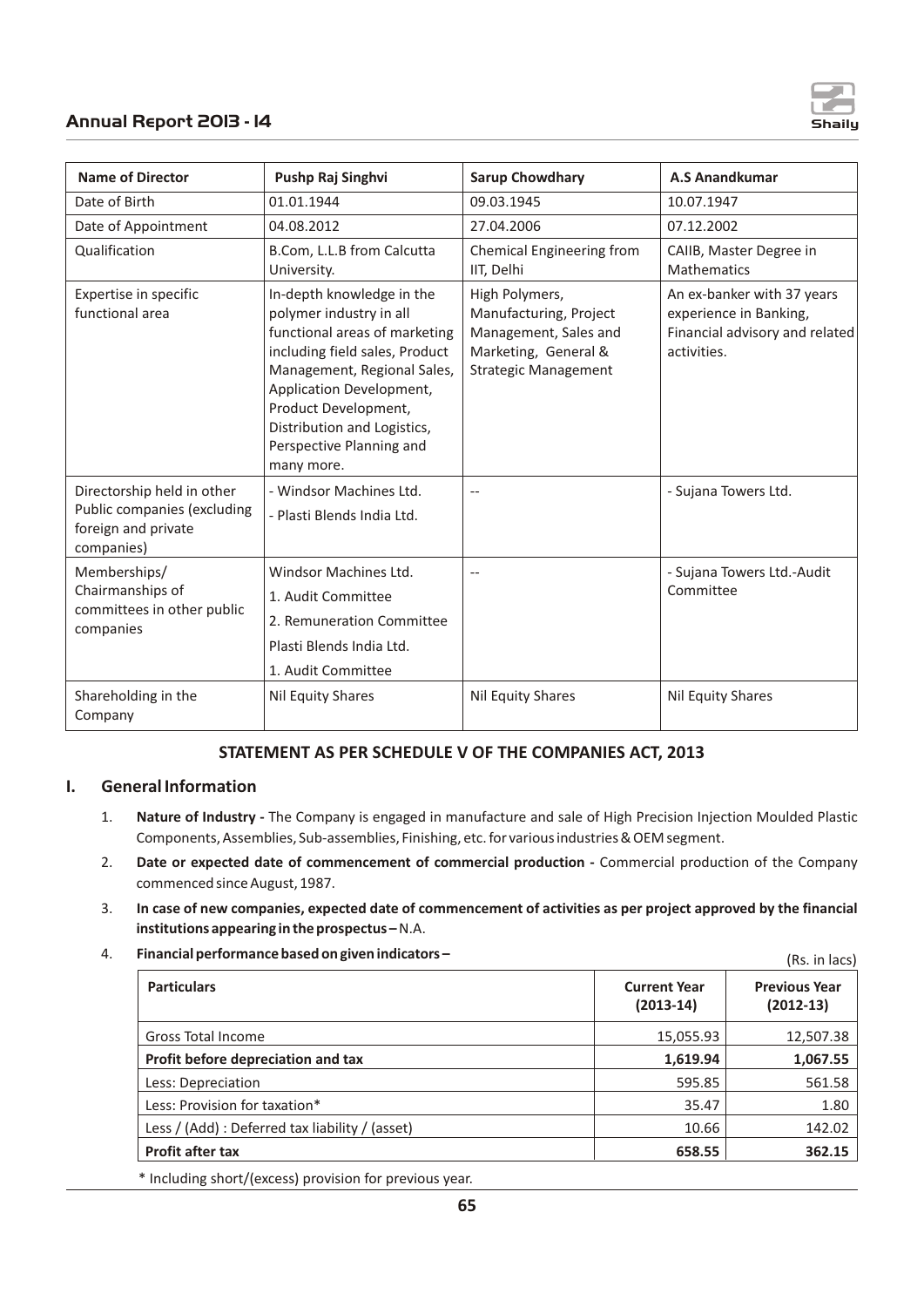| Name of Director | Pushp Raj Singhvi | Sarup Chowdhary | A.S Anandkumar |
|---|---|---|---|
| Date of Birth | 01.01.1944 | 09.03.1945 | 10.07.1947 |
| Date of Appointment | 04.08.2012 | 27.04.2006 | 07.12.2002 |
| Qualification | B.Com, L.L.B from Calcutta University. | Chemical Engineering from IIT, Delhi | CAIIB, Master Degree in Mathematics |
| Expertise in specific functional area | In-depth knowledge in the polymer industry in all functional areas of marketing including field sales, Product Management, Regional Sales, Application Development, Product Development, Distribution and Logistics, Perspective Planning and many more. | High Polymers, Manufacturing, Project Management, Sales and Marketing, General & Strategic Management | An ex-banker with 37 years experience in Banking, Financial advisory and related activities. |
| Directorship held in other Public companies (excluding foreign and private companies) | - Windsor Machines Ltd.<br>- Plasti Blends India Ltd. | -- | - Sujana Towers Ltd. |
| Memberships/ Chairmanships of committees in other public companies | Windsor Machines Ltd.<br>1. Audit Committee<br>2. Remuneration Committee<br>Plasti Blends India Ltd.<br>1. Audit Committee | -- | - Sujana Towers Ltd.-Audit Committee |
| Shareholding in the Company | Nil Equity Shares | Nil Equity Shares | Nil Equity Shares |

## STATEMENT AS PER SCHEDULE V OF THE COMPANIES ACT, 2013

### I. General Information

1. **Nature of Industry -** The Company is engaged in manufacture and sale of High Precision Injection Moulded Plastic Components, Assemblies, Sub-assemblies, Finishing, etc. for various industries & OEM segment.
2. **Date or expected date of commencement of commercial production -** Commercial production of the Company commenced since August, 1987.
3. **In case of new companies, expected date of commencement of activities as per project approved by the financial institutions appearing in the prospectus –** N.A.
4. **Financial performance based on given indicators –**

(Rs. in lacs)

| Particulars | Current Year (2013-14) | Previous Year (2012-13) |
|---|---|---|
| Gross Total Income | 15,055.93 | 12,507.38 |
| **Profit before depreciation and tax** | **1,619.94** | **1,067.55** |
| Less: Depreciation | 595.85 | 561.58 |
| Less: Provision for taxation* | 35.47 | 1.80 |
| Less / (Add) : Deferred tax liability / (asset) | 10.66 | 142.02 |
| **Profit after tax** | **658.55** | **362.15** |

\* Including short/(excess) provision for previous year.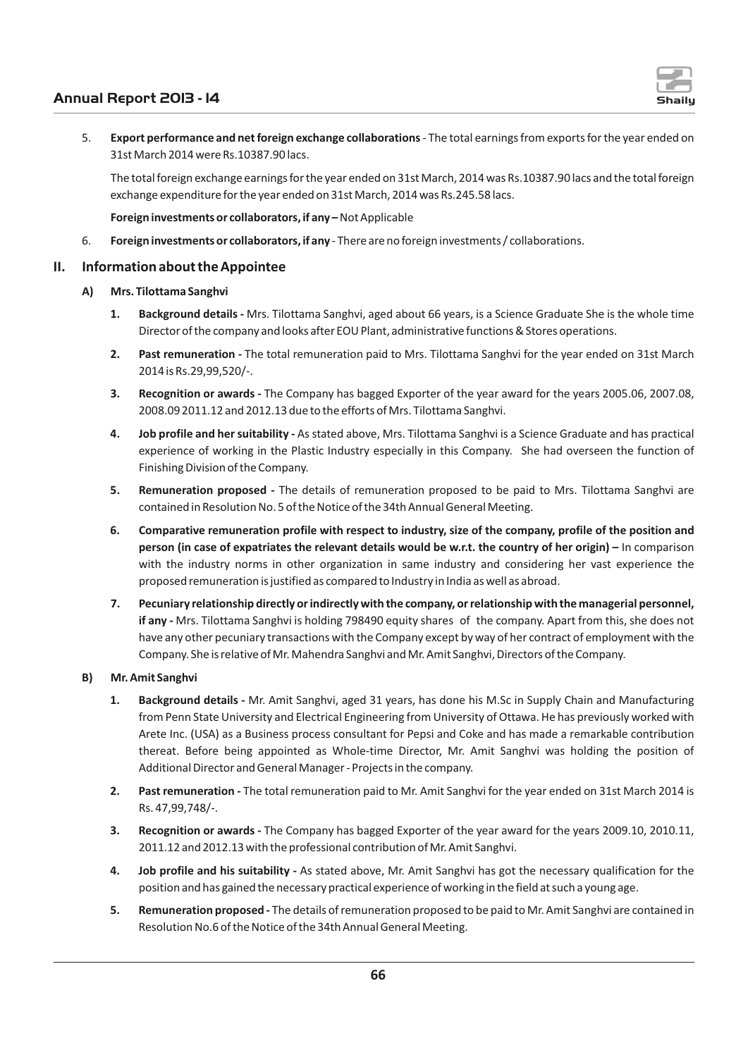5. **Export performance and net foreign exchange collaborations** - The total earnings from exports for the year ended on 31st March 2014 were Rs.10387.90 lacs.

   The total foreign exchange earnings for the year ended on 31st March, 2014 was Rs.10387.90 lacs and the total foreign exchange expenditure for the year ended on 31st March, 2014 was Rs.245.58 lacs.

   **Foreign investments or collaborators, if any –** Not Applicable

6. **Foreign investments or collaborators, if any** - There are no foreign investments / collaborations.

## II. Information about the Appointee

### A) Mrs. Tilottama Sanghvi

1. **Background details -** Mrs. Tilottama Sanghvi, aged about 66 years, is a Science Graduate She is the whole time Director of the company and looks after EOU Plant, administrative functions & Stores operations.

2. **Past remuneration -** The total remuneration paid to Mrs. Tilottama Sanghvi for the year ended on 31st March 2014 is Rs.29,99,520/-.

3. **Recognition or awards -** The Company has bagged Exporter of the year award for the years 2005.06, 2007.08, 2008.09 2011.12 and 2012.13 due to the efforts of Mrs. Tilottama Sanghvi.

4. **Job profile and her suitability -** As stated above, Mrs. Tilottama Sanghvi is a Science Graduate and has practical experience of working in the Plastic Industry especially in this Company. She had overseen the function of Finishing Division of the Company.

5. **Remuneration proposed -** The details of remuneration proposed to be paid to Mrs. Tilottama Sanghvi are contained in Resolution No. 5 of the Notice of the 34th Annual General Meeting.

6. **Comparative remuneration profile with respect to industry, size of the company, profile of the position and person (in case of expatriates the relevant details would be w.r.t. the country of her origin) –** In comparison with the industry norms in other organization in same industry and considering her vast experience the proposed remuneration is justified as compared to Industry in India as well as abroad.

7. **Pecuniary relationship directly or indirectly with the company, or relationship with the managerial personnel, if any -** Mrs. Tilottama Sanghvi is holding 798490 equity shares of the company. Apart from this, she does not have any other pecuniary transactions with the Company except by way of her contract of employment with the Company. She is relative of Mr. Mahendra Sanghvi and Mr. Amit Sanghvi, Directors of the Company.

### B) Mr. Amit Sanghvi

1. **Background details -** Mr. Amit Sanghvi, aged 31 years, has done his M.Sc in Supply Chain and Manufacturing from Penn State University and Electrical Engineering from University of Ottawa. He has previously worked with Arete Inc. (USA) as a Business process consultant for Pepsi and Coke and has made a remarkable contribution thereat. Before being appointed as Whole-time Director, Mr. Amit Sanghvi was holding the position of Additional Director and General Manager - Projects in the company.

2. **Past remuneration -** The total remuneration paid to Mr. Amit Sanghvi for the year ended on 31st March 2014 is Rs. 47,99,748/-.

3. **Recognition or awards -** The Company has bagged Exporter of the year award for the years 2009.10, 2010.11, 2011.12 and 2012.13 with the professional contribution of Mr. Amit Sanghvi.

4. **Job profile and his suitability -** As stated above, Mr. Amit Sanghvi has got the necessary qualification for the position and has gained the necessary practical experience of working in the field at such a young age.

5. **Remuneration proposed -** The details of remuneration proposed to be paid to Mr. Amit Sanghvi are contained in Resolution No.6 of the Notice of the 34th Annual General Meeting.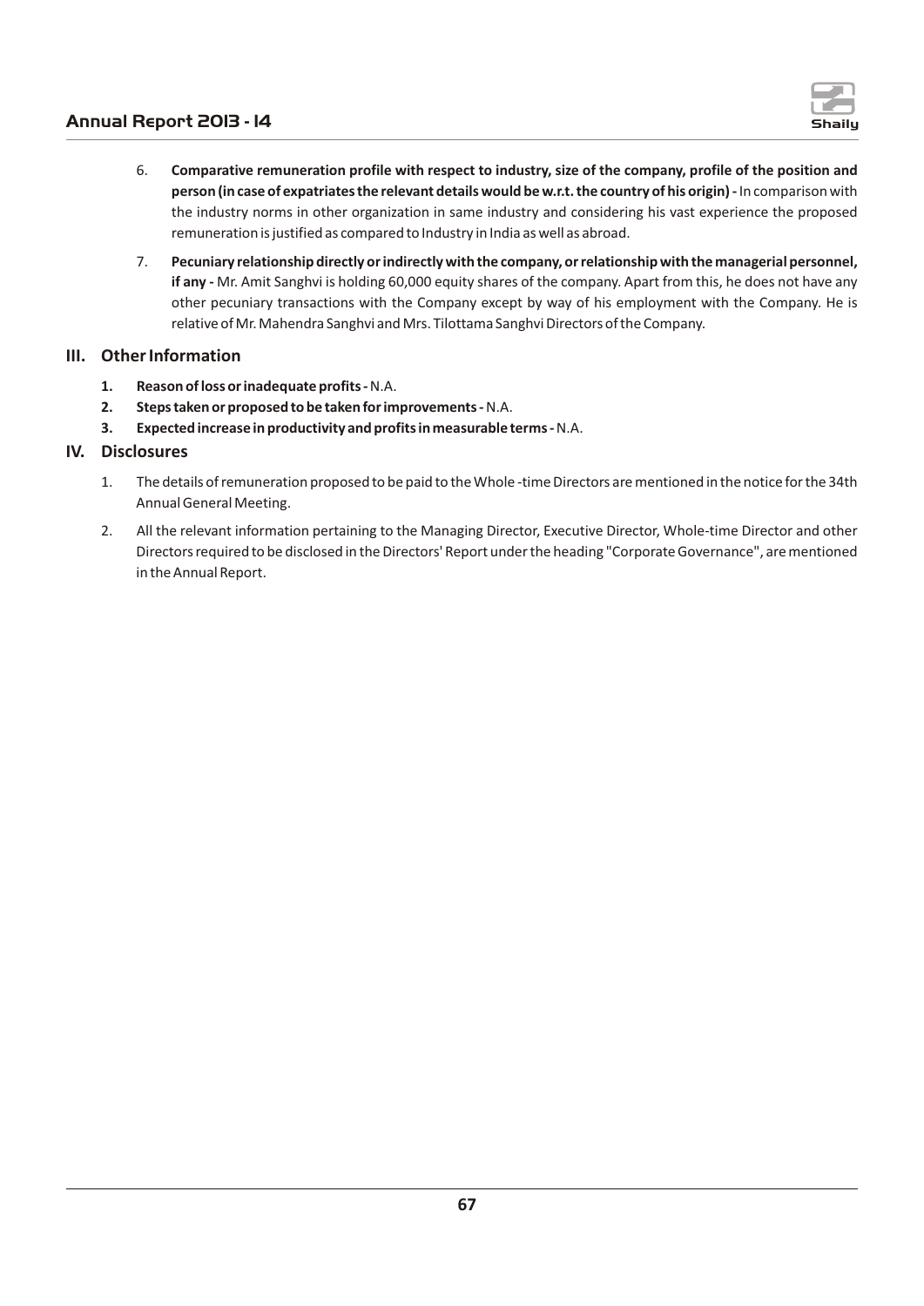6. **Comparative remuneration profile with respect to industry, size of the company, profile of the position and person (in case of expatriates the relevant details would be w.r.t. the country of his origin) -** In comparison with the industry norms in other organization in same industry and considering his vast experience the proposed remuneration is justified as compared to Industry in India as well as abroad.

7. **Pecuniary relationship directly or indirectly with the company, or relationship with the managerial personnel, if any -** Mr. Amit Sanghvi is holding 60,000 equity shares of the company. Apart from this, he does not have any other pecuniary transactions with the Company except by way of his employment with the Company. He is relative of Mr. Mahendra Sanghvi and Mrs. Tilottama Sanghvi Directors of the Company.

## III. Other Information

1. **Reason of loss or inadequate profits -** N.A.
2. **Steps taken or proposed to be taken for improvements -** N.A.
3. **Expected increase in productivity and profits in measurable terms -** N.A.

## IV. Disclosures

1. The details of remuneration proposed to be paid to the Whole -time Directors are mentioned in the notice for the 34th Annual General Meeting.

2. All the relevant information pertaining to the Managing Director, Executive Director, Whole-time Director and other Directors required to be disclosed in the Directors' Report under the heading "Corporate Governance", are mentioned in the Annual Report.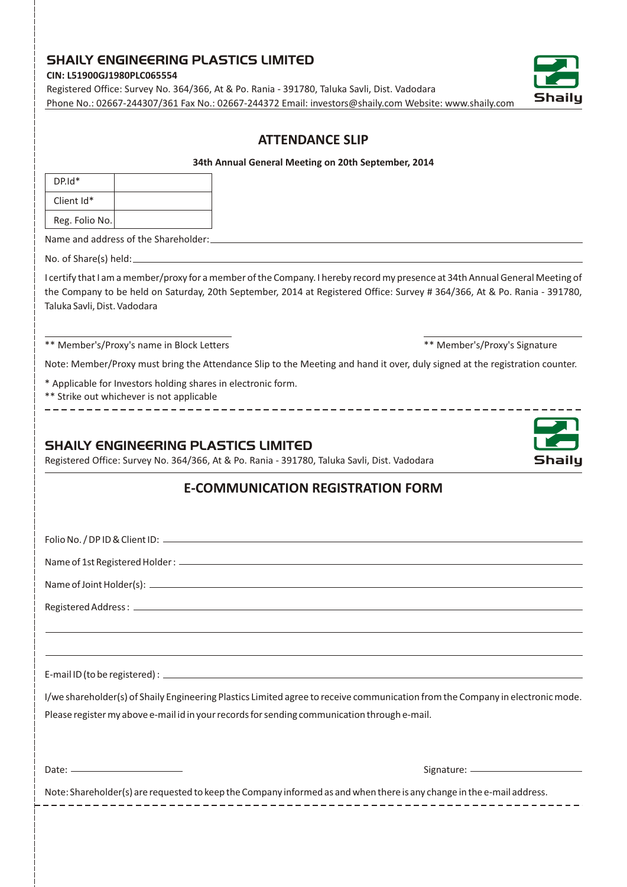## SHAILY ENGINEERING PLASTICS LIMITED

**CIN: L51900GJ1980PLC065554**

Registered Office: Survey No. 364/366, At & Po. Rania - 391780, Taluka Savli, Dist. Vadodara

Phone No.: 02667-244307/361 Fax No.: 02667-244372 Email: investors@shaily.com Website: www.shaily.com

Shaily

# ATTENDANCE SLIP

**34th Annual General Meeting on 20th September, 2014**

| DP.Id* | |
|---|---|
| Client Id* | |
| Reg. Folio No. | |

Name and address of the Shareholder: ______________________________

No. of Share(s) held: ______________________________

I certify that I am a member/proxy for a member of the Company. I hereby record my presence at 34th Annual General Meeting of the Company to be held on Saturday, 20th September, 2014 at Registered Office: Survey # 364/366, At & Po. Rania - 391780, Taluka Savli, Dist. Vadodara

______________________________ ______________________________

** Member's/Proxy's name in Block Letters ** Member's/Proxy's Signature

Note: Member/Proxy must bring the Attendance Slip to the Meeting and hand it over, duly signed at the registration counter.

* Applicable for Investors holding shares in electronic form.

** Strike out whichever is not applicable

---

## SHAILY ENGINEERING PLASTICS LIMITED

Registered Office: Survey No. 364/366, At & Po. Rania - 391780, Taluka Savli, Dist. Vadodara

Shaily

# E-COMMUNICATION REGISTRATION FORM

Folio No. / DP ID & Client ID: ______________________________

Name of 1st Registered Holder : ______________________________

Name of Joint Holder(s): ______________________________

Registered Address : ______________________________

______________________________

______________________________

E-mail ID (to be registered) : ______________________________

I/we shareholder(s) of Shaily Engineering Plastics Limited agree to receive communication from the Company in electronic mode. Please register my above e-mail id in your records for sending communication through e-mail.

Date: ____________________ Signature: ____________________

Note: Shareholder(s) are requested to keep the Company informed as and when there is any change in the e-mail address.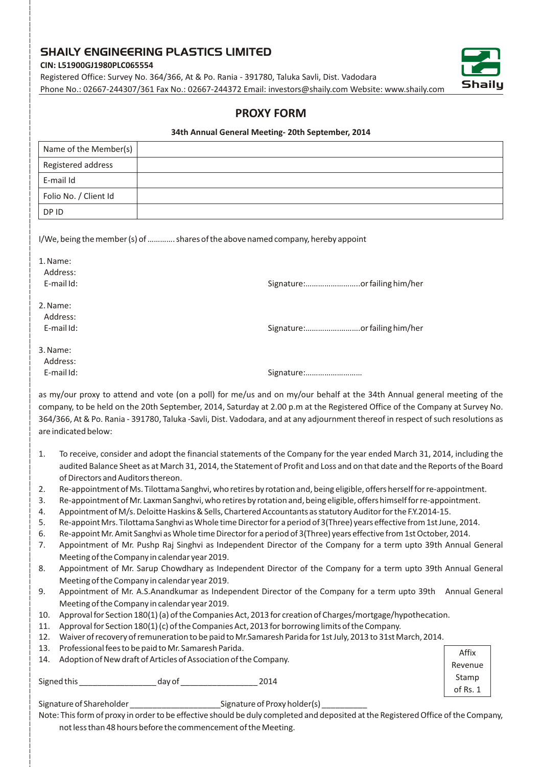# SHAILY ENGINEERING PLASTICS LIMITED

**CIN: L51900GJ1980PLC065554**

Registered Office: Survey No. 364/366, At & Po. Rania - 391780, Taluka Savli, Dist. Vadodara

Phone No.: 02667-244307/361 Fax No.: 02667-244372 Email: investors@shaily.com Website: www.shaily.com

Shaily

## PROXY FORM

**34th Annual General Meeting- 20th September, 2014**

| Name of the Member(s) | |
|---|---|
| Registered address | |
| E-mail Id | |
| Folio No. / Client Id | |
| DP ID | |

I/We, being the member (s) of ............ shares of the above named company, hereby appoint

1. Name:
   Address:
   E-mail Id: Signature:..........................or failing him/her

2. Name:
   Address:
   E-mail Id: Signature:..........................or failing him/her

3. Name:
   Address:
   E-mail Id: Signature:..........................

as my/our proxy to attend and vote (on a poll) for me/us and on my/our behalf at the 34th Annual general meeting of the company, to be held on the 20th September, 2014, Saturday at 2.00 p.m at the Registered Office of the Company at Survey No. 364/366, At & Po. Rania - 391780, Taluka -Savli, Dist. Vadodara, and at any adjournment thereof in respect of such resolutions as are indicated below:

1. To receive, consider and adopt the financial statements of the Company for the year ended March 31, 2014, including the audited Balance Sheet as at March 31, 2014, the Statement of Profit and Loss and on that date and the Reports of the Board of Directors and Auditors thereon.
2. Re-appointment of Ms. Tilottama Sanghvi, who retires by rotation and, being eligible, offers herself for re-appointment.
3. Re-appointment of Mr. Laxman Sanghvi, who retires by rotation and, being eligible, offers himself for re-appointment.
4. Appointment of M/s. Deloitte Haskins & Sells, Chartered Accountants as statutory Auditor for the F.Y.2014-15.
5. Re-appoint Mrs. Tilottama Sanghvi as Whole time Director for a period of 3(Three) years effective from 1st June, 2014.
6. Re-appoint Mr. Amit Sanghvi as Whole time Director for a period of 3(Three) years effective from 1st October, 2014.
7. Appointment of Mr. Pushp Raj Singhvi as Independent Director of the Company for a term upto 39th Annual General Meeting of the Company in calendar year 2019.
8. Appointment of Mr. Sarup Chowdhary as Independent Director of the Company for a term upto 39th Annual General Meeting of the Company in calendar year 2019.
9. Appointment of Mr. A.S.Anandkumar as Independent Director of the Company for a term upto 39th Annual General Meeting of the Company in calendar year 2019.
10. Approval for Section 180(1) (a) of the Companies Act, 2013 for creation of Charges/mortgage/hypothecation.
11. Approval for Section 180(1) (c) of the Companies Act, 2013 for borrowing limits of the Company.
12. Waiver of recovery of remuneration to be paid to Mr.Samaresh Parida for 1st July, 2013 to 31st March, 2014.
13. Professional fees to be paid to Mr. Samaresh Parida.
14. Adoption of New draft of Articles of Association of the Company.

| Affix Revenue Stamp of Rs. 1 |
|---|

Signed this _________________ day of _________________ 2014

Signature of Shareholder ____________________ Signature of Proxy holder(s) __________

Note: This form of proxy in order to be effective should be duly completed and deposited at the Registered Office of the Company, not less than 48 hours before the commencement of the Meeting.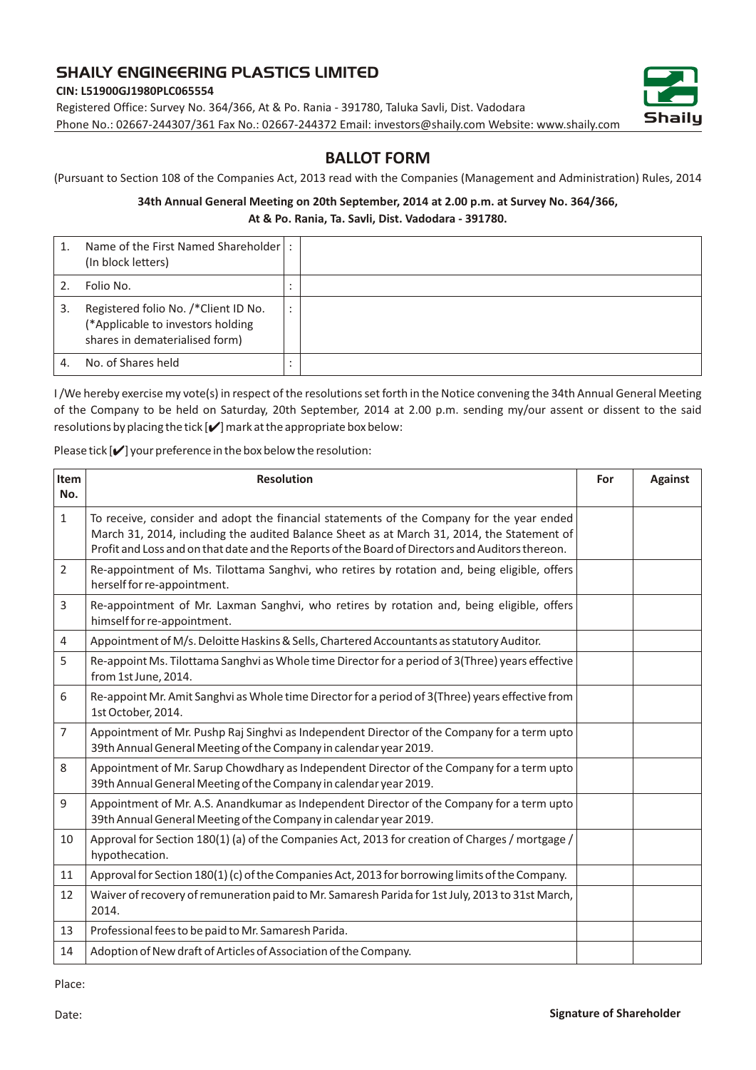# SHAILY ENGINEERING PLASTICS LIMITED

**CIN: L51900GJ1980PLC065554**

Registered Office: Survey No. 364/366, At & Po. Rania - 391780, Taluka Savli, Dist. Vadodara
Phone No.: 02667-244307/361 Fax No.: 02667-244372 Email: investors@shaily.com Website: www.shaily.com

## BALLOT FORM

(Pursuant to Section 108 of the Companies Act, 2013 read with the Companies (Management and Administration) Rules, 2014

**34th Annual General Meeting on 20th September, 2014 at 2.00 p.m. at Survey No. 364/366, At & Po. Rania, Ta. Savli, Dist. Vadodara - 391780.**

| | | | |
|---|---|---|---|
| 1. | Name of the First Named Shareholder (In block letters) | : | |
| 2. | Folio No. | : | |
| 3. | Registered folio No. /*Client ID No. (*Applicable to investors holding shares in dematerialised form) | : | |
| 4. | No. of Shares held | : | |

I /We hereby exercise my vote(s) in respect of the resolutions set forth in the Notice convening the 34th Annual General Meeting of the Company to be held on Saturday, 20th September, 2014 at 2.00 p.m. sending my/our assent or dissent to the said resolutions by placing the tick [✔] mark at the appropriate box below:

Please tick [✔] your preference in the box below the resolution:

| Item No. | Resolution | For | Against |
|---|---|---|---|
| 1 | To receive, consider and adopt the financial statements of the Company for the year ended March 31, 2014, including the audited Balance Sheet as at March 31, 2014, the Statement of Profit and Loss and on that date and the Reports of the Board of Directors and Auditors thereon. | | |
| 2 | Re-appointment of Ms. Tilottama Sanghvi, who retires by rotation and, being eligible, offers herself for re-appointment. | | |
| 3 | Re-appointment of Mr. Laxman Sanghvi, who retires by rotation and, being eligible, offers himself for re-appointment. | | |
| 4 | Appointment of M/s. Deloitte Haskins & Sells, Chartered Accountants as statutory Auditor. | | |
| 5 | Re-appoint Ms. Tilottama Sanghvi as Whole time Director for a period of 3(Three) years effective from 1st June, 2014. | | |
| 6 | Re-appoint Mr. Amit Sanghvi as Whole time Director for a period of 3(Three) years effective from 1st October, 2014. | | |
| 7 | Appointment of Mr. Pushp Raj Singhvi as Independent Director of the Company for a term upto 39th Annual General Meeting of the Company in calendar year 2019. | | |
| 8 | Appointment of Mr. Sarup Chowdhary as Independent Director of the Company for a term upto 39th Annual General Meeting of the Company in calendar year 2019. | | |
| 9 | Appointment of Mr. A.S. Anandkumar as Independent Director of the Company for a term upto 39th Annual General Meeting of the Company in calendar year 2019. | | |
| 10 | Approval for Section 180(1) (a) of the Companies Act, 2013 for creation of Charges / mortgage / hypothecation. | | |
| 11 | Approval for Section 180(1) (c) of the Companies Act, 2013 for borrowing limits of the Company. | | |
| 12 | Waiver of recovery of remuneration paid to Mr. Samaresh Parida for 1st July, 2013 to 31st March, 2014. | | |
| 13 | Professional fees to be paid to Mr. Samaresh Parida. | | |
| 14 | Adoption of New draft of Articles of Association of the Company. | | |

Place:

Date: **Signature of Shareholder**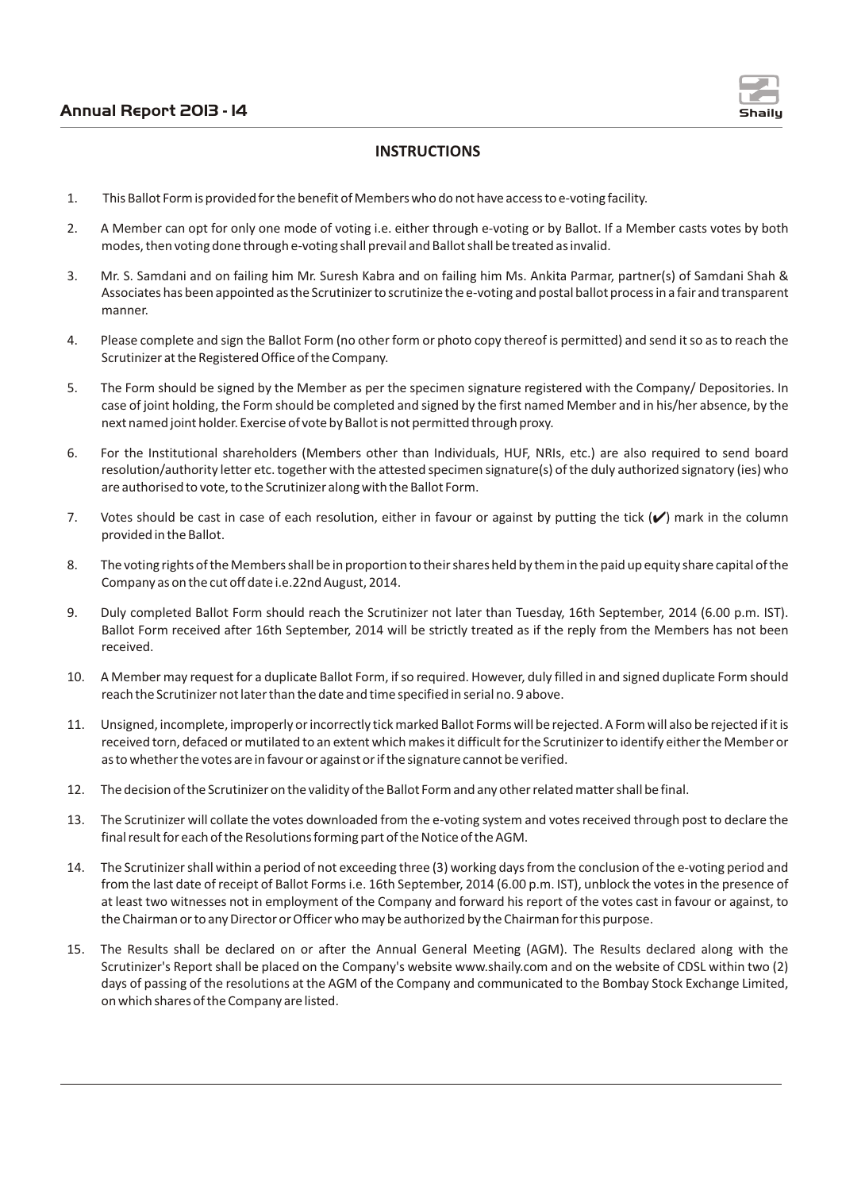## INSTRUCTIONS

1. This Ballot Form is provided for the benefit of Members who do not have access to e-voting facility.
2. A Member can opt for only one mode of voting i.e. either through e-voting or by Ballot. If a Member casts votes by both modes, then voting done through e-voting shall prevail and Ballot shall be treated as invalid.
3. Mr. S. Samdani and on failing him Mr. Suresh Kabra and on failing him Ms. Ankita Parmar, partner(s) of Samdani Shah & Associates has been appointed as the Scrutinizer to scrutinize the e-voting and postal ballot process in a fair and transparent manner.
4. Please complete and sign the Ballot Form (no other form or photo copy thereof is permitted) and send it so as to reach the Scrutinizer at the Registered Office of the Company.
5. The Form should be signed by the Member as per the specimen signature registered with the Company/ Depositories. In case of joint holding, the Form should be completed and signed by the first named Member and in his/her absence, by the next named joint holder. Exercise of vote by Ballot is not permitted through proxy.
6. For the Institutional shareholders (Members other than Individuals, HUF, NRIs, etc.) are also required to send board resolution/authority letter etc. together with the attested specimen signature(s) of the duly authorized signatory (ies) who are authorised to vote, to the Scrutinizer along with the Ballot Form.
7. Votes should be cast in case of each resolution, either in favour or against by putting the tick (✔) mark in the column provided in the Ballot.
8. The voting rights of the Members shall be in proportion to their shares held by them in the paid up equity share capital of the Company as on the cut off date i.e.22nd August, 2014.
9. Duly completed Ballot Form should reach the Scrutinizer not later than Tuesday, 16th September, 2014 (6.00 p.m. IST). Ballot Form received after 16th September, 2014 will be strictly treated as if the reply from the Members has not been received.
10. A Member may request for a duplicate Ballot Form, if so required. However, duly filled in and signed duplicate Form should reach the Scrutinizer not later than the date and time specified in serial no. 9 above.
11. Unsigned, incomplete, improperly or incorrectly tick marked Ballot Forms will be rejected. A Form will also be rejected if it is received torn, defaced or mutilated to an extent which makes it difficult for the Scrutinizer to identify either the Member or as to whether the votes are in favour or against or if the signature cannot be verified.
12. The decision of the Scrutinizer on the validity of the Ballot Form and any other related matter shall be final.
13. The Scrutinizer will collate the votes downloaded from the e-voting system and votes received through post to declare the final result for each of the Resolutions forming part of the Notice of the AGM.
14. The Scrutinizer shall within a period of not exceeding three (3) working days from the conclusion of the e-voting period and from the last date of receipt of Ballot Forms i.e. 16th September, 2014 (6.00 p.m. IST), unblock the votes in the presence of at least two witnesses not in employment of the Company and forward his report of the votes cast in favour or against, to the Chairman or to any Director or Officer who may be authorized by the Chairman for this purpose.
15. The Results shall be declared on or after the Annual General Meeting (AGM). The Results declared along with the Scrutinizer's Report shall be placed on the Company's website www.shaily.com and on the website of CDSL within two (2) days of passing of the resolutions at the AGM of the Company and communicated to the Bombay Stock Exchange Limited, on which shares of the Company are listed.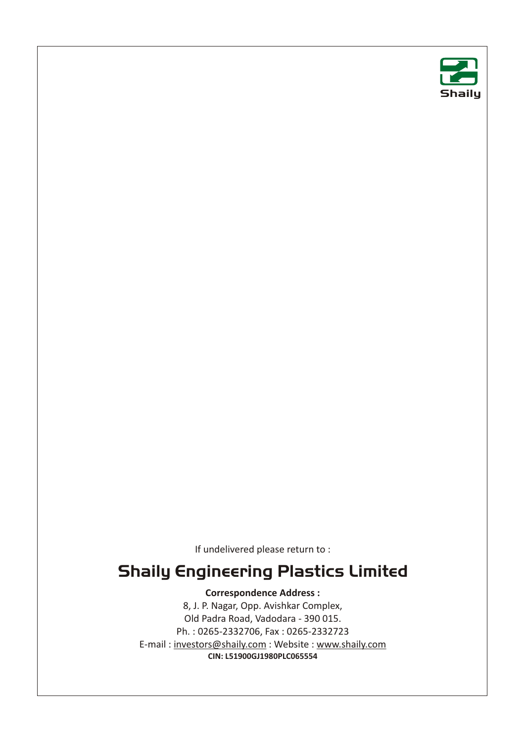Shaily

If undelivered please return to :

# Shaily Engineering Plastics Limited

**Correspondence Address :**

8, J. P. Nagar, Opp. Avishkar Complex,
Old Padra Road, Vadodara - 390 015.
Ph. : 0265-2332706, Fax : 0265-2332723
E-mail : investors@shaily.com : Website : www.shaily.com
**CIN: L51900GJ1980PLC065554**